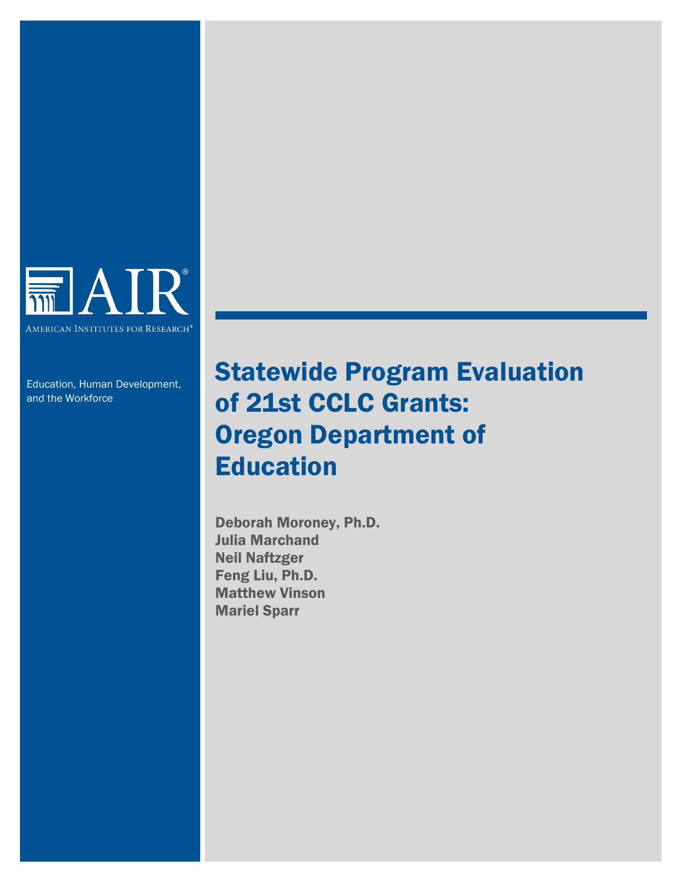AIR®

American Institutes for Research®

Education, Human Development, and the Workforce

# Statewide Program Evaluation of 21st CCLC Grants: Oregon Department of Education

**Deborah Moroney, Ph.D.**
**Julia Marchand**
**Neil Naftzger**
**Feng Liu, Ph.D.**
**Matthew Vinson**
**Mariel Sparr**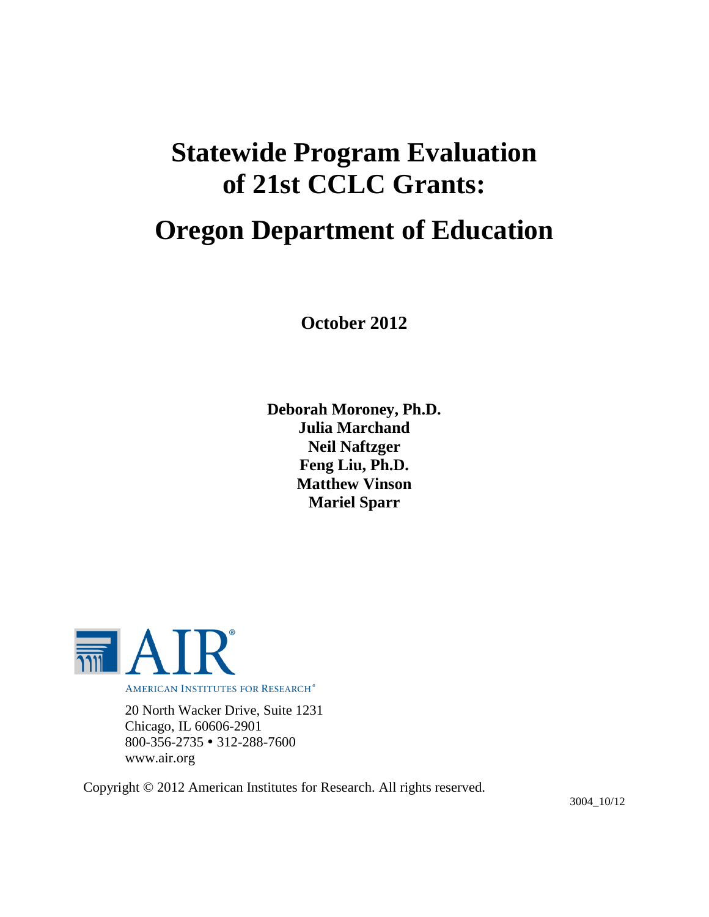# Statewide Program Evaluation of 21st CCLC Grants:

# Oregon Department of Education

**October 2012**

**Deborah Moroney, Ph.D.**
**Julia Marchand**
**Neil Naftzger**
**Feng Liu, Ph.D.**
**Matthew Vinson**
**Mariel Sparr**

AIR®

AMERICAN INSTITUTES FOR RESEARCH®

20 North Wacker Drive, Suite 1231
Chicago, IL 60606-2901
800-356-2735 • 312-288-7600
www.air.org

Copyright © 2012 American Institutes for Research. All rights reserved.

3004_10/12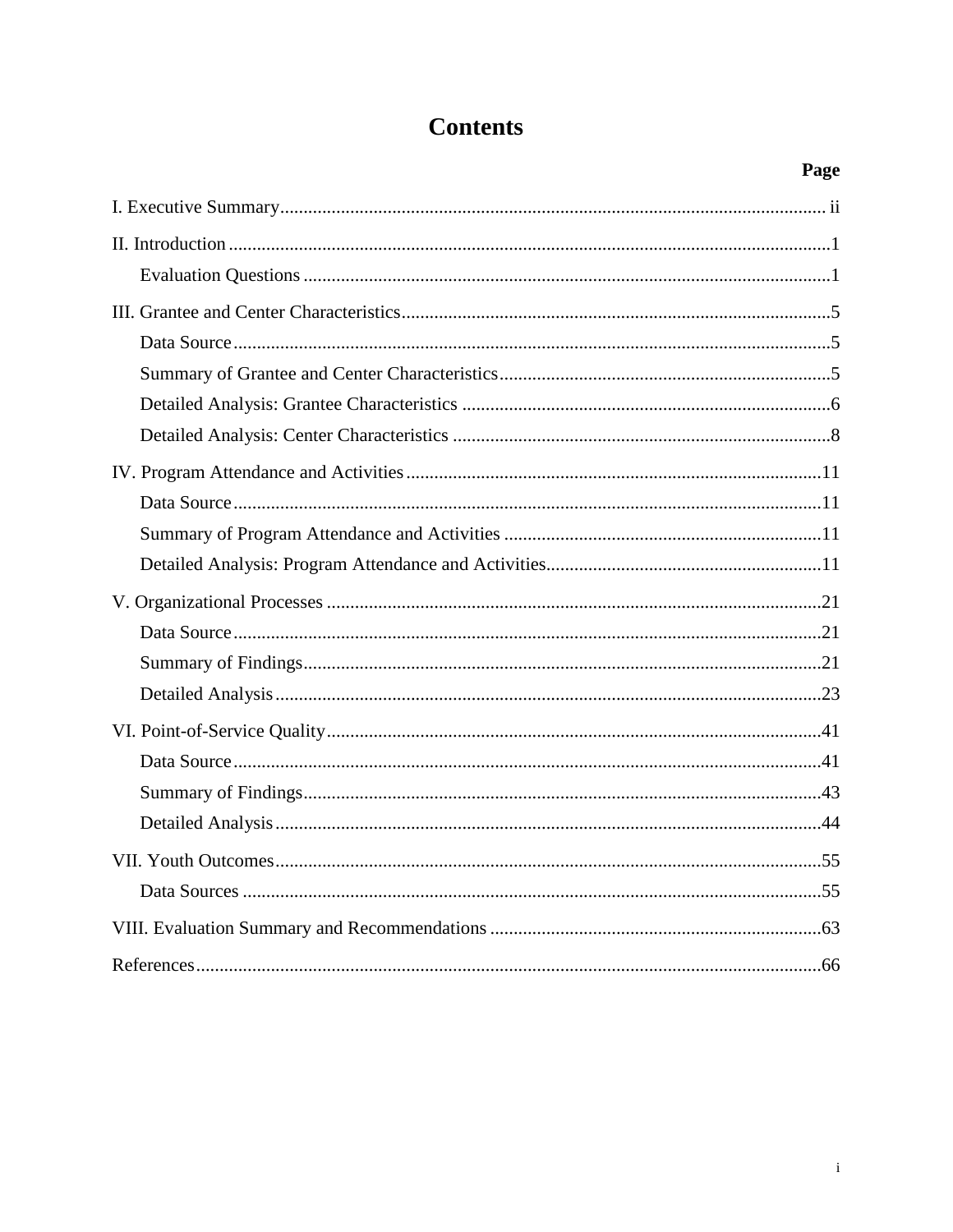# Contents

| | Page |
|---|---|
| I. Executive Summary | ii |
| II. Introduction | 1 |
| Evaluation Questions | 1 |
| III. Grantee and Center Characteristics | 5 |
| Data Source | 5 |
| Summary of Grantee and Center Characteristics | 5 |
| Detailed Analysis: Grantee Characteristics | 6 |
| Detailed Analysis: Center Characteristics | 8 |
| IV. Program Attendance and Activities | 11 |
| Data Source | 11 |
| Summary of Program Attendance and Activities | 11 |
| Detailed Analysis: Program Attendance and Activities | 11 |
| V. Organizational Processes | 21 |
| Data Source | 21 |
| Summary of Findings | 21 |
| Detailed Analysis | 23 |
| VI. Point-of-Service Quality | 41 |
| Data Source | 41 |
| Summary of Findings | 43 |
| Detailed Analysis | 44 |
| VII. Youth Outcomes | 55 |
| Data Sources | 55 |
| VIII. Evaluation Summary and Recommendations | 63 |
| References | 66 |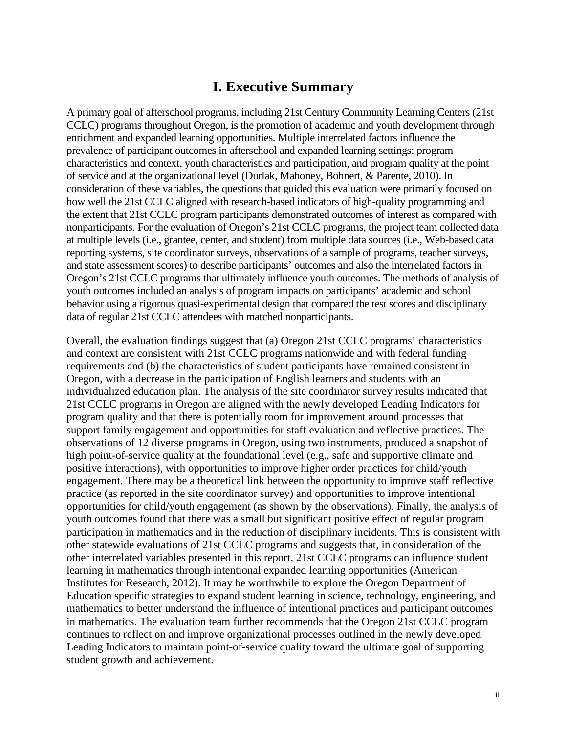# I. Executive Summary

A primary goal of afterschool programs, including 21st Century Community Learning Centers (21st CCLC) programs throughout Oregon, is the promotion of academic and youth development through enrichment and expanded learning opportunities. Multiple interrelated factors influence the prevalence of participant outcomes in afterschool and expanded learning settings: program characteristics and context, youth characteristics and participation, and program quality at the point of service and at the organizational level (Durlak, Mahoney, Bohnert, & Parente, 2010). In consideration of these variables, the questions that guided this evaluation were primarily focused on how well the 21st CCLC aligned with research-based indicators of high-quality programming and the extent that 21st CCLC program participants demonstrated outcomes of interest as compared with nonparticipants. For the evaluation of Oregon's 21st CCLC programs, the project team collected data at multiple levels (i.e., grantee, center, and student) from multiple data sources (i.e., Web-based data reporting systems, site coordinator surveys, observations of a sample of programs, teacher surveys, and state assessment scores) to describe participants' outcomes and also the interrelated factors in Oregon's 21st CCLC programs that ultimately influence youth outcomes. The methods of analysis of youth outcomes included an analysis of program impacts on participants' academic and school behavior using a rigorous quasi-experimental design that compared the test scores and disciplinary data of regular 21st CCLC attendees with matched nonparticipants.

Overall, the evaluation findings suggest that (a) Oregon 21st CCLC programs' characteristics and context are consistent with 21st CCLC programs nationwide and with federal funding requirements and (b) the characteristics of student participants have remained consistent in Oregon, with a decrease in the participation of English learners and students with an individualized education plan. The analysis of the site coordinator survey results indicated that 21st CCLC programs in Oregon are aligned with the newly developed Leading Indicators for program quality and that there is potentially room for improvement around processes that support family engagement and opportunities for staff evaluation and reflective practices. The observations of 12 diverse programs in Oregon, using two instruments, produced a snapshot of high point-of-service quality at the foundational level (e.g., safe and supportive climate and positive interactions), with opportunities to improve higher order practices for child/youth engagement. There may be a theoretical link between the opportunity to improve staff reflective practice (as reported in the site coordinator survey) and opportunities to improve intentional opportunities for child/youth engagement (as shown by the observations). Finally, the analysis of youth outcomes found that there was a small but significant positive effect of regular program participation in mathematics and in the reduction of disciplinary incidents. This is consistent with other statewide evaluations of 21st CCLC programs and suggests that, in consideration of the other interrelated variables presented in this report, 21st CCLC programs can influence student learning in mathematics through intentional expanded learning opportunities (American Institutes for Research, 2012). It may be worthwhile to explore the Oregon Department of Education specific strategies to expand student learning in science, technology, engineering, and mathematics to better understand the influence of intentional practices and participant outcomes in mathematics. The evaluation team further recommends that the Oregon 21st CCLC program continues to reflect on and improve organizational processes outlined in the newly developed Leading Indicators to maintain point-of-service quality toward the ultimate goal of supporting student growth and achievement.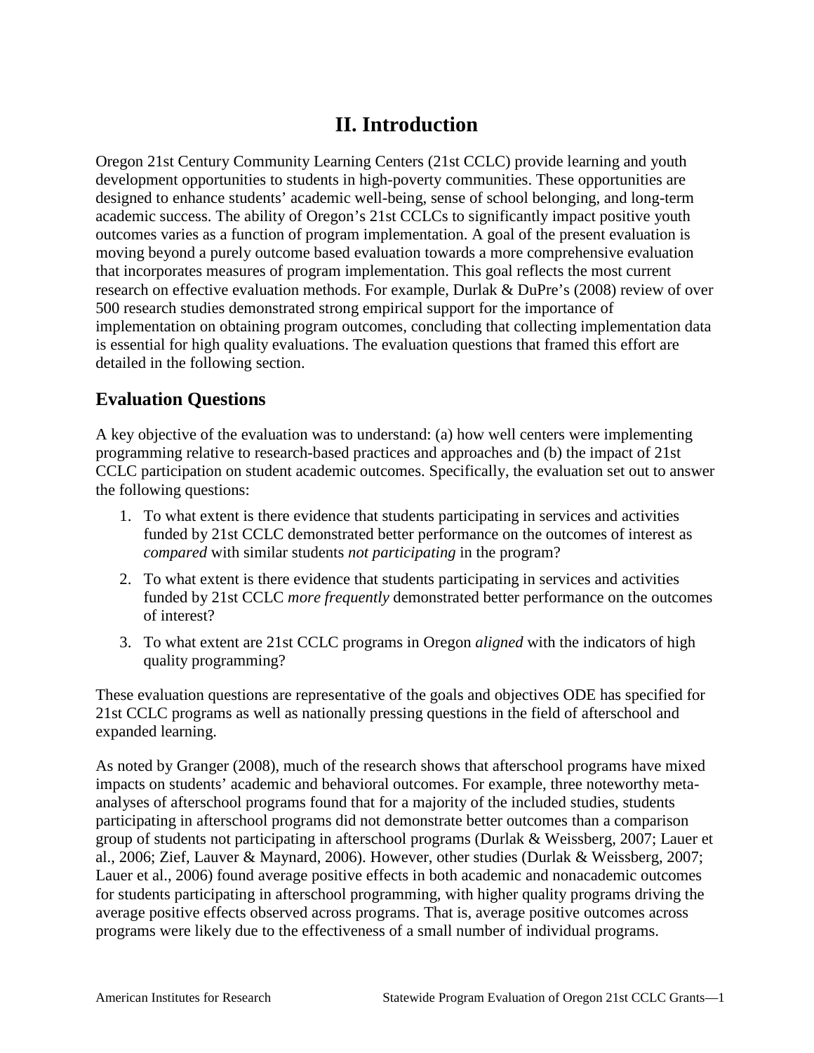# II. Introduction

Oregon 21st Century Community Learning Centers (21st CCLC) provide learning and youth development opportunities to students in high-poverty communities. These opportunities are designed to enhance students' academic well-being, sense of school belonging, and long-term academic success. The ability of Oregon's 21st CCLCs to significantly impact positive youth outcomes varies as a function of program implementation. A goal of the present evaluation is moving beyond a purely outcome based evaluation towards a more comprehensive evaluation that incorporates measures of program implementation. This goal reflects the most current research on effective evaluation methods. For example, Durlak & DuPre's (2008) review of over 500 research studies demonstrated strong empirical support for the importance of implementation on obtaining program outcomes, concluding that collecting implementation data is essential for high quality evaluations. The evaluation questions that framed this effort are detailed in the following section.

## Evaluation Questions

A key objective of the evaluation was to understand: (a) how well centers were implementing programming relative to research-based practices and approaches and (b) the impact of 21st CCLC participation on student academic outcomes. Specifically, the evaluation set out to answer the following questions:

1. To what extent is there evidence that students participating in services and activities funded by 21st CCLC demonstrated better performance on the outcomes of interest as *compared* with similar students *not participating* in the program?
2. To what extent is there evidence that students participating in services and activities funded by 21st CCLC *more frequently* demonstrated better performance on the outcomes of interest?
3. To what extent are 21st CCLC programs in Oregon *aligned* with the indicators of high quality programming?

These evaluation questions are representative of the goals and objectives ODE has specified for 21st CCLC programs as well as nationally pressing questions in the field of afterschool and expanded learning.

As noted by Granger (2008), much of the research shows that afterschool programs have mixed impacts on students' academic and behavioral outcomes. For example, three noteworthy meta-analyses of afterschool programs found that for a majority of the included studies, students participating in afterschool programs did not demonstrate better outcomes than a comparison group of students not participating in afterschool programs (Durlak & Weissberg, 2007; Lauer et al., 2006; Zief, Lauver & Maynard, 2006). However, other studies (Durlak & Weissberg, 2007; Lauer et al., 2006) found average positive effects in both academic and nonacademic outcomes for students participating in afterschool programming, with higher quality programs driving the average positive effects observed across programs. That is, average positive outcomes across programs were likely due to the effectiveness of a small number of individual programs.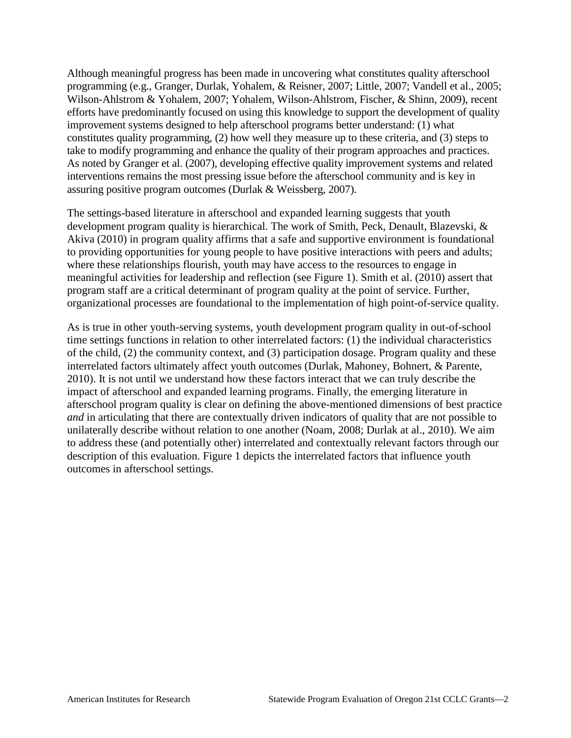Although meaningful progress has been made in uncovering what constitutes quality afterschool programming (e.g., Granger, Durlak, Yohalem, & Reisner, 2007; Little, 2007; Vandell et al., 2005; Wilson-Ahlstrom & Yohalem, 2007; Yohalem, Wilson-Ahlstrom, Fischer, & Shinn, 2009), recent efforts have predominantly focused on using this knowledge to support the development of quality improvement systems designed to help afterschool programs better understand: (1) what constitutes quality programming, (2) how well they measure up to these criteria, and (3) steps to take to modify programming and enhance the quality of their program approaches and practices. As noted by Granger et al. (2007), developing effective quality improvement systems and related interventions remains the most pressing issue before the afterschool community and is key in assuring positive program outcomes (Durlak & Weissberg, 2007).

The settings-based literature in afterschool and expanded learning suggests that youth development program quality is hierarchical. The work of Smith, Peck, Denault, Blazevski, & Akiva (2010) in program quality affirms that a safe and supportive environment is foundational to providing opportunities for young people to have positive interactions with peers and adults; where these relationships flourish, youth may have access to the resources to engage in meaningful activities for leadership and reflection (see Figure 1). Smith et al. (2010) assert that program staff are a critical determinant of program quality at the point of service. Further, organizational processes are foundational to the implementation of high point-of-service quality.

As is true in other youth-serving systems, youth development program quality in out-of-school time settings functions in relation to other interrelated factors: (1) the individual characteristics of the child, (2) the community context, and (3) participation dosage. Program quality and these interrelated factors ultimately affect youth outcomes (Durlak, Mahoney, Bohnert, & Parente, 2010). It is not until we understand how these factors interact that we can truly describe the impact of afterschool and expanded learning programs. Finally, the emerging literature in afterschool program quality is clear on defining the above-mentioned dimensions of best practice *and* in articulating that there are contextually driven indicators of quality that are not possible to unilaterally describe without relation to one another (Noam, 2008; Durlak at al., 2010). We aim to address these (and potentially other) interrelated and contextually relevant factors through our description of this evaluation. Figure 1 depicts the interrelated factors that influence youth outcomes in afterschool settings.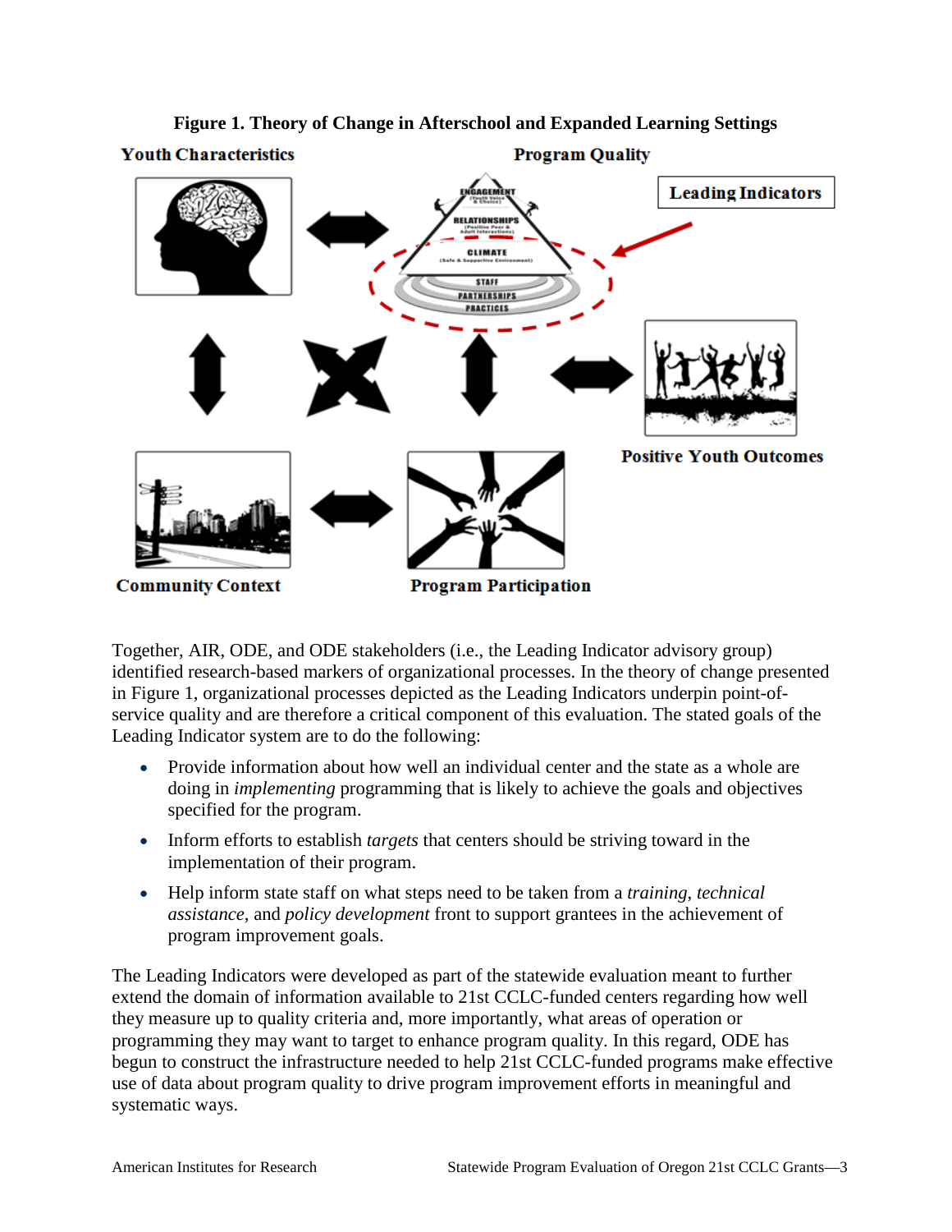**Figure 1. Theory of Change in Afterschool and Expanded Learning Settings**

Together, AIR, ODE, and ODE stakeholders (i.e., the Leading Indicator advisory group) identified research-based markers of organizational processes. In the theory of change presented in Figure 1, organizational processes depicted as the Leading Indicators underpin point-of-service quality and are therefore a critical component of this evaluation. The stated goals of the Leading Indicator system are to do the following:

- Provide information about how well an individual center and the state as a whole are doing in *implementing* programming that is likely to achieve the goals and objectives specified for the program.
- Inform efforts to establish *targets* that centers should be striving toward in the implementation of their program.
- Help inform state staff on what steps need to be taken from a *training*, *technical assistance*, and *policy development* front to support grantees in the achievement of program improvement goals.

The Leading Indicators were developed as part of the statewide evaluation meant to further extend the domain of information available to 21st CCLC-funded centers regarding how well they measure up to quality criteria and, more importantly, what areas of operation or programming they may want to target to enhance program quality. In this regard, ODE has begun to construct the infrastructure needed to help 21st CCLC-funded programs make effective use of data about program quality to drive program improvement efforts in meaningful and systematic ways.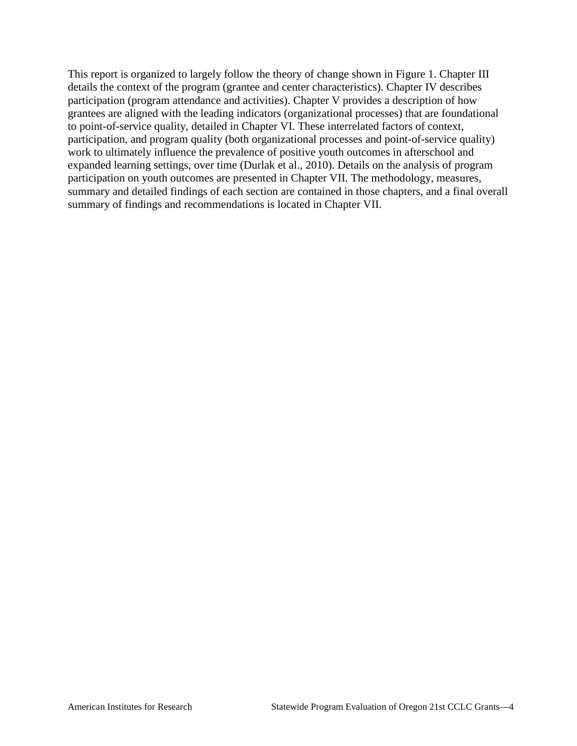This report is organized to largely follow the theory of change shown in Figure 1. Chapter III details the context of the program (grantee and center characteristics). Chapter IV describes participation (program attendance and activities). Chapter V provides a description of how grantees are aligned with the leading indicators (organizational processes) that are foundational to point-of-service quality, detailed in Chapter VI. These interrelated factors of context, participation, and program quality (both organizational processes and point-of-service quality) work to ultimately influence the prevalence of positive youth outcomes in afterschool and expanded learning settings, over time (Durlak et al., 2010). Details on the analysis of program participation on youth outcomes are presented in Chapter VII. The methodology, measures, summary and detailed findings of each section are contained in those chapters, and a final overall summary of findings and recommendations is located in Chapter VII.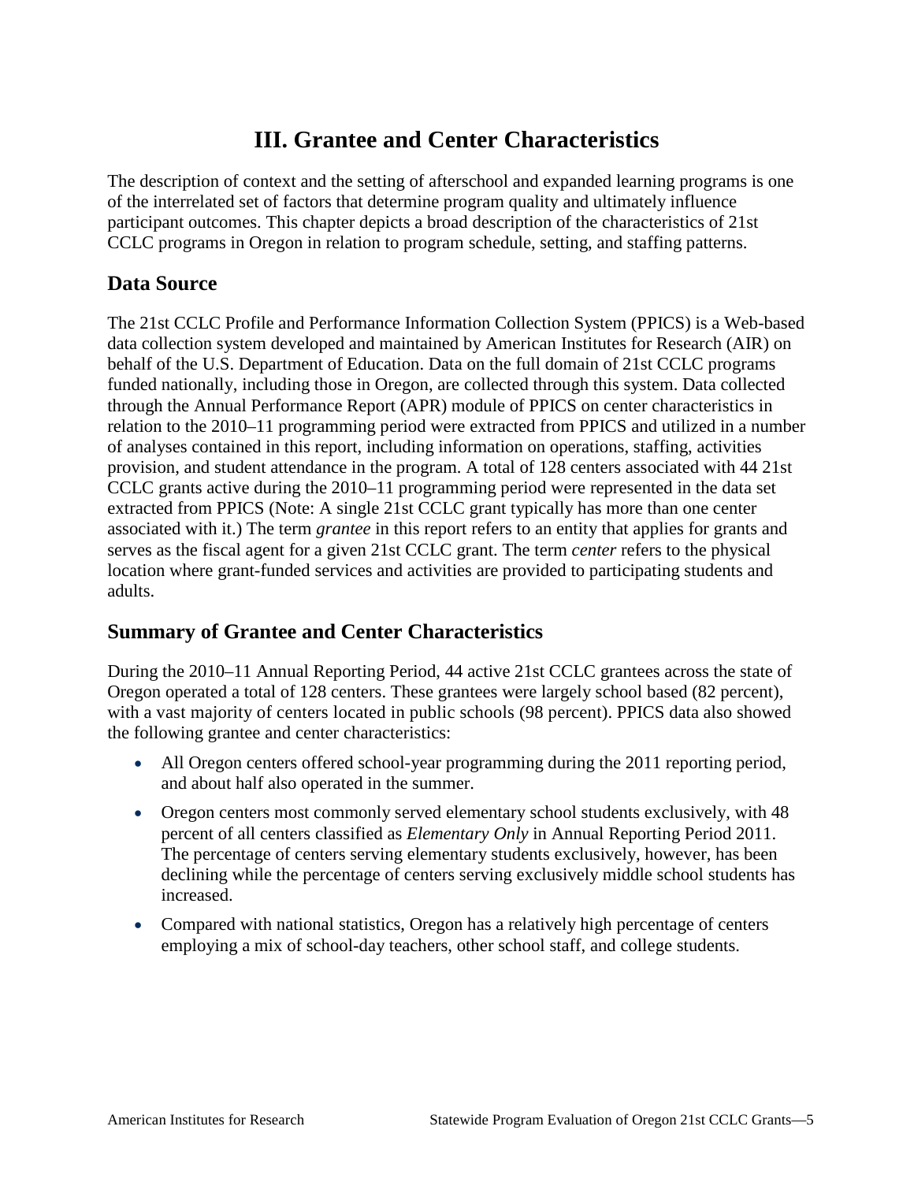# III. Grantee and Center Characteristics

The description of context and the setting of afterschool and expanded learning programs is one of the interrelated set of factors that determine program quality and ultimately influence participant outcomes. This chapter depicts a broad description of the characteristics of 21st CCLC programs in Oregon in relation to program schedule, setting, and staffing patterns.

## Data Source

The 21st CCLC Profile and Performance Information Collection System (PPICS) is a Web-based data collection system developed and maintained by American Institutes for Research (AIR) on behalf of the U.S. Department of Education. Data on the full domain of 21st CCLC programs funded nationally, including those in Oregon, are collected through this system. Data collected through the Annual Performance Report (APR) module of PPICS on center characteristics in relation to the 2010–11 programming period were extracted from PPICS and utilized in a number of analyses contained in this report, including information on operations, staffing, activities provision, and student attendance in the program. A total of 128 centers associated with 44 21st CCLC grants active during the 2010–11 programming period were represented in the data set extracted from PPICS (Note: A single 21st CCLC grant typically has more than one center associated with it.) The term *grantee* in this report refers to an entity that applies for grants and serves as the fiscal agent for a given 21st CCLC grant. The term *center* refers to the physical location where grant-funded services and activities are provided to participating students and adults.

## Summary of Grantee and Center Characteristics

During the 2010–11 Annual Reporting Period, 44 active 21st CCLC grantees across the state of Oregon operated a total of 128 centers. These grantees were largely school based (82 percent), with a vast majority of centers located in public schools (98 percent). PPICS data also showed the following grantee and center characteristics:

- All Oregon centers offered school-year programming during the 2011 reporting period, and about half also operated in the summer.
- Oregon centers most commonly served elementary school students exclusively, with 48 percent of all centers classified as *Elementary Only* in Annual Reporting Period 2011. The percentage of centers serving elementary students exclusively, however, has been declining while the percentage of centers serving exclusively middle school students has increased.
- Compared with national statistics, Oregon has a relatively high percentage of centers employing a mix of school-day teachers, other school staff, and college students.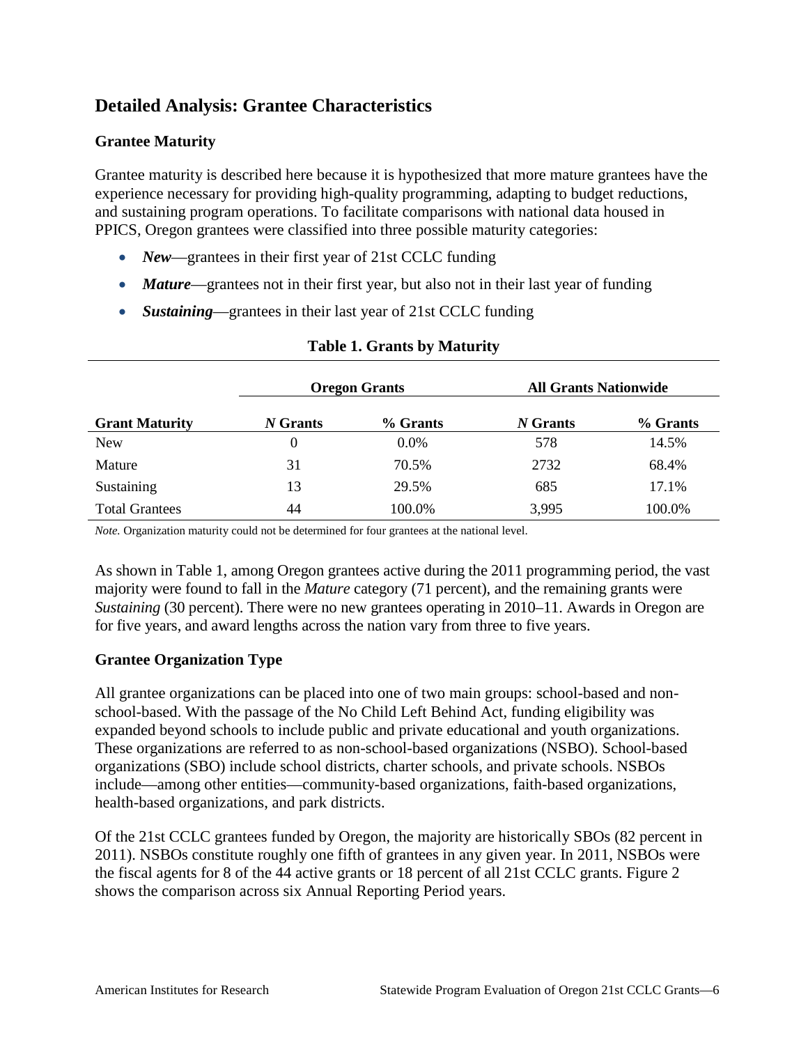## Detailed Analysis: Grantee Characteristics

### Grantee Maturity

Grantee maturity is described here because it is hypothesized that more mature grantees have the experience necessary for providing high-quality programming, adapting to budget reductions, and sustaining program operations. To facilitate comparisons with national data housed in PPICS, Oregon grantees were classified into three possible maturity categories:

- ***New***—grantees in their first year of 21st CCLC funding
- ***Mature***—grantees not in their first year, but also not in their last year of funding
- ***Sustaining***—grantees in their last year of 21st CCLC funding

**Table 1. Grants by Maturity**

| | Oregon Grants | | All Grants Nationwide | |
|---|---|---|---|---|
| **Grant Maturity** | ***N* Grants** | **% Grants** | ***N* Grants** | **% Grants** |
| New | 0 | 0.0% | 578 | 14.5% |
| Mature | 31 | 70.5% | 2732 | 68.4% |
| Sustaining | 13 | 29.5% | 685 | 17.1% |
| Total Grantees | 44 | 100.0% | 3,995 | 100.0% |

*Note.* Organization maturity could not be determined for four grantees at the national level.

As shown in Table 1, among Oregon grantees active during the 2011 programming period, the vast majority were found to fall in the *Mature* category (71 percent), and the remaining grants were *Sustaining* (30 percent). There were no new grantees operating in 2010–11. Awards in Oregon are for five years, and award lengths across the nation vary from three to five years.

### Grantee Organization Type

All grantee organizations can be placed into one of two main groups: school-based and non-school-based. With the passage of the No Child Left Behind Act, funding eligibility was expanded beyond schools to include public and private educational and youth organizations. These organizations are referred to as non-school-based organizations (NSBO). School-based organizations (SBO) include school districts, charter schools, and private schools. NSBOs include—among other entities—community-based organizations, faith-based organizations, health-based organizations, and park districts.

Of the 21st CCLC grantees funded by Oregon, the majority are historically SBOs (82 percent in 2011). NSBOs constitute roughly one fifth of grantees in any given year. In 2011, NSBOs were the fiscal agents for 8 of the 44 active grants or 18 percent of all 21st CCLC grants. Figure 2 shows the comparison across six Annual Reporting Period years.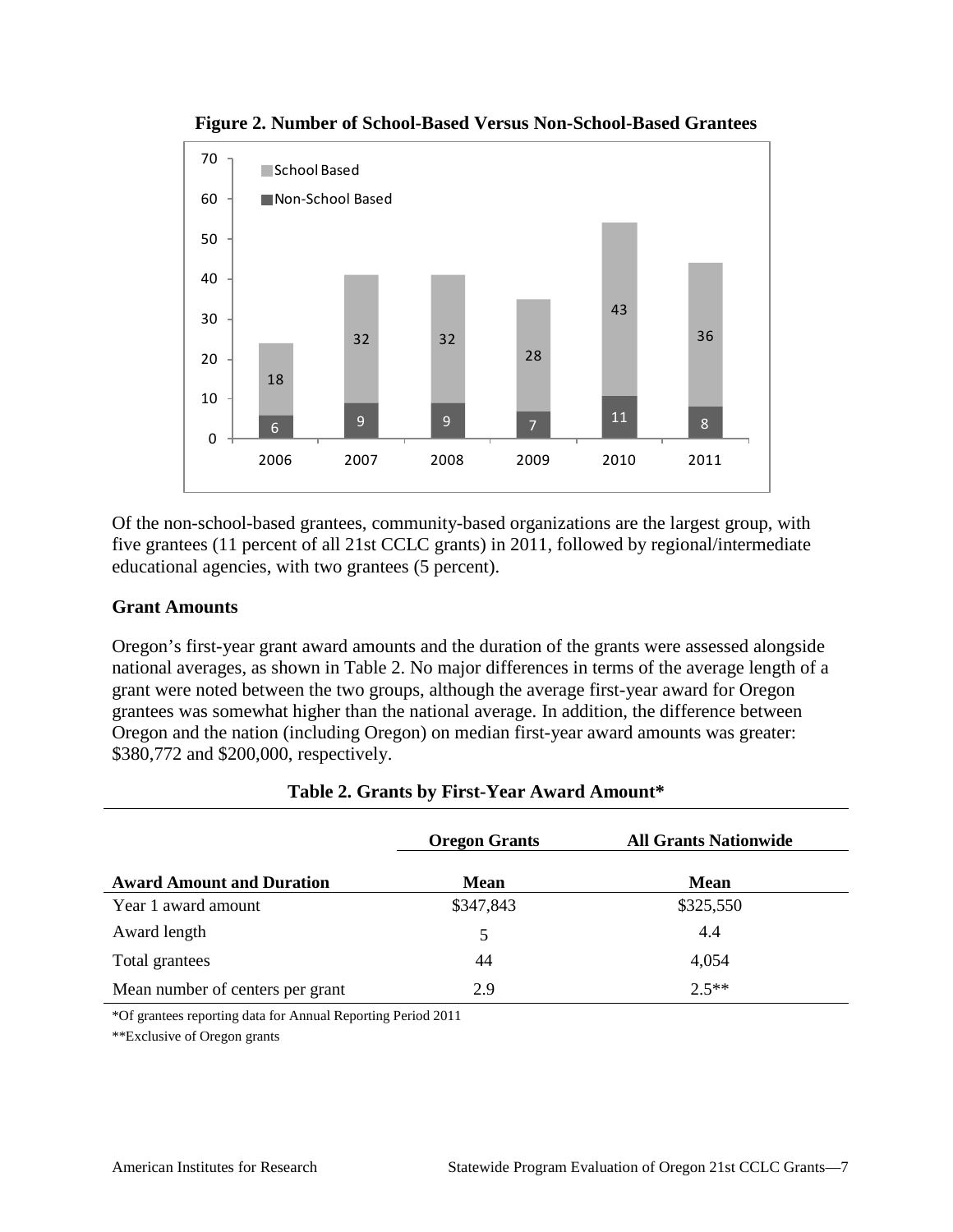**Figure 2. Number of School-Based Versus Non-School-Based Grantees**

| Year | School Based | Non-School Based |
|---|---|---|
| 2006 | 18 | 6 |
| 2007 | 32 | 9 |
| 2008 | 32 | 9 |
| 2009 | 28 | 7 |
| 2010 | 43 | 11 |
| 2011 | 36 | 8 |

Of the non-school-based grantees, community-based organizations are the largest group, with five grantees (11 percent of all 21st CCLC grants) in 2011, followed by regional/intermediate educational agencies, with two grantees (5 percent).

### Grant Amounts

Oregon's first-year grant award amounts and the duration of the grants were assessed alongside national averages, as shown in Table 2. No major differences in terms of the average length of a grant were noted between the two groups, although the average first-year award for Oregon grantees was somewhat higher than the national average. In addition, the difference between Oregon and the nation (including Oregon) on median first-year award amounts was greater: $380,772 and $200,000, respectively.

**Table 2. Grants by First-Year Award Amount***

| | Oregon Grants | All Grants Nationwide |
|---|---|---|
| **Award Amount and Duration** | **Mean** | **Mean** |
| Year 1 award amount | $347,843 | $325,550 |
| Award length | 5 | 4.4 |
| Total grantees | 44 | 4,054 |
| Mean number of centers per grant | 2.9 | 2.5** |

*Of grantees reporting data for Annual Reporting Period 2011

**Exclusive of Oregon grants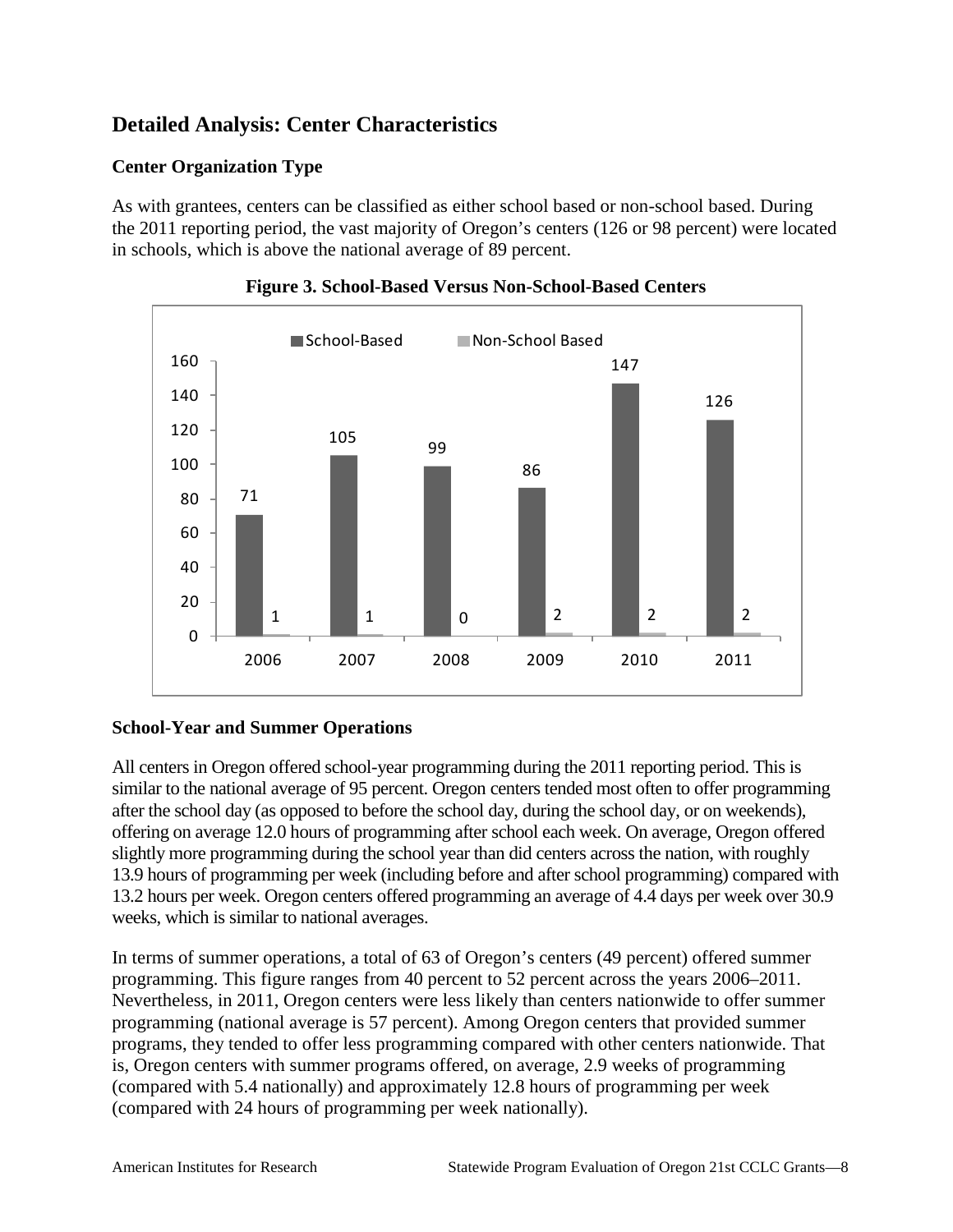## Detailed Analysis: Center Characteristics

### Center Organization Type

As with grantees, centers can be classified as either school based or non-school based. During the 2011 reporting period, the vast majority of Oregon's centers (126 or 98 percent) were located in schools, which is above the national average of 89 percent.

**Figure 3. School-Based Versus Non-School-Based Centers**

| Year | School-Based | Non-School Based |
|---|---|---|
| 2006 | 71 | 1 |
| 2007 | 105 | 1 |
| 2008 | 99 | 0 |
| 2009 | 86 | 2 |
| 2010 | 147 | 2 |
| 2011 | 126 | 2 |

### School-Year and Summer Operations

All centers in Oregon offered school-year programming during the 2011 reporting period. This is similar to the national average of 95 percent. Oregon centers tended most often to offer programming after the school day (as opposed to before the school day, during the school day, or on weekends), offering on average 12.0 hours of programming after school each week. On average, Oregon offered slightly more programming during the school year than did centers across the nation, with roughly 13.9 hours of programming per week (including before and after school programming) compared with 13.2 hours per week. Oregon centers offered programming an average of 4.4 days per week over 30.9 weeks, which is similar to national averages.

In terms of summer operations, a total of 63 of Oregon's centers (49 percent) offered summer programming. This figure ranges from 40 percent to 52 percent across the years 2006–2011. Nevertheless, in 2011, Oregon centers were less likely than centers nationwide to offer summer programming (national average is 57 percent). Among Oregon centers that provided summer programs, they tended to offer less programming compared with other centers nationwide. That is, Oregon centers with summer programs offered, on average, 2.9 weeks of programming (compared with 5.4 nationally) and approximately 12.8 hours of programming per week (compared with 24 hours of programming per week nationally).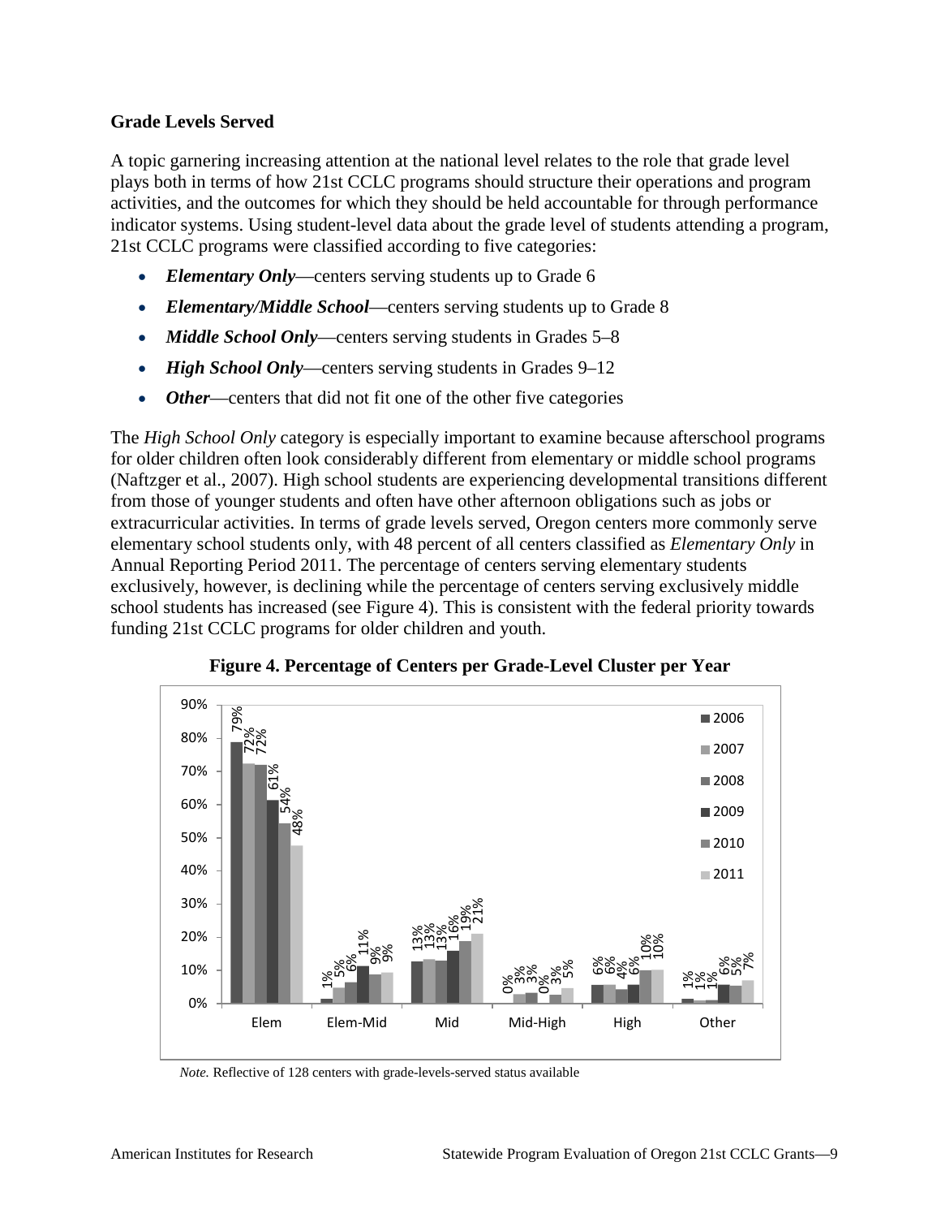### Grade Levels Served

A topic garnering increasing attention at the national level relates to the role that grade level plays both in terms of how 21st CCLC programs should structure their operations and program activities, and the outcomes for which they should be held accountable for through performance indicator systems. Using student-level data about the grade level of students attending a program, 21st CCLC programs were classified according to five categories:

- ***Elementary Only***—centers serving students up to Grade 6
- ***Elementary/Middle School***—centers serving students up to Grade 8
- ***Middle School Only***—centers serving students in Grades 5–8
- ***High School Only***—centers serving students in Grades 9–12
- ***Other***—centers that did not fit one of the other five categories

The *High School Only* category is especially important to examine because afterschool programs for older children often look considerably different from elementary or middle school programs (Naftzger et al., 2007). High school students are experiencing developmental transitions different from those of younger students and often have other afternoon obligations such as jobs or extracurricular activities. In terms of grade levels served, Oregon centers more commonly serve elementary school students only, with 48 percent of all centers classified as *Elementary Only* in Annual Reporting Period 2011. The percentage of centers serving elementary students exclusively, however, is declining while the percentage of centers serving exclusively middle school students has increased (see Figure 4). This is consistent with the federal priority towards funding 21st CCLC programs for older children and youth.

**Figure 4. Percentage of Centers per Grade-Level Cluster per Year**

| | 2006 | 2007 | 2008 | 2009 | 2010 | 2011 |
|---|---|---|---|---|---|---|
| Elem | 79% | 72% | 72% | 61% | 54% | 48% |
| Elem-Mid | 1% | 5% | 6% | 11% | 9% | 9% |
| Mid | 13% | 13% | 13% | 16% | 19% | 21% |
| Mid-High | 0% | 3% | 3% | 0% | 3% | 5% |
| High | 6% | 6% | 4% | 6% | 10% | 10% |
| Other | 1% | 1% | 1% | 6% | 5% | 7% |

*Note.* Reflective of 128 centers with grade-levels-served status available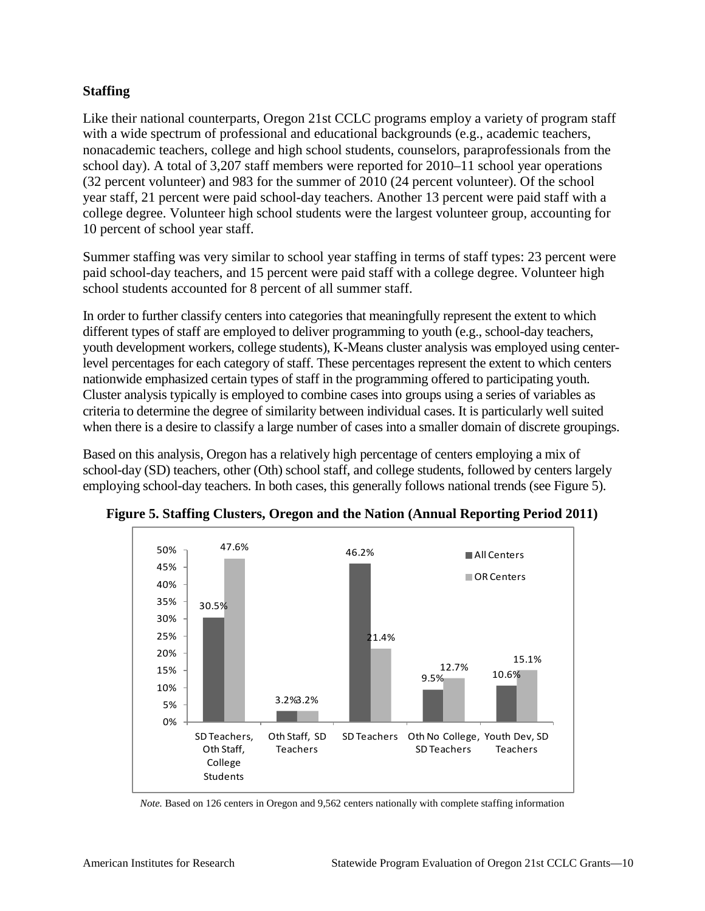### Staffing

Like their national counterparts, Oregon 21st CCLC programs employ a variety of program staff with a wide spectrum of professional and educational backgrounds (e.g., academic teachers, nonacademic teachers, college and high school students, counselors, paraprofessionals from the school day). A total of 3,207 staff members were reported for 2010–11 school year operations (32 percent volunteer) and 983 for the summer of 2010 (24 percent volunteer). Of the school year staff, 21 percent were paid school-day teachers. Another 13 percent were paid staff with a college degree. Volunteer high school students were the largest volunteer group, accounting for 10 percent of school year staff.

Summer staffing was very similar to school year staffing in terms of staff types: 23 percent were paid school-day teachers, and 15 percent were paid staff with a college degree. Volunteer high school students accounted for 8 percent of all summer staff.

In order to further classify centers into categories that meaningfully represent the extent to which different types of staff are employed to deliver programming to youth (e.g., school-day teachers, youth development workers, college students), K-Means cluster analysis was employed using center-level percentages for each category of staff. These percentages represent the extent to which centers nationwide emphasized certain types of staff in the programming offered to participating youth. Cluster analysis typically is employed to combine cases into groups using a series of variables as criteria to determine the degree of similarity between individual cases. It is particularly well suited when there is a desire to classify a large number of cases into a smaller domain of discrete groupings.

Based on this analysis, Oregon has a relatively high percentage of centers employing a mix of school-day (SD) teachers, other (Oth) school staff, and college students, followed by centers largely employing school-day teachers. In both cases, this generally follows national trends (see Figure 5).

**Figure 5. Staffing Clusters, Oregon and the Nation (Annual Reporting Period 2011)**

| Staffing Cluster | All Centers | OR Centers |
|---|---|---|
| SD Teachers, Oth Staff, College Students | 30.5% | 47.6% |
| Oth Staff, SD Teachers | 3.2% | 3.2% |
| SD Teachers | 46.2% | 21.4% |
| Oth No College, SD Teachers | 9.5% | 12.7% |
| Youth Dev, SD Teachers | 10.6% | 15.1% |

*Note.* Based on 126 centers in Oregon and 9,562 centers nationally with complete staffing information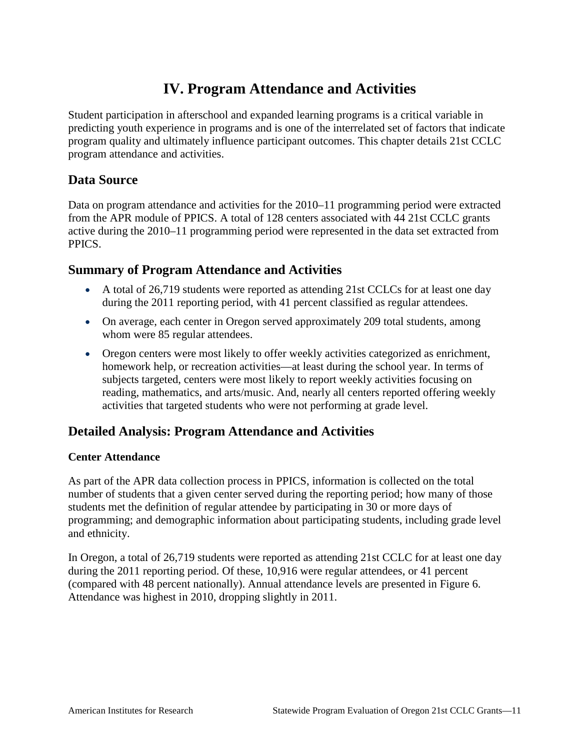# IV. Program Attendance and Activities

Student participation in afterschool and expanded learning programs is a critical variable in predicting youth experience in programs and is one of the interrelated set of factors that indicate program quality and ultimately influence participant outcomes. This chapter details 21st CCLC program attendance and activities.

## Data Source

Data on program attendance and activities for the 2010–11 programming period were extracted from the APR module of PPICS. A total of 128 centers associated with 44 21st CCLC grants active during the 2010–11 programming period were represented in the data set extracted from PPICS.

## Summary of Program Attendance and Activities

- A total of 26,719 students were reported as attending 21st CCLCs for at least one day during the 2011 reporting period, with 41 percent classified as regular attendees.
- On average, each center in Oregon served approximately 209 total students, among whom were 85 regular attendees.
- Oregon centers were most likely to offer weekly activities categorized as enrichment, homework help, or recreation activities—at least during the school year. In terms of subjects targeted, centers were most likely to report weekly activities focusing on reading, mathematics, and arts/music. And, nearly all centers reported offering weekly activities that targeted students who were not performing at grade level.

## Detailed Analysis: Program Attendance and Activities

### Center Attendance

As part of the APR data collection process in PPICS, information is collected on the total number of students that a given center served during the reporting period; how many of those students met the definition of regular attendee by participating in 30 or more days of programming; and demographic information about participating students, including grade level and ethnicity.

In Oregon, a total of 26,719 students were reported as attending 21st CCLC for at least one day during the 2011 reporting period. Of these, 10,916 were regular attendees, or 41 percent (compared with 48 percent nationally). Annual attendance levels are presented in Figure 6. Attendance was highest in 2010, dropping slightly in 2011.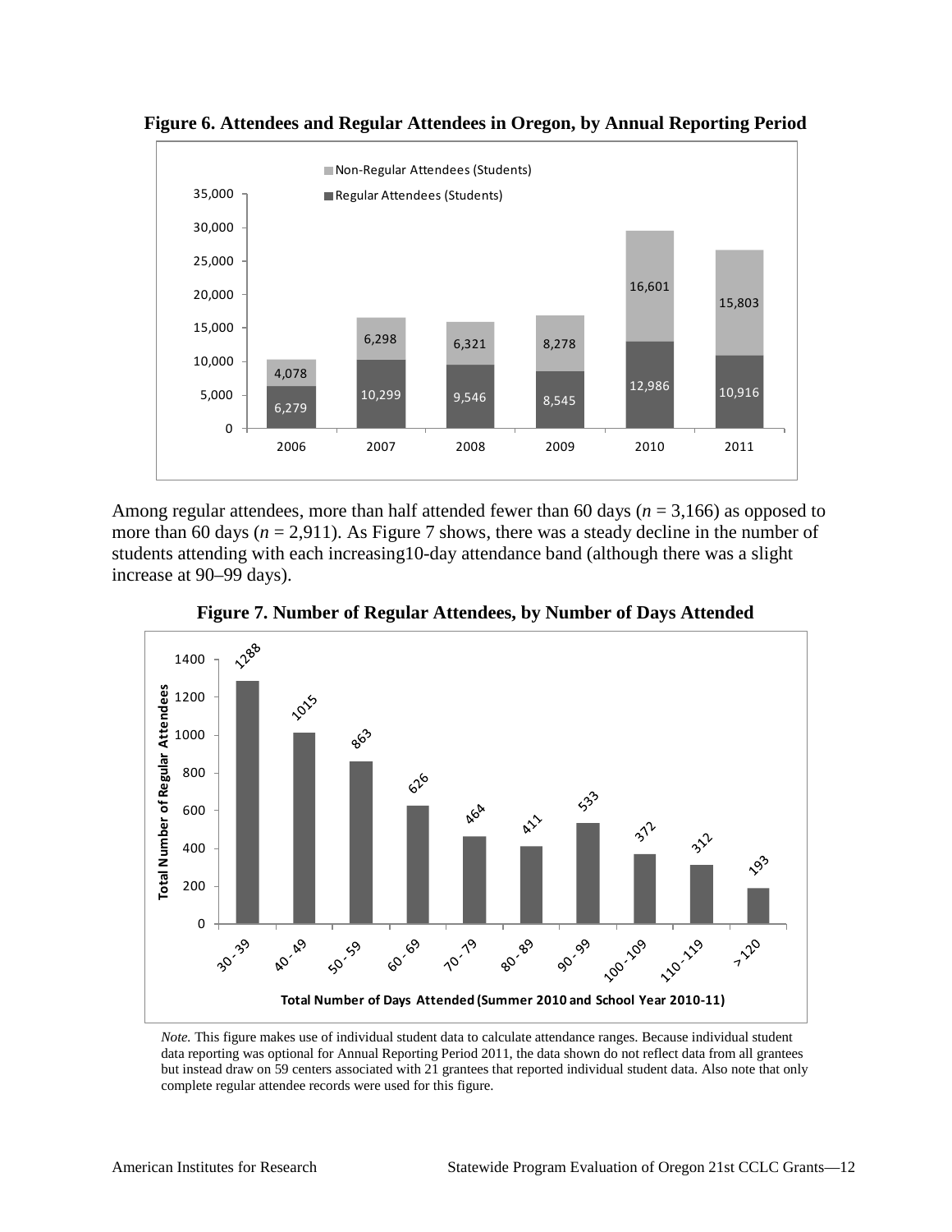**Figure 6. Attendees and Regular Attendees in Oregon, by Annual Reporting Period**

| Year | Regular Attendees (Students) | Non-Regular Attendees (Students) |
|---|---|---|
| 2006 | 6,279 | 4,078 |
| 2007 | 10,299 | 6,298 |
| 2008 | 9,546 | 6,321 |
| 2009 | 8,545 | 8,278 |
| 2010 | 12,986 | 16,601 |
| 2011 | 10,916 | 15,803 |

Among regular attendees, more than half attended fewer than 60 days ($n$ = 3,166) as opposed to more than 60 days ($n$ = 2,911). As Figure 7 shows, there was a steady decline in the number of students attending with each increasing10-day attendance band (although there was a slight increase at 90–99 days).

**Figure 7. Number of Regular Attendees, by Number of Days Attended**

| Total Number of Days Attended (Summer 2010 and School Year 2010-11) | Total Number of Regular Attendees |
|---|---|
| 30 - 39 | 1288 |
| 40 - 49 | 1015 |
| 50 - 59 | 863 |
| 60 - 69 | 626 |
| 70 - 79 | 464 |
| 80 - 89 | 411 |
| 90 - 99 | 533 |
| 100 - 109 | 372 |
| 110 - 119 | 312 |
| > 120 | 193 |

*Note.* This figure makes use of individual student data to calculate attendance ranges. Because individual student data reporting was optional for Annual Reporting Period 2011, the data shown do not reflect data from all grantees but instead draw on 59 centers associated with 21 grantees that reported individual student data. Also note that only complete regular attendee records were used for this figure.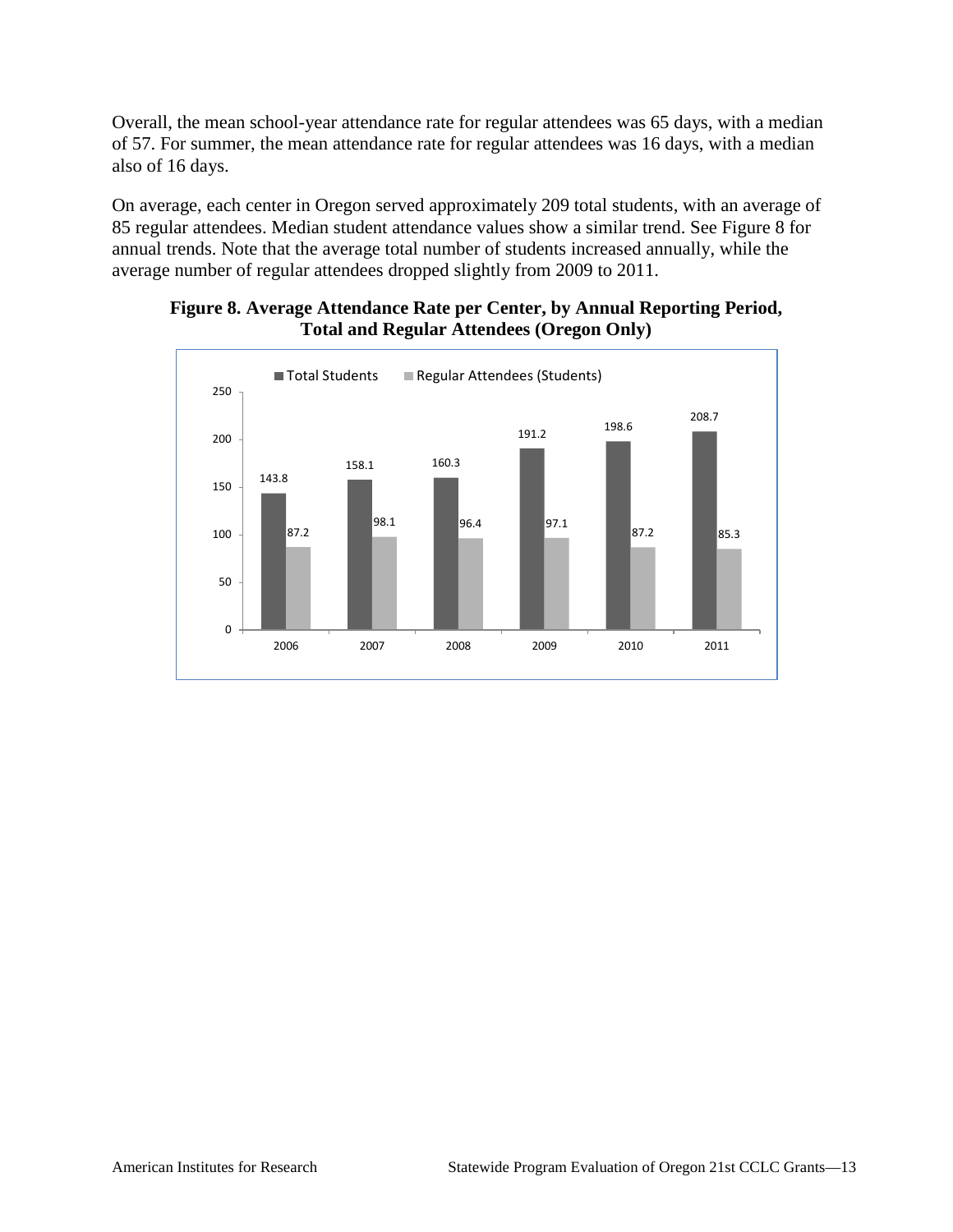Overall, the mean school-year attendance rate for regular attendees was 65 days, with a median of 57. For summer, the mean attendance rate for regular attendees was 16 days, with a median also of 16 days.

On average, each center in Oregon served approximately 209 total students, with an average of 85 regular attendees. Median student attendance values show a similar trend. See Figure 8 for annual trends. Note that the average total number of students increased annually, while the average number of regular attendees dropped slightly from 2009 to 2011.

**Figure 8. Average Attendance Rate per Center, by Annual Reporting Period, Total and Regular Attendees (Oregon Only)**

| Year | Total Students | Regular Attendees (Students) |
|---|---|---|
| 2006 | 143.8 | 87.2 |
| 2007 | 158.1 | 98.1 |
| 2008 | 160.3 | 96.4 |
| 2009 | 191.2 | 97.1 |
| 2010 | 198.6 | 87.2 |
| 2011 | 208.7 | 85.3 |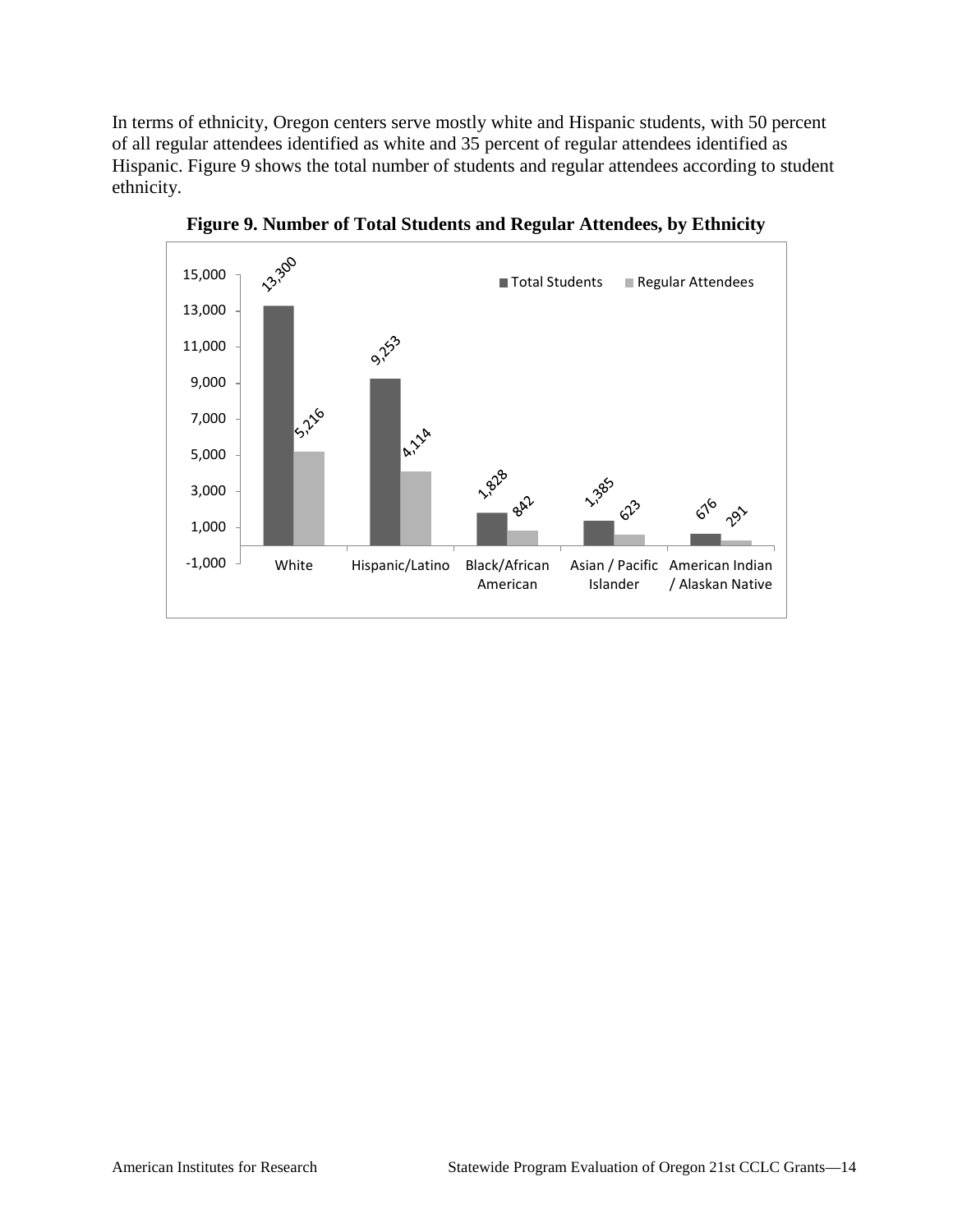In terms of ethnicity, Oregon centers serve mostly white and Hispanic students, with 50 percent of all regular attendees identified as white and 35 percent of regular attendees identified as Hispanic. Figure 9 shows the total number of students and regular attendees according to student ethnicity.

**Figure 9. Number of Total Students and Regular Attendees, by Ethnicity**

| Ethnicity | Total Students | Regular Attendees |
|---|---|---|
| White | 13,300 | 5,216 |
| Hispanic/Latino | 9,253 | 4,114 |
| Black/African American | 1,828 | 842 |
| Asian / Pacific Islander | 1,385 | 623 |
| American Indian / Alaskan Native | 676 | 291 |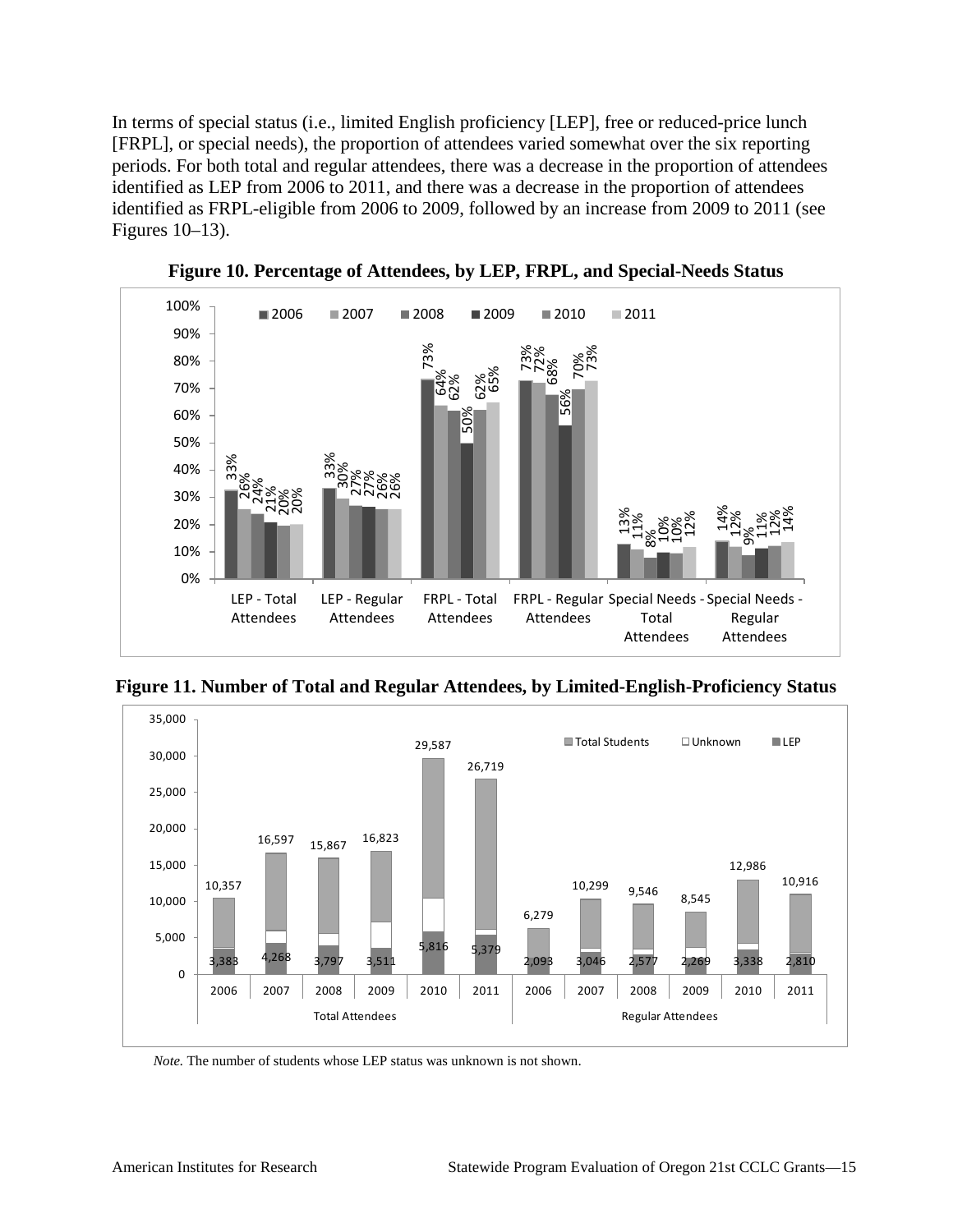In terms of special status (i.e., limited English proficiency [LEP], free or reduced-price lunch [FRPL], or special needs), the proportion of attendees varied somewhat over the six reporting periods. For both total and regular attendees, there was a decrease in the proportion of attendees identified as LEP from 2006 to 2011, and there was a decrease in the proportion of attendees identified as FRPL-eligible from 2006 to 2009, followed by an increase from 2009 to 2011 (see Figures 10–13).

**Figure 10. Percentage of Attendees, by LEP, FRPL, and Special-Needs Status**

| | 2006 | 2007 | 2008 | 2009 | 2010 | 2011 |
|---|---|---|---|---|---|---|
| LEP - Total Attendees | 33% | 26% | 24% | 21% | 20% | 20% |
| LEP - Regular Attendees | 33% | 30% | 27% | 27% | 26% | 26% |
| FRPL - Total Attendees | 73% | 64% | 62% | 50% | 62% | 65% |
| FRPL - Regular Attendees | 73% | 72% | 68% | 56% | 70% | 73% |
| Special Needs - Total Attendees | 13% | 11% | 8% | 10% | 10% | 12% |
| Special Needs - Regular Attendees | 14% | 12% | 9% | 11% | 12% | 14% |

**Figure 11. Number of Total and Regular Attendees, by Limited-English-Proficiency Status**

| | Year | Total Students | LEP |
|---|---|---|---|
| Total Attendees | 2006 | 10,357 | 3,383 |
| | 2007 | 16,597 | 4,268 |
| | 2008 | 15,867 | 3,797 |
| | 2009 | 16,823 | 3,511 |
| | 2010 | 29,587 | 5,816 |
| | 2011 | 26,719 | 5,379 |
| Regular Attendees | 2006 | 6,279 | 2,093 |
| | 2007 | 10,299 | 3,046 |
| | 2008 | 9,546 | 2,577 |
| | 2009 | 8,545 | 2,269 |
| | 2010 | 12,986 | 3,338 |
| | 2011 | 10,916 | 2,810 |

*Note.* The number of students whose LEP status was unknown is not shown.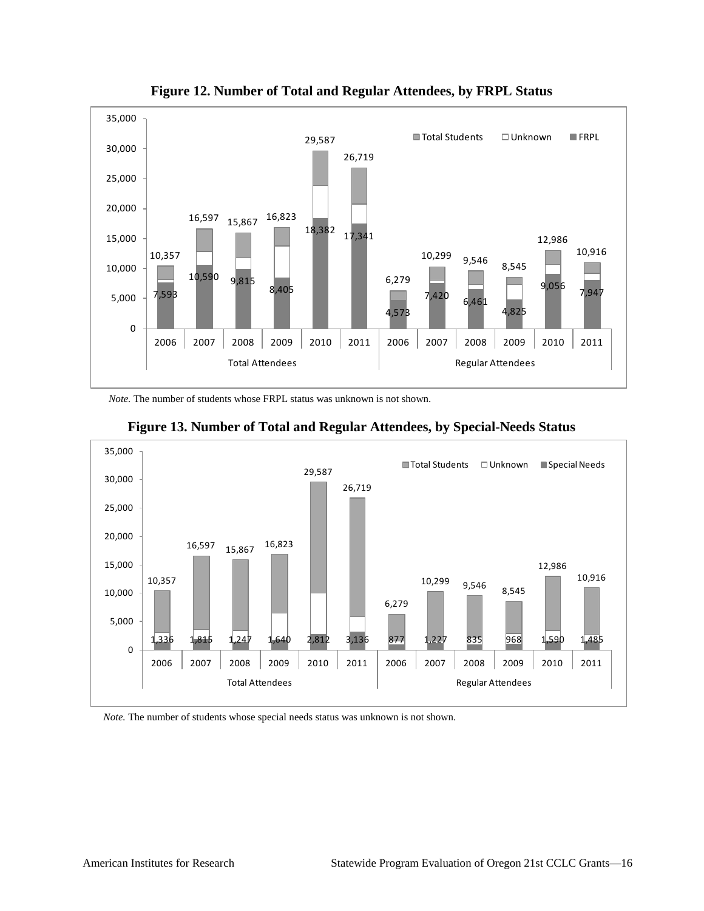**Figure 12. Number of Total and Regular Attendees, by FRPL Status**

| | | Total Students | FRPL |
|---|---|---|---|
| Total Attendees | 2006 | 10,357 | 7,593 |
| | 2007 | 16,597 | 10,590 |
| | 2008 | 15,867 | 9,815 |
| | 2009 | 16,823 | 8,405 |
| | 2010 | 29,587 | 18,382 |
| | 2011 | 26,719 | 17,341 |
| Regular Attendees | 2006 | 6,279 | 4,573 |
| | 2007 | 10,299 | 7,420 |
| | 2008 | 9,546 | 6,461 |
| | 2009 | 8,545 | 4,825 |
| | 2010 | 12,986 | 9,056 |
| | 2011 | 10,916 | 7,947 |

*Note.* The number of students whose FRPL status was unknown is not shown.

**Figure 13. Number of Total and Regular Attendees, by Special-Needs Status**

| | | Total Students | Special Needs |
|---|---|---|---|
| Total Attendees | 2006 | 10,357 | 1,336 |
| | 2007 | 16,597 | 1,815 |
| | 2008 | 15,867 | 1,247 |
| | 2009 | 16,823 | 1,640 |
| | 2010 | 29,587 | 2,812 |
| | 2011 | 26,719 | 3,136 |
| Regular Attendees | 2006 | 6,279 | 877 |
| | 2007 | 10,299 | 1,227 |
| | 2008 | 9,546 | 835 |
| | 2009 | 8,545 | 968 |
| | 2010 | 12,986 | 1,590 |
| | 2011 | 10,916 | 1,485 |

*Note.* The number of students whose special needs status was unknown is not shown.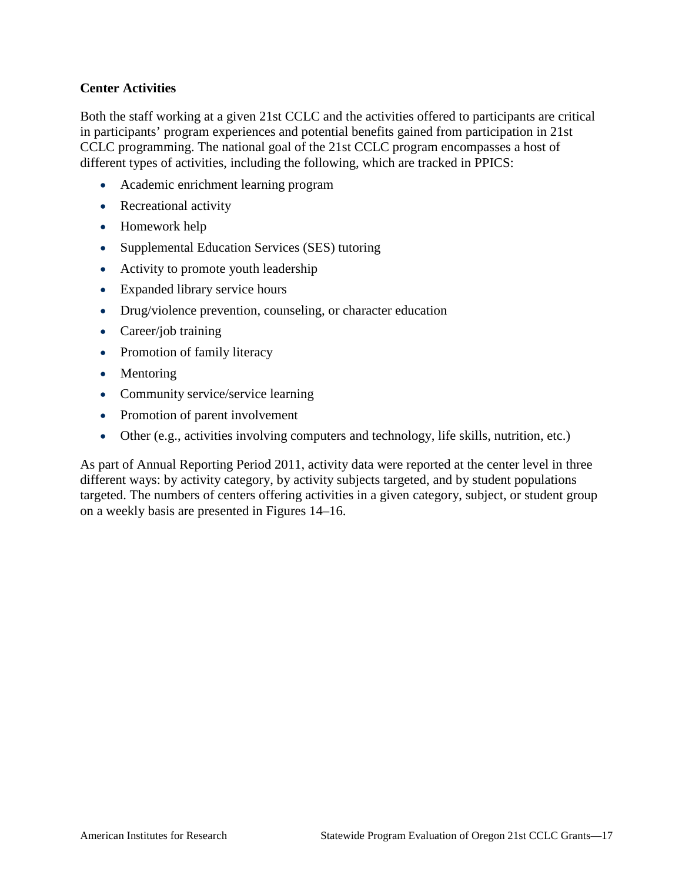**Center Activities**

Both the staff working at a given 21st CCLC and the activities offered to participants are critical in participants' program experiences and potential benefits gained from participation in 21st CCLC programming. The national goal of the 21st CCLC program encompasses a host of different types of activities, including the following, which are tracked in PPICS:

- Academic enrichment learning program
- Recreational activity
- Homework help
- Supplemental Education Services (SES) tutoring
- Activity to promote youth leadership
- Expanded library service hours
- Drug/violence prevention, counseling, or character education
- Career/job training
- Promotion of family literacy
- Mentoring
- Community service/service learning
- Promotion of parent involvement
- Other (e.g., activities involving computers and technology, life skills, nutrition, etc.)

As part of Annual Reporting Period 2011, activity data were reported at the center level in three different ways: by activity category, by activity subjects targeted, and by student populations targeted. The numbers of centers offering activities in a given category, subject, or student group on a weekly basis are presented in Figures 14–16.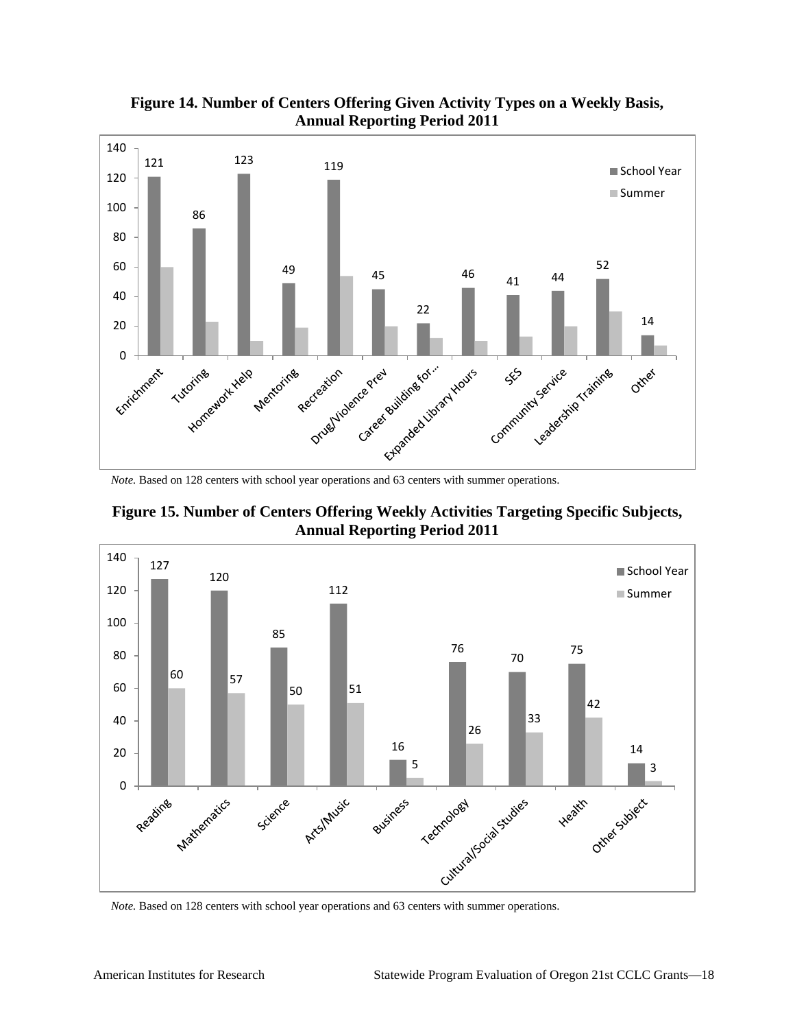**Figure 14. Number of Centers Offering Given Activity Types on a Weekly Basis, Annual Reporting Period 2011**

| Activity | School Year | Summer |
|---|---|---|
| Enrichment | 121 | |
| Tutoring | 86 | |
| Homework Help | 123 | |
| Mentoring | 49 | |
| Recreation | 119 | |
| Drug/Violence Prev | 45 | |
| Career Building for… | 22 | |
| Expanded Library Hours | 46 | |
| SES | 41 | |
| Community Service | 44 | |
| Leadership Training | 52 | |
| Other | 14 | |

*Note.* Based on 128 centers with school year operations and 63 centers with summer operations.

**Figure 15. Number of Centers Offering Weekly Activities Targeting Specific Subjects, Annual Reporting Period 2011**

| Subject | School Year | Summer |
|---|---|---|
| Reading | 127 | 60 |
| Mathematics | 120 | 57 |
| Science | 85 | 50 |
| Arts/Music | 112 | 51 |
| Business | 16 | 5 |
| Technology | 76 | 26 |
| Cultural/Social Studies | 70 | 33 |
| Health | 75 | 42 |
| Other Subject | 14 | 3 |

*Note.* Based on 128 centers with school year operations and 63 centers with summer operations.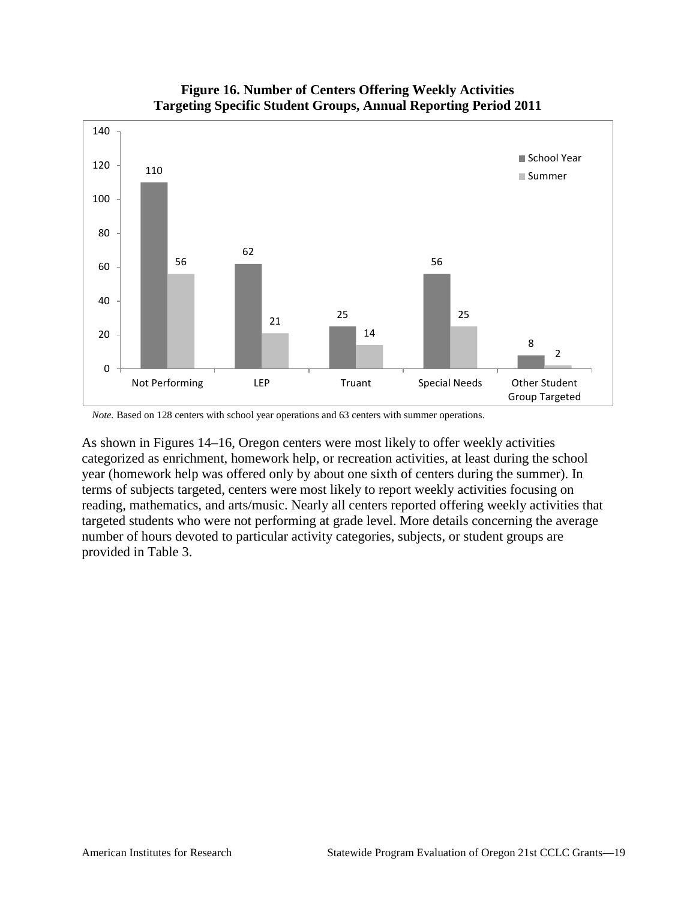**Figure 16. Number of Centers Offering Weekly Activities Targeting Specific Student Groups, Annual Reporting Period 2011**

| | School Year | Summer |
|---|---|---|
| Not Performing | 110 | 56 |
| LEP | 62 | 21 |
| Truant | 25 | 14 |
| Special Needs | 56 | 25 |
| Other Student Group Targeted | 8 | 2 |

*Note.* Based on 128 centers with school year operations and 63 centers with summer operations.

As shown in Figures 14–16, Oregon centers were most likely to offer weekly activities categorized as enrichment, homework help, or recreation activities, at least during the school year (homework help was offered only by about one sixth of centers during the summer). In terms of subjects targeted, centers were most likely to report weekly activities focusing on reading, mathematics, and arts/music. Nearly all centers reported offering weekly activities that targeted students who were not performing at grade level. More details concerning the average number of hours devoted to particular activity categories, subjects, or student groups are provided in Table 3.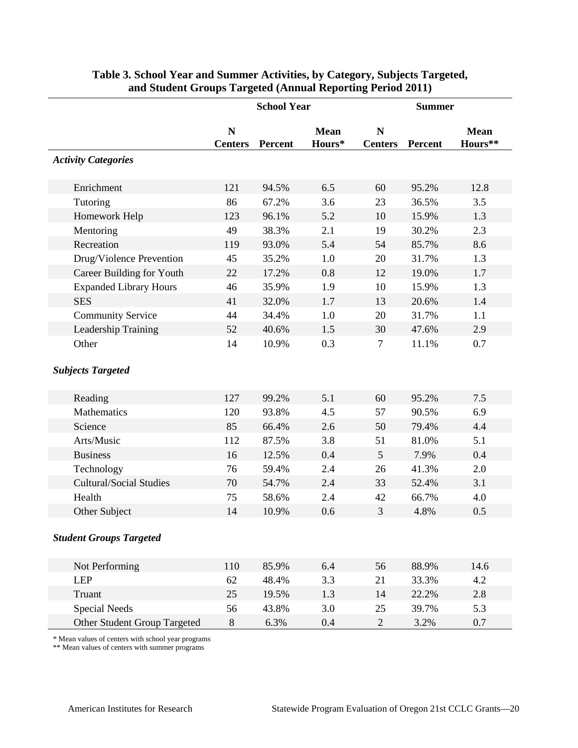**Table 3. School Year and Summer Activities, by Category, Subjects Targeted, and Student Groups Targeted (Annual Reporting Period 2011)**

| | School Year | | | Summer | | |
|---|---|---|---|---|---|---|
| | N Centers | Percent | Mean Hours* | N Centers | Percent | Mean Hours** |
| ***Activity Categories*** | | | | | | |
| Enrichment | 121 | 94.5% | 6.5 | 60 | 95.2% | 12.8 |
| Tutoring | 86 | 67.2% | 3.6 | 23 | 36.5% | 3.5 |
| Homework Help | 123 | 96.1% | 5.2 | 10 | 15.9% | 1.3 |
| Mentoring | 49 | 38.3% | 2.1 | 19 | 30.2% | 2.3 |
| Recreation | 119 | 93.0% | 5.4 | 54 | 85.7% | 8.6 |
| Drug/Violence Prevention | 45 | 35.2% | 1.0 | 20 | 31.7% | 1.3 |
| Career Building for Youth | 22 | 17.2% | 0.8 | 12 | 19.0% | 1.7 |
| Expanded Library Hours | 46 | 35.9% | 1.9 | 10 | 15.9% | 1.3 |
| SES | 41 | 32.0% | 1.7 | 13 | 20.6% | 1.4 |
| Community Service | 44 | 34.4% | 1.0 | 20 | 31.7% | 1.1 |
| Leadership Training | 52 | 40.6% | 1.5 | 30 | 47.6% | 2.9 |
| Other | 14 | 10.9% | 0.3 | 7 | 11.1% | 0.7 |
| ***Subjects Targeted*** | | | | | | |
| Reading | 127 | 99.2% | 5.1 | 60 | 95.2% | 7.5 |
| Mathematics | 120 | 93.8% | 4.5 | 57 | 90.5% | 6.9 |
| Science | 85 | 66.4% | 2.6 | 50 | 79.4% | 4.4 |
| Arts/Music | 112 | 87.5% | 3.8 | 51 | 81.0% | 5.1 |
| Business | 16 | 12.5% | 0.4 | 5 | 7.9% | 0.4 |
| Technology | 76 | 59.4% | 2.4 | 26 | 41.3% | 2.0 |
| Cultural/Social Studies | 70 | 54.7% | 2.4 | 33 | 52.4% | 3.1 |
| Health | 75 | 58.6% | 2.4 | 42 | 66.7% | 4.0 |
| Other Subject | 14 | 10.9% | 0.6 | 3 | 4.8% | 0.5 |
| ***Student Groups Targeted*** | | | | | | |
| Not Performing | 110 | 85.9% | 6.4 | 56 | 88.9% | 14.6 |
| LEP | 62 | 48.4% | 3.3 | 21 | 33.3% | 4.2 |
| Truant | 25 | 19.5% | 1.3 | 14 | 22.2% | 2.8 |
| Special Needs | 56 | 43.8% | 3.0 | 25 | 39.7% | 5.3 |
| Other Student Group Targeted | 8 | 6.3% | 0.4 | 2 | 3.2% | 0.7 |

\* Mean values of centers with school year programs
\*\* Mean values of centers with summer programs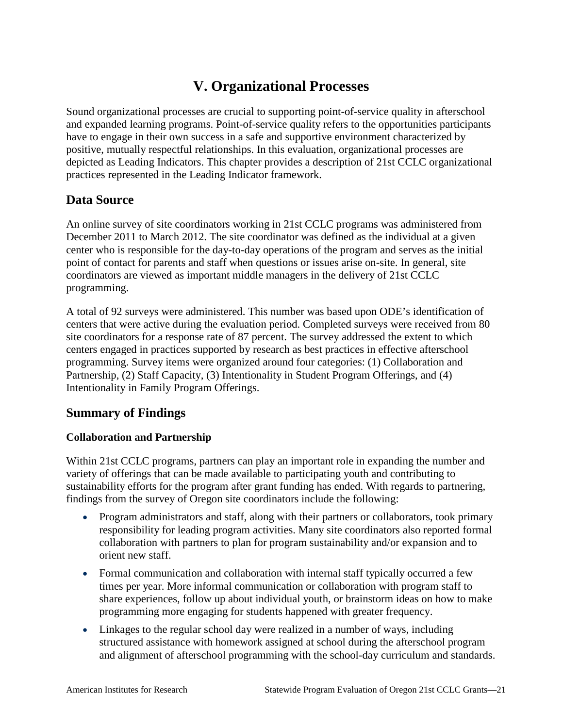# V. Organizational Processes

Sound organizational processes are crucial to supporting point-of-service quality in afterschool and expanded learning programs. Point-of-service quality refers to the opportunities participants have to engage in their own success in a safe and supportive environment characterized by positive, mutually respectful relationships. In this evaluation, organizational processes are depicted as Leading Indicators. This chapter provides a description of 21st CCLC organizational practices represented in the Leading Indicator framework.

## Data Source

An online survey of site coordinators working in 21st CCLC programs was administered from December 2011 to March 2012. The site coordinator was defined as the individual at a given center who is responsible for the day-to-day operations of the program and serves as the initial point of contact for parents and staff when questions or issues arise on-site. In general, site coordinators are viewed as important middle managers in the delivery of 21st CCLC programming.

A total of 92 surveys were administered. This number was based upon ODE's identification of centers that were active during the evaluation period. Completed surveys were received from 80 site coordinators for a response rate of 87 percent. The survey addressed the extent to which centers engaged in practices supported by research as best practices in effective afterschool programming. Survey items were organized around four categories: (1) Collaboration and Partnership, (2) Staff Capacity, (3) Intentionality in Student Program Offerings, and (4) Intentionality in Family Program Offerings.

## Summary of Findings

### Collaboration and Partnership

Within 21st CCLC programs, partners can play an important role in expanding the number and variety of offerings that can be made available to participating youth and contributing to sustainability efforts for the program after grant funding has ended. With regards to partnering, findings from the survey of Oregon site coordinators include the following:

- Program administrators and staff, along with their partners or collaborators, took primary responsibility for leading program activities. Many site coordinators also reported formal collaboration with partners to plan for program sustainability and/or expansion and to orient new staff.
- Formal communication and collaboration with internal staff typically occurred a few times per year. More informal communication or collaboration with program staff to share experiences, follow up about individual youth, or brainstorm ideas on how to make programming more engaging for students happened with greater frequency.
- Linkages to the regular school day were realized in a number of ways, including structured assistance with homework assigned at school during the afterschool program and alignment of afterschool programming with the school-day curriculum and standards.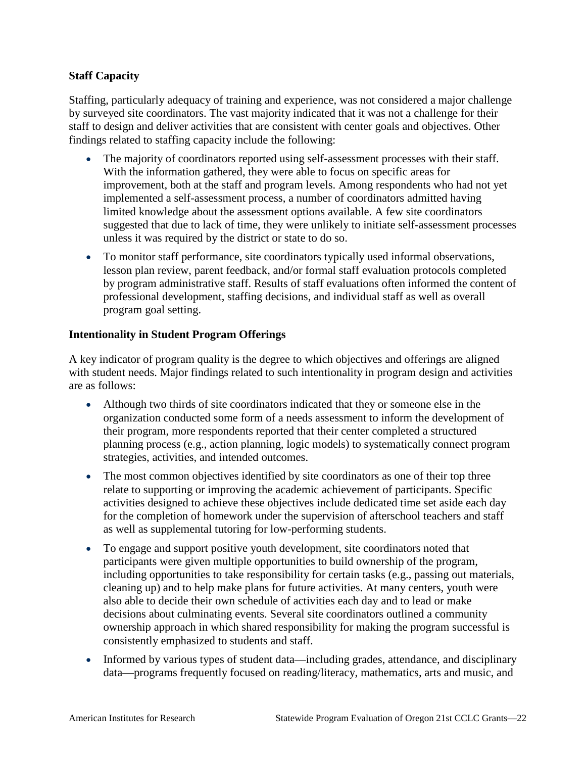**Staff Capacity**

Staffing, particularly adequacy of training and experience, was not considered a major challenge by surveyed site coordinators. The vast majority indicated that it was not a challenge for their staff to design and deliver activities that are consistent with center goals and objectives. Other findings related to staffing capacity include the following:

- The majority of coordinators reported using self-assessment processes with their staff. With the information gathered, they were able to focus on specific areas for improvement, both at the staff and program levels. Among respondents who had not yet implemented a self-assessment process, a number of coordinators admitted having limited knowledge about the assessment options available. A few site coordinators suggested that due to lack of time, they were unlikely to initiate self-assessment processes unless it was required by the district or state to do so.
- To monitor staff performance, site coordinators typically used informal observations, lesson plan review, parent feedback, and/or formal staff evaluation protocols completed by program administrative staff. Results of staff evaluations often informed the content of professional development, staffing decisions, and individual staff as well as overall program goal setting.

**Intentionality in Student Program Offerings**

A key indicator of program quality is the degree to which objectives and offerings are aligned with student needs. Major findings related to such intentionality in program design and activities are as follows:

- Although two thirds of site coordinators indicated that they or someone else in the organization conducted some form of a needs assessment to inform the development of their program, more respondents reported that their center completed a structured planning process (e.g., action planning, logic models) to systematically connect program strategies, activities, and intended outcomes.
- The most common objectives identified by site coordinators as one of their top three relate to supporting or improving the academic achievement of participants. Specific activities designed to achieve these objectives include dedicated time set aside each day for the completion of homework under the supervision of afterschool teachers and staff as well as supplemental tutoring for low-performing students.
- To engage and support positive youth development, site coordinators noted that participants were given multiple opportunities to build ownership of the program, including opportunities to take responsibility for certain tasks (e.g., passing out materials, cleaning up) and to help make plans for future activities. At many centers, youth were also able to decide their own schedule of activities each day and to lead or make decisions about culminating events. Several site coordinators outlined a community ownership approach in which shared responsibility for making the program successful is consistently emphasized to students and staff.
- Informed by various types of student data—including grades, attendance, and disciplinary data—programs frequently focused on reading/literacy, mathematics, arts and music, and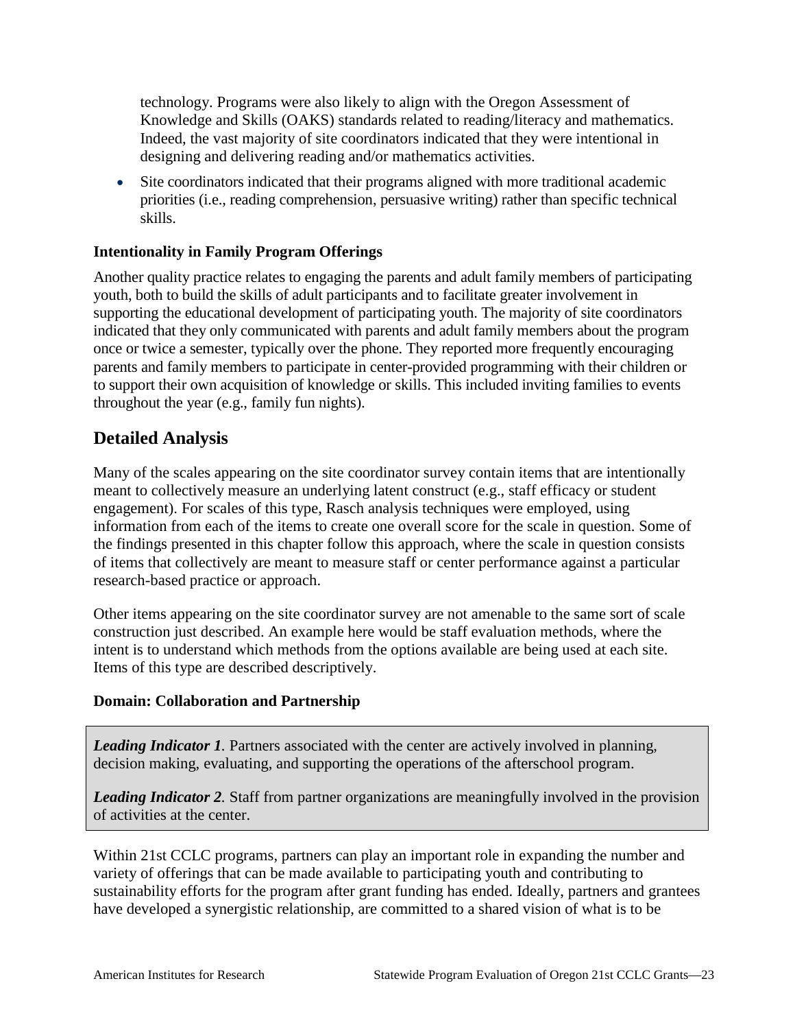technology. Programs were also likely to align with the Oregon Assessment of Knowledge and Skills (OAKS) standards related to reading/literacy and mathematics. Indeed, the vast majority of site coordinators indicated that they were intentional in designing and delivering reading and/or mathematics activities.

- Site coordinators indicated that their programs aligned with more traditional academic priorities (i.e., reading comprehension, persuasive writing) rather than specific technical skills.

**Intentionality in Family Program Offerings**

Another quality practice relates to engaging the parents and adult family members of participating youth, both to build the skills of adult participants and to facilitate greater involvement in supporting the educational development of participating youth. The majority of site coordinators indicated that they only communicated with parents and adult family members about the program once or twice a semester, typically over the phone. They reported more frequently encouraging parents and family members to participate in center-provided programming with their children or to support their own acquisition of knowledge or skills. This included inviting families to events throughout the year (e.g., family fun nights).

## Detailed Analysis

Many of the scales appearing on the site coordinator survey contain items that are intentionally meant to collectively measure an underlying latent construct (e.g., staff efficacy or student engagement). For scales of this type, Rasch analysis techniques were employed, using information from each of the items to create one overall score for the scale in question. Some of the findings presented in this chapter follow this approach, where the scale in question consists of items that collectively are meant to measure staff or center performance against a particular research-based practice or approach.

Other items appearing on the site coordinator survey are not amenable to the same sort of scale construction just described. An example here would be staff evaluation methods, where the intent is to understand which methods from the options available are being used at each site. Items of this type are described descriptively.

**Domain: Collaboration and Partnership**

> ***Leading Indicator 1***. Partners associated with the center are actively involved in planning, decision making, evaluating, and supporting the operations of the afterschool program.
>
> ***Leading Indicator 2***. Staff from partner organizations are meaningfully involved in the provision of activities at the center.

Within 21st CCLC programs, partners can play an important role in expanding the number and variety of offerings that can be made available to participating youth and contributing to sustainability efforts for the program after grant funding has ended. Ideally, partners and grantees have developed a synergistic relationship, are committed to a shared vision of what is to be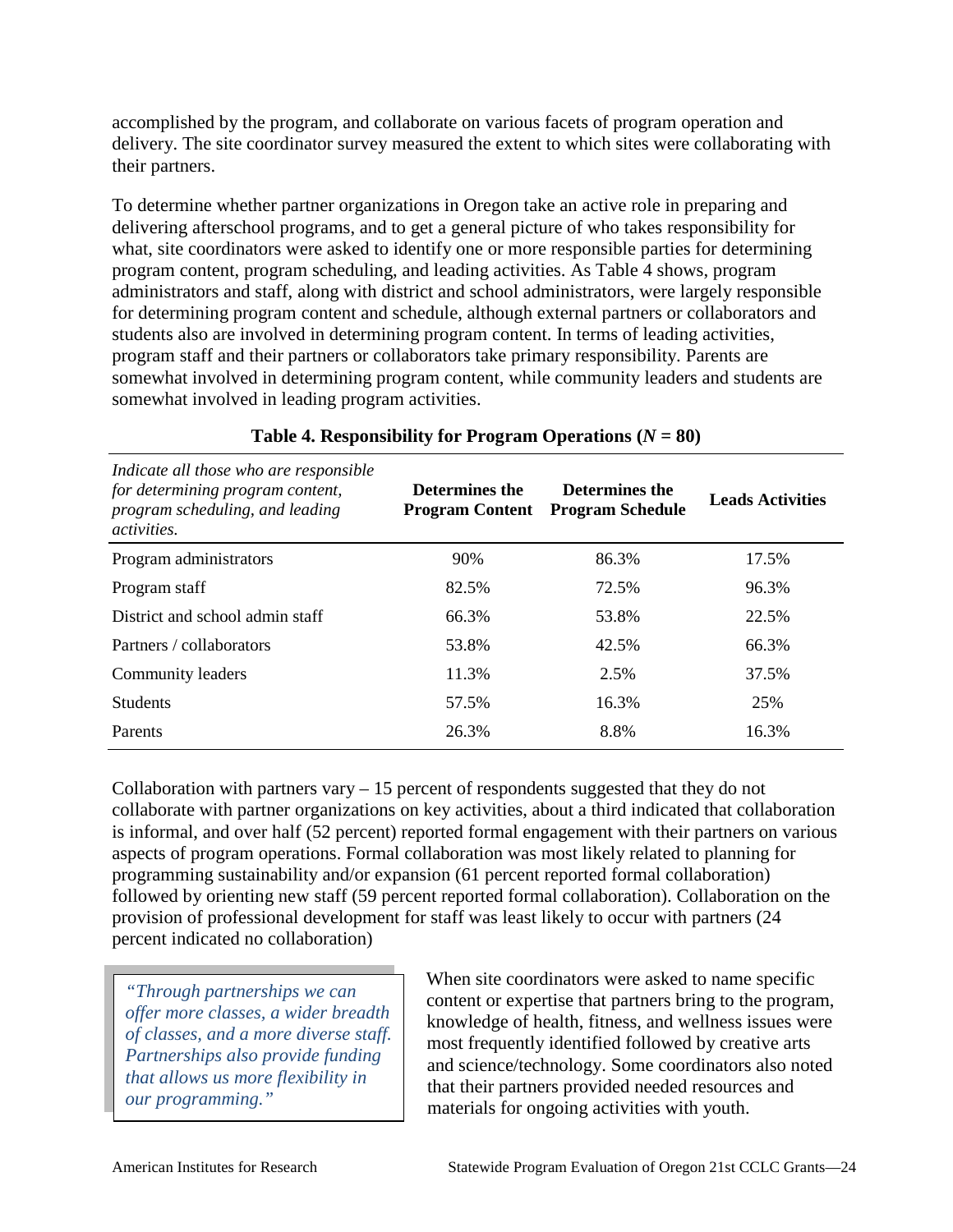accomplished by the program, and collaborate on various facets of program operation and delivery. The site coordinator survey measured the extent to which sites were collaborating with their partners.

To determine whether partner organizations in Oregon take an active role in preparing and delivering afterschool programs, and to get a general picture of who takes responsibility for what, site coordinators were asked to identify one or more responsible parties for determining program content, program scheduling, and leading activities. As Table 4 shows, program administrators and staff, along with district and school administrators, were largely responsible for determining program content and schedule, although external partners or collaborators and students also are involved in determining program content. In terms of leading activities, program staff and their partners or collaborators take primary responsibility. Parents are somewhat involved in determining program content, while community leaders and students are somewhat involved in leading program activities.

**Table 4. Responsibility for Program Operations (*N* = 80)**

| *Indicate all those who are responsible for determining program content, program scheduling, and leading activities.* | **Determines the Program Content** | **Determines the Program Schedule** | **Leads Activities** |
|---|---|---|---|
| Program administrators | 90% | 86.3% | 17.5% |
| Program staff | 82.5% | 72.5% | 96.3% |
| District and school admin staff | 66.3% | 53.8% | 22.5% |
| Partners / collaborators | 53.8% | 42.5% | 66.3% |
| Community leaders | 11.3% | 2.5% | 37.5% |
| Students | 57.5% | 16.3% | 25% |
| Parents | 26.3% | 8.8% | 16.3% |

Collaboration with partners vary – 15 percent of respondents suggested that they do not collaborate with partner organizations on key activities, about a third indicated that collaboration is informal, and over half (52 percent) reported formal engagement with their partners on various aspects of program operations. Formal collaboration was most likely related to planning for programming sustainability and/or expansion (61 percent reported formal collaboration) followed by orienting new staff (59 percent reported formal collaboration). Collaboration on the provision of professional development for staff was least likely to occur with partners (24 percent indicated no collaboration)

> *"Through partnerships we can offer more classes, a wider breadth of classes, and a more diverse staff. Partnerships also provide funding that allows us more flexibility in our programming."*

When site coordinators were asked to name specific content or expertise that partners bring to the program, knowledge of health, fitness, and wellness issues were most frequently identified followed by creative arts and science/technology. Some coordinators also noted that their partners provided needed resources and materials for ongoing activities with youth.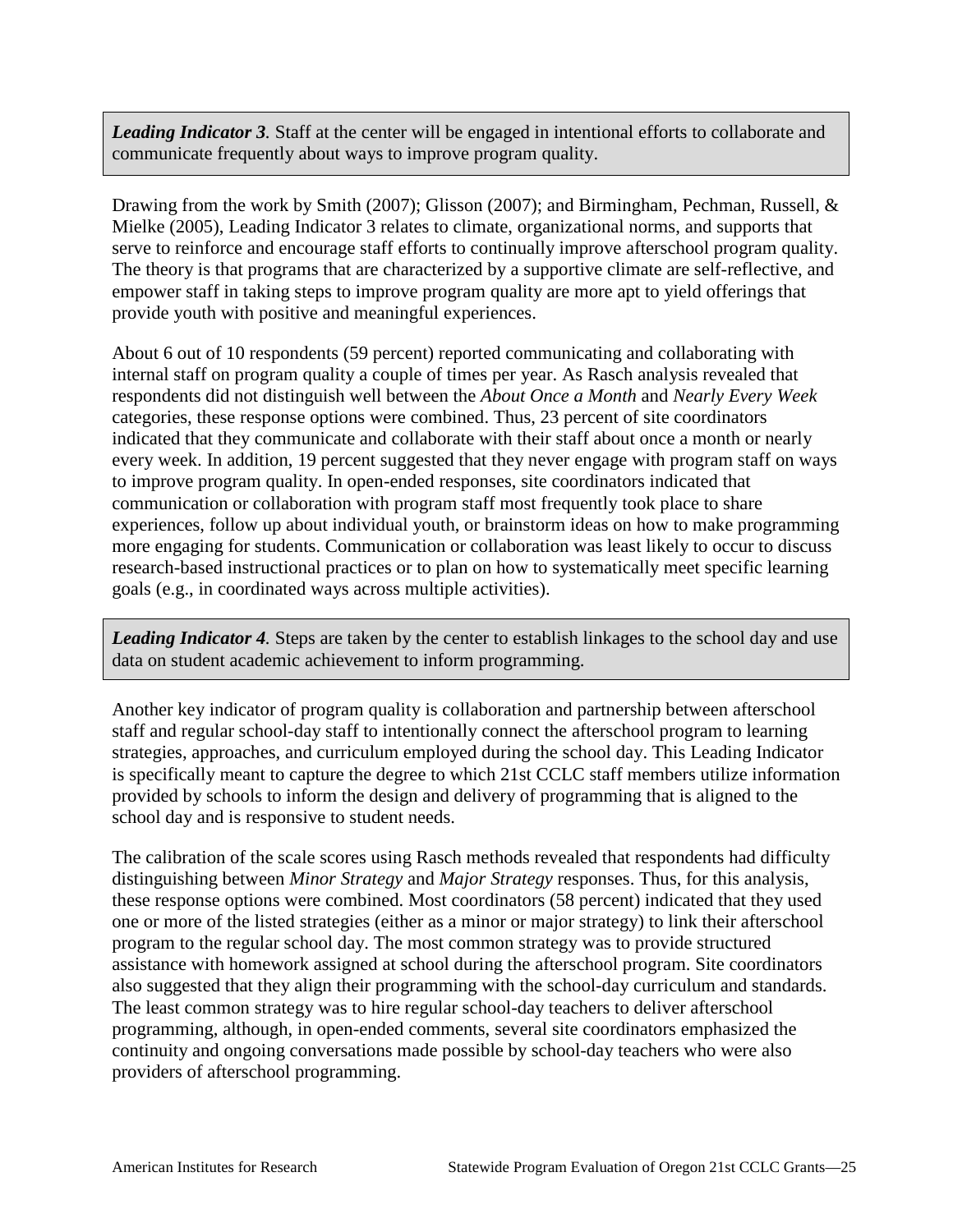***Leading Indicator 3**.* Staff at the center will be engaged in intentional efforts to collaborate and communicate frequently about ways to improve program quality.

Drawing from the work by Smith (2007); Glisson (2007); and Birmingham, Pechman, Russell, & Mielke (2005), Leading Indicator 3 relates to climate, organizational norms, and supports that serve to reinforce and encourage staff efforts to continually improve afterschool program quality. The theory is that programs that are characterized by a supportive climate are self-reflective, and empower staff in taking steps to improve program quality are more apt to yield offerings that provide youth with positive and meaningful experiences.

About 6 out of 10 respondents (59 percent) reported communicating and collaborating with internal staff on program quality a couple of times per year. As Rasch analysis revealed that respondents did not distinguish well between the *About Once a Month* and *Nearly Every Week* categories, these response options were combined. Thus, 23 percent of site coordinators indicated that they communicate and collaborate with their staff about once a month or nearly every week. In addition, 19 percent suggested that they never engage with program staff on ways to improve program quality. In open-ended responses, site coordinators indicated that communication or collaboration with program staff most frequently took place to share experiences, follow up about individual youth, or brainstorm ideas on how to make programming more engaging for students. Communication or collaboration was least likely to occur to discuss research-based instructional practices or to plan on how to systematically meet specific learning goals (e.g., in coordinated ways across multiple activities).

***Leading Indicator 4**.* Steps are taken by the center to establish linkages to the school day and use data on student academic achievement to inform programming.

Another key indicator of program quality is collaboration and partnership between afterschool staff and regular school-day staff to intentionally connect the afterschool program to learning strategies, approaches, and curriculum employed during the school day. This Leading Indicator is specifically meant to capture the degree to which 21st CCLC staff members utilize information provided by schools to inform the design and delivery of programming that is aligned to the school day and is responsive to student needs.

The calibration of the scale scores using Rasch methods revealed that respondents had difficulty distinguishing between *Minor Strategy* and *Major Strategy* responses. Thus, for this analysis, these response options were combined. Most coordinators (58 percent) indicated that they used one or more of the listed strategies (either as a minor or major strategy) to link their afterschool program to the regular school day. The most common strategy was to provide structured assistance with homework assigned at school during the afterschool program. Site coordinators also suggested that they align their programming with the school-day curriculum and standards. The least common strategy was to hire regular school-day teachers to deliver afterschool programming, although, in open-ended comments, several site coordinators emphasized the continuity and ongoing conversations made possible by school-day teachers who were also providers of afterschool programming.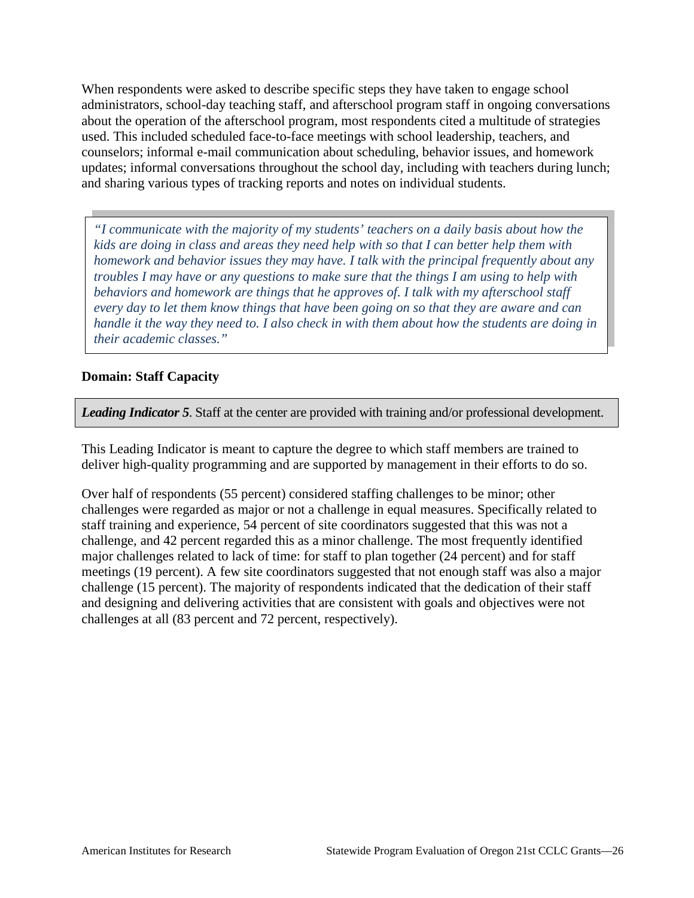When respondents were asked to describe specific steps they have taken to engage school administrators, school-day teaching staff, and afterschool program staff in ongoing conversations about the operation of the afterschool program, most respondents cited a multitude of strategies used. This included scheduled face-to-face meetings with school leadership, teachers, and counselors; informal e-mail communication about scheduling, behavior issues, and homework updates; informal conversations throughout the school day, including with teachers during lunch; and sharing various types of tracking reports and notes on individual students.

> *"I communicate with the majority of my students' teachers on a daily basis about how the kids are doing in class and areas they need help with so that I can better help them with homework and behavior issues they may have. I talk with the principal frequently about any troubles I may have or any questions to make sure that the things I am using to help with behaviors and homework are things that he approves of. I talk with my afterschool staff every day to let them know things that have been going on so that they are aware and can handle it the way they need to. I also check in with them about how the students are doing in their academic classes."*

**Domain: Staff Capacity**

***Leading Indicator 5***. Staff at the center are provided with training and/or professional development.

This Leading Indicator is meant to capture the degree to which staff members are trained to deliver high-quality programming and are supported by management in their efforts to do so.

Over half of respondents (55 percent) considered staffing challenges to be minor; other challenges were regarded as major or not a challenge in equal measures. Specifically related to staff training and experience, 54 percent of site coordinators suggested that this was not a challenge, and 42 percent regarded this as a minor challenge. The most frequently identified major challenges related to lack of time: for staff to plan together (24 percent) and for staff meetings (19 percent). A few site coordinators suggested that not enough staff was also a major challenge (15 percent). The majority of respondents indicated that the dedication of their staff and designing and delivering activities that are consistent with goals and objectives were not challenges at all (83 percent and 72 percent, respectively).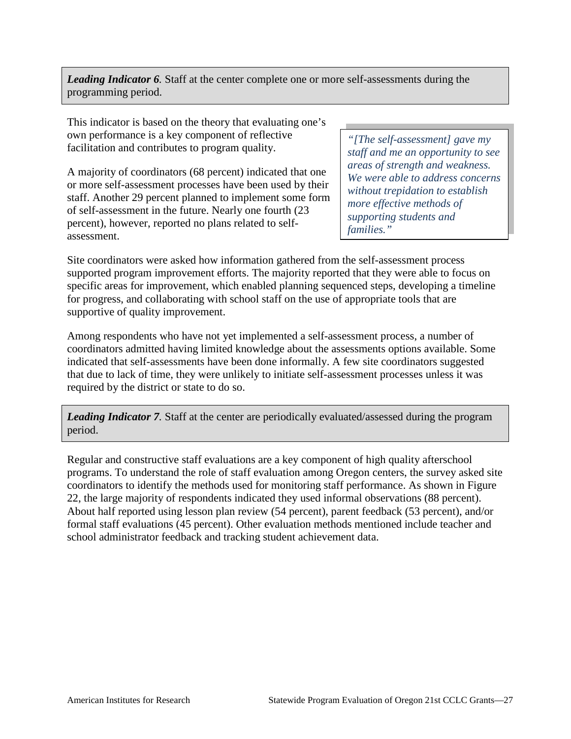***Leading Indicator 6.*** Staff at the center complete one or more self-assessments during the programming period.

This indicator is based on the theory that evaluating one's own performance is a key component of reflective facilitation and contributes to program quality.

> *"[The self-assessment] gave my staff and me an opportunity to see areas of strength and weakness. We were able to address concerns without trepidation to establish more effective methods of supporting students and families."*

A majority of coordinators (68 percent) indicated that one or more self-assessment processes have been used by their staff. Another 29 percent planned to implement some form of self-assessment in the future. Nearly one fourth (23 percent), however, reported no plans related to self-assessment.

Site coordinators were asked how information gathered from the self-assessment process supported program improvement efforts. The majority reported that they were able to focus on specific areas for improvement, which enabled planning sequenced steps, developing a timeline for progress, and collaborating with school staff on the use of appropriate tools that are supportive of quality improvement.

Among respondents who have not yet implemented a self-assessment process, a number of coordinators admitted having limited knowledge about the assessments options available. Some indicated that self-assessments have been done informally. A few site coordinators suggested that due to lack of time, they were unlikely to initiate self-assessment processes unless it was required by the district or state to do so.

***Leading Indicator 7.*** Staff at the center are periodically evaluated/assessed during the program period.

Regular and constructive staff evaluations are a key component of high quality afterschool programs. To understand the role of staff evaluation among Oregon centers, the survey asked site coordinators to identify the methods used for monitoring staff performance. As shown in Figure 22, the large majority of respondents indicated they used informal observations (88 percent). About half reported using lesson plan review (54 percent), parent feedback (53 percent), and/or formal staff evaluations (45 percent). Other evaluation methods mentioned include teacher and school administrator feedback and tracking student achievement data.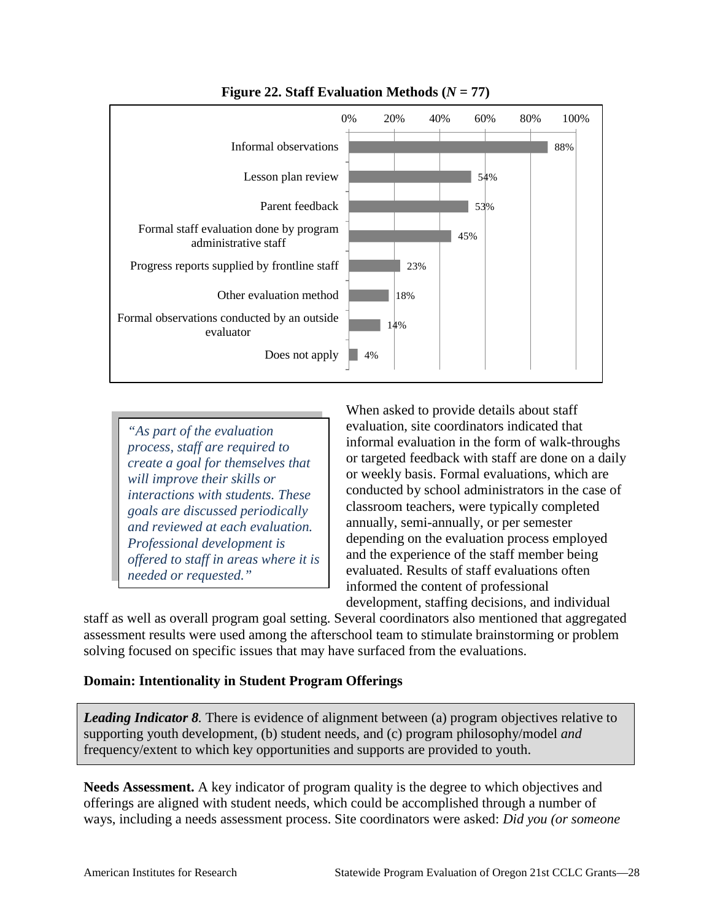**Figure 22. Staff Evaluation Methods (*N* = 77)**

| Evaluation Method | Percentage |
| --- | --- |
| Informal observations | 88% |
| Lesson plan review | 54% |
| Parent feedback | 53% |
| Formal staff evaluation done by program administrative staff | 45% |
| Progress reports supplied by frontline staff | 23% |
| Other evaluation method | 18% |
| Formal observations conducted by an outside evaluator | 14% |
| Does not apply | 4% |

> *"As part of the evaluation process, staff are required to create a goal for themselves that will improve their skills or interactions with students. These goals are discussed periodically and reviewed at each evaluation. Professional development is offered to staff in areas where it is needed or requested."*

When asked to provide details about staff evaluation, site coordinators indicated that informal evaluation in the form of walk-throughs or targeted feedback with staff are done on a daily or weekly basis. Formal evaluations, which are conducted by school administrators in the case of classroom teachers, were typically completed annually, semi-annually, or per semester depending on the evaluation process employed and the experience of the staff member being evaluated. Results of staff evaluations often informed the content of professional development, staffing decisions, and individual staff as well as overall program goal setting. Several coordinators also mentioned that aggregated assessment results were used among the afterschool team to stimulate brainstorming or problem solving focused on specific issues that may have surfaced from the evaluations.

### Domain: Intentionality in Student Program Offerings

> ***Leading Indicator 8****.* There is evidence of alignment between (a) program objectives relative to supporting youth development, (b) student needs, and (c) program philosophy/model *and* frequency/extent to which key opportunities and supports are provided to youth.

**Needs Assessment.** A key indicator of program quality is the degree to which objectives and offerings are aligned with student needs, which could be accomplished through a number of ways, including a needs assessment process. Site coordinators were asked: *Did you (or someone*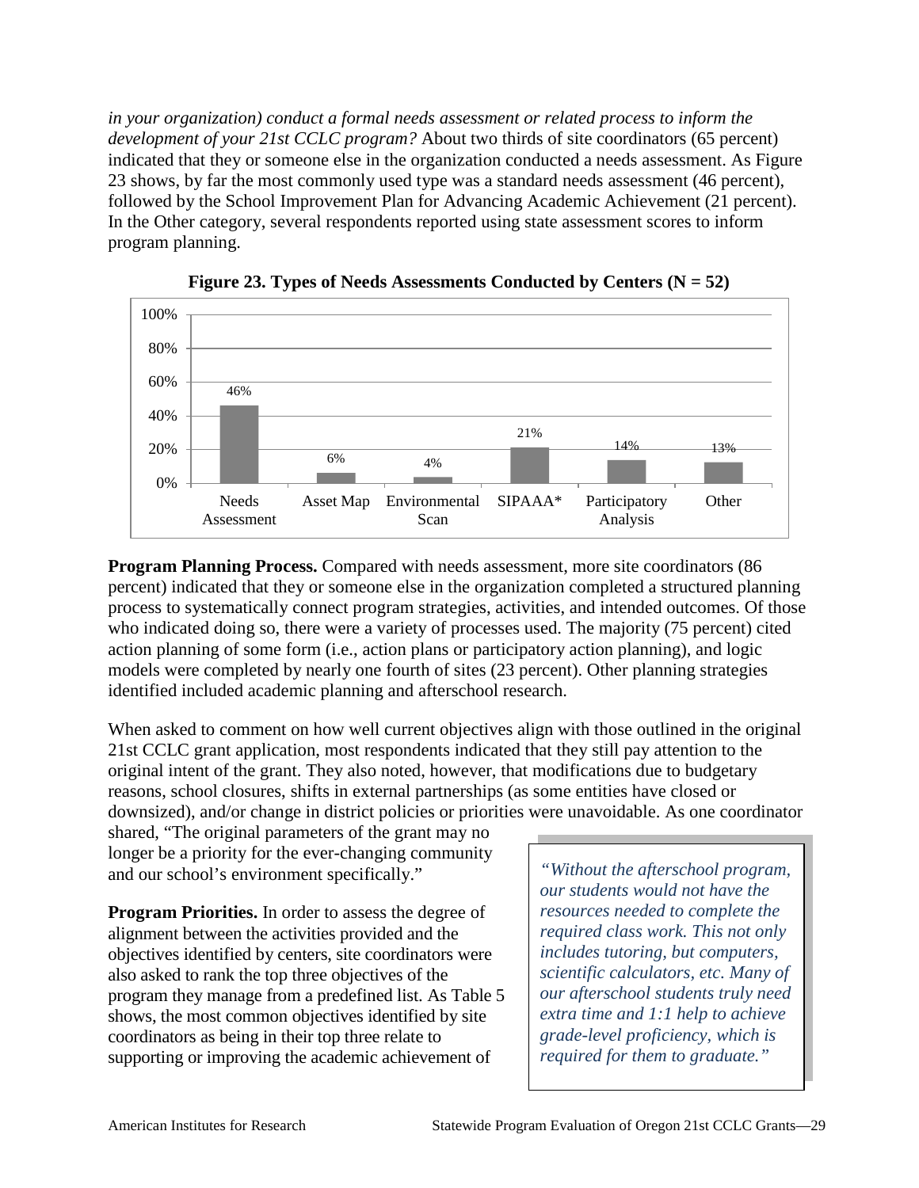*in your organization) conduct a formal needs assessment or related process to inform the development of your 21st CCLC program?* About two thirds of site coordinators (65 percent) indicated that they or someone else in the organization conducted a needs assessment. As Figure 23 shows, by far the most commonly used type was a standard needs assessment (46 percent), followed by the School Improvement Plan for Advancing Academic Achievement (21 percent). In the Other category, several respondents reported using state assessment scores to inform program planning.

**Figure 23. Types of Needs Assessments Conducted by Centers (N = 52)**

| Type | Percent |
|---|---|
| Needs Assessment | 46% |
| Asset Map | 6% |
| Environmental Scan | 4% |
| SIPAAA* | 21% |
| Participatory Analysis | 14% |
| Other | 13% |

**Program Planning Process.** Compared with needs assessment, more site coordinators (86 percent) indicated that they or someone else in the organization completed a structured planning process to systematically connect program strategies, activities, and intended outcomes. Of those who indicated doing so, there were a variety of processes used. The majority (75 percent) cited action planning of some form (i.e., action plans or participatory action planning), and logic models were completed by nearly one fourth of sites (23 percent). Other planning strategies identified included academic planning and afterschool research.

When asked to comment on how well current objectives align with those outlined in the original 21st CCLC grant application, most respondents indicated that they still pay attention to the original intent of the grant. They also noted, however, that modifications due to budgetary reasons, school closures, shifts in external partnerships (as some entities have closed or downsized), and/or change in district policies or priorities were unavoidable. As one coordinator shared, "The original parameters of the grant may no longer be a priority for the ever-changing community and our school's environment specifically."

> *"Without the afterschool program, our students would not have the resources needed to complete the required class work. This not only includes tutoring, but computers, scientific calculators, etc. Many of our afterschool students truly need extra time and 1:1 help to achieve grade-level proficiency, which is required for them to graduate."*

**Program Priorities.** In order to assess the degree of alignment between the activities provided and the objectives identified by centers, site coordinators were also asked to rank the top three objectives of the program they manage from a predefined list. As Table 5 shows, the most common objectives identified by site coordinators as being in their top three relate to supporting or improving the academic achievement of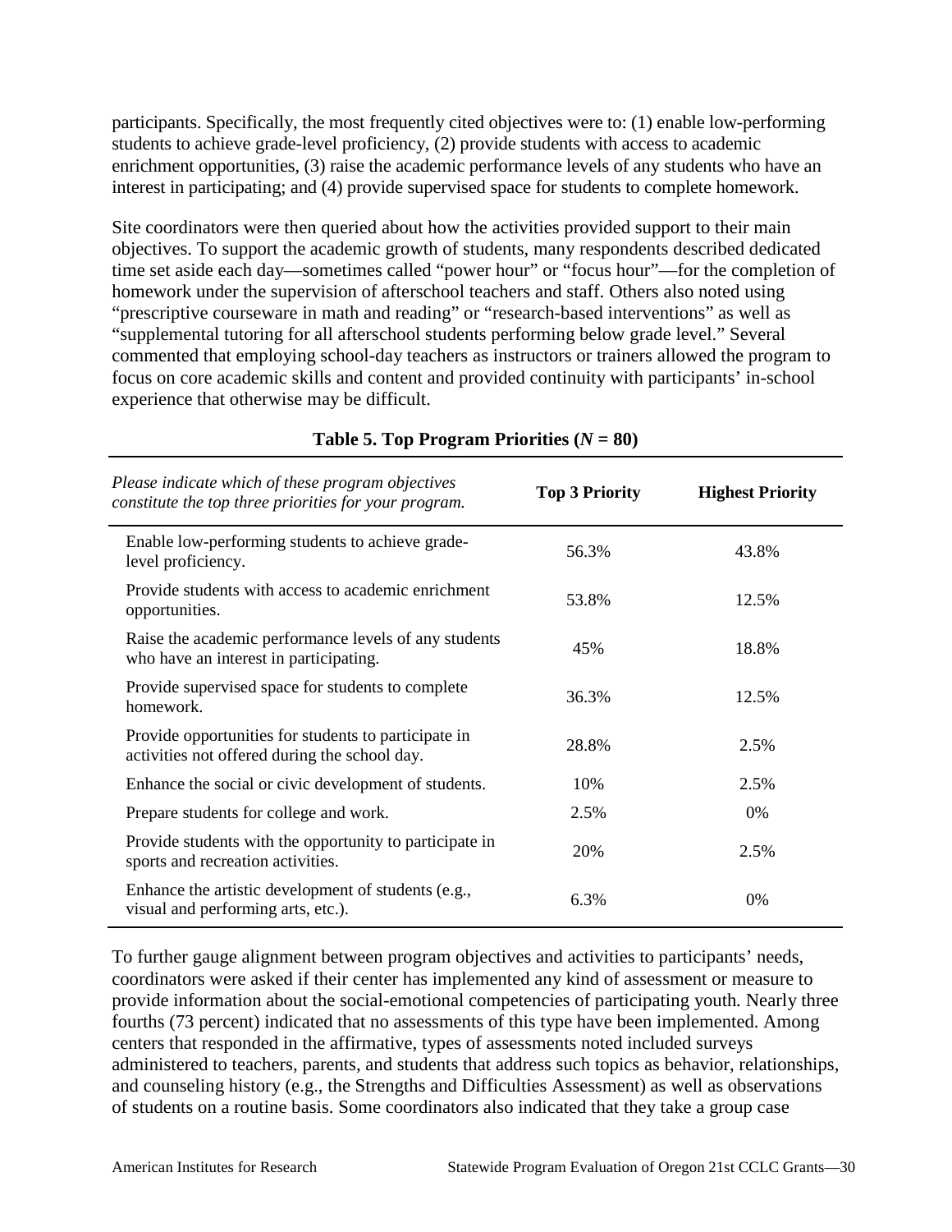participants. Specifically, the most frequently cited objectives were to: (1) enable low-performing students to achieve grade-level proficiency, (2) provide students with access to academic enrichment opportunities, (3) raise the academic performance levels of any students who have an interest in participating; and (4) provide supervised space for students to complete homework.

Site coordinators were then queried about how the activities provided support to their main objectives. To support the academic growth of students, many respondents described dedicated time set aside each day—sometimes called "power hour" or "focus hour"—for the completion of homework under the supervision of afterschool teachers and staff. Others also noted using "prescriptive courseware in math and reading" or "research-based interventions" as well as "supplemental tutoring for all afterschool students performing below grade level." Several commented that employing school-day teachers as instructors or trainers allowed the program to focus on core academic skills and content and provided continuity with participants' in-school experience that otherwise may be difficult.

**Table 5. Top Program Priorities (*N* = 80)**

| *Please indicate which of these program objectives constitute the top three priorities for your program.* | **Top 3 Priority** | **Highest Priority** |
|---|---|---|
| Enable low-performing students to achieve grade-level proficiency. | 56.3% | 43.8% |
| Provide students with access to academic enrichment opportunities. | 53.8% | 12.5% |
| Raise the academic performance levels of any students who have an interest in participating. | 45% | 18.8% |
| Provide supervised space for students to complete homework. | 36.3% | 12.5% |
| Provide opportunities for students to participate in activities not offered during the school day. | 28.8% | 2.5% |
| Enhance the social or civic development of students. | 10% | 2.5% |
| Prepare students for college and work. | 2.5% | 0% |
| Provide students with the opportunity to participate in sports and recreation activities. | 20% | 2.5% |
| Enhance the artistic development of students (e.g., visual and performing arts, etc.). | 6.3% | 0% |

To further gauge alignment between program objectives and activities to participants' needs, coordinators were asked if their center has implemented any kind of assessment or measure to provide information about the social-emotional competencies of participating youth. Nearly three fourths (73 percent) indicated that no assessments of this type have been implemented. Among centers that responded in the affirmative, types of assessments noted included surveys administered to teachers, parents, and students that address such topics as behavior, relationships, and counseling history (e.g., the Strengths and Difficulties Assessment) as well as observations of students on a routine basis. Some coordinators also indicated that they take a group case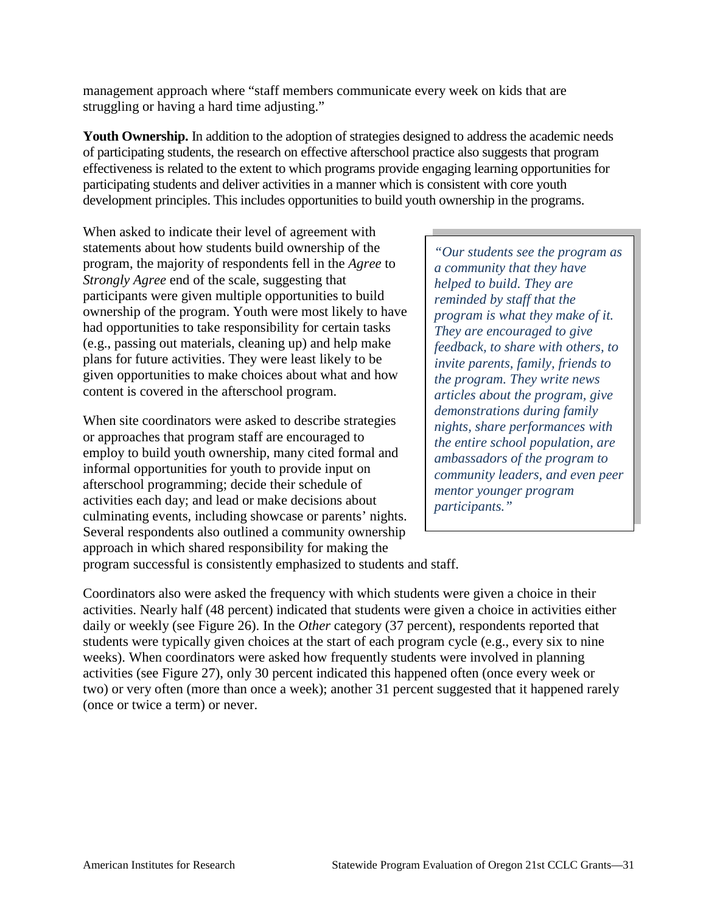management approach where "staff members communicate every week on kids that are struggling or having a hard time adjusting."

**Youth Ownership.** In addition to the adoption of strategies designed to address the academic needs of participating students, the research on effective afterschool practice also suggests that program effectiveness is related to the extent to which programs provide engaging learning opportunities for participating students and deliver activities in a manner which is consistent with core youth development principles. This includes opportunities to build youth ownership in the programs.

When asked to indicate their level of agreement with statements about how students build ownership of the program, the majority of respondents fell in the *Agree* to *Strongly Agree* end of the scale, suggesting that participants were given multiple opportunities to build ownership of the program. Youth were most likely to have had opportunities to take responsibility for certain tasks (e.g., passing out materials, cleaning up) and help make plans for future activities. They were least likely to be given opportunities to make choices about what and how content is covered in the afterschool program.

> *"Our students see the program as a community that they have helped to build. They are reminded by staff that the program is what they make of it. They are encouraged to give feedback, to share with others, to invite parents, family, friends to the program. They write news articles about the program, give demonstrations during family nights, share performances with the entire school population, are ambassadors of the program to community leaders, and even peer mentor younger program participants."*

When site coordinators were asked to describe strategies or approaches that program staff are encouraged to employ to build youth ownership, many cited formal and informal opportunities for youth to provide input on afterschool programming; decide their schedule of activities each day; and lead or make decisions about culminating events, including showcase or parents' nights. Several respondents also outlined a community ownership approach in which shared responsibility for making the program successful is consistently emphasized to students and staff.

Coordinators also were asked the frequency with which students were given a choice in their activities. Nearly half (48 percent) indicated that students were given a choice in activities either daily or weekly (see Figure 26). In the *Other* category (37 percent), respondents reported that students were typically given choices at the start of each program cycle (e.g., every six to nine weeks). When coordinators were asked how frequently students were involved in planning activities (see Figure 27), only 30 percent indicated this happened often (once every week or two) or very often (more than once a week); another 31 percent suggested that it happened rarely (once or twice a term) or never.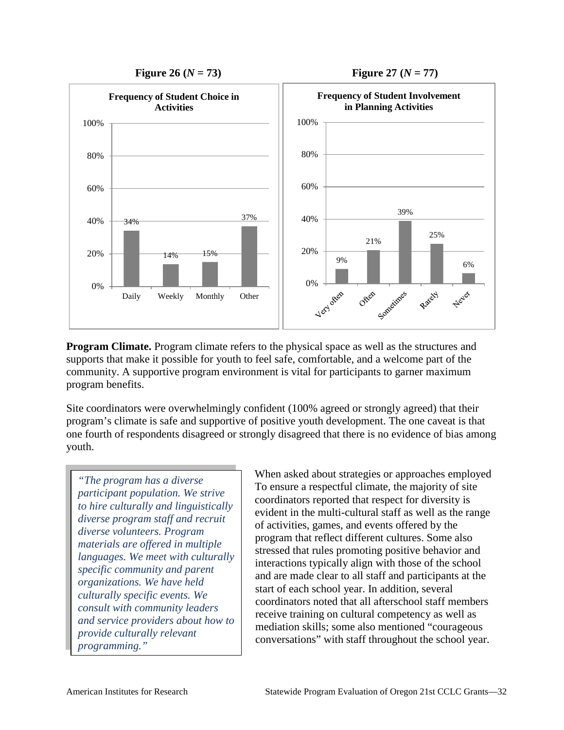**Figure 26 ($N$ = 73)**

**Frequency of Student Choice in Activities**

| Frequency | Percent |
|---|---|
| Daily | 34% |
| Weekly | 14% |
| Monthly | 15% |
| Other | 37% |

**Figure 27 ($N$ = 77)**

**Frequency of Student Involvement in Planning Activities**

| Frequency | Percent |
|---|---|
| Very often | 9% |
| Often | 21% |
| Sometimes | 39% |
| Rarely | 25% |
| Never | 6% |

**Program Climate.** Program climate refers to the physical space as well as the structures and supports that make it possible for youth to feel safe, comfortable, and a welcome part of the community. A supportive program environment is vital for participants to garner maximum program benefits.

Site coordinators were overwhelmingly confident (100% agreed or strongly agreed) that their program's climate is safe and supportive of positive youth development. The one caveat is that one fourth of respondents disagreed or strongly disagreed that there is no evidence of bias among youth.

> *"The program has a diverse participant population. We strive to hire culturally and linguistically diverse program staff and recruit diverse volunteers. Program materials are offered in multiple languages. We meet with culturally specific community and parent organizations. We have held culturally specific events. We consult with community leaders and service providers about how to provide culturally relevant programming."*

When asked about strategies or approaches employed To ensure a respectful climate, the majority of site coordinators reported that respect for diversity is evident in the multi-cultural staff as well as the range of activities, games, and events offered by the program that reflect different cultures. Some also stressed that rules promoting positive behavior and interactions typically align with those of the school and are made clear to all staff and participants at the start of each school year. In addition, several coordinators noted that all afterschool staff members receive training on cultural competency as well as mediation skills; some also mentioned "courageous conversations" with staff throughout the school year.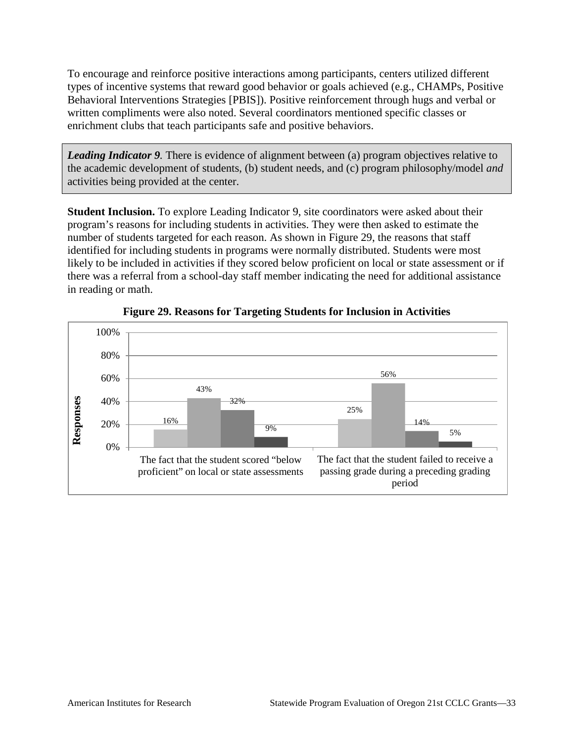To encourage and reinforce positive interactions among participants, centers utilized different types of incentive systems that reward good behavior or goals achieved (e.g., CHAMPs, Positive Behavioral Interventions Strategies [PBIS]). Positive reinforcement through hugs and verbal or written compliments were also noted. Several coordinators mentioned specific classes or enrichment clubs that teach participants safe and positive behaviors.

> ***Leading Indicator 9.*** There is evidence of alignment between (a) program objectives relative to the academic development of students, (b) student needs, and (c) program philosophy/model *and* activities being provided at the center.

**Student Inclusion.** To explore Leading Indicator 9, site coordinators were asked about their program's reasons for including students in activities. They were then asked to estimate the number of students targeted for each reason. As shown in Figure 29, the reasons that staff identified for including students in programs were normally distributed. Students were most likely to be included in activities if they scored below proficient on local or state assessment or if there was a referral from a school-day staff member indicating the need for additional assistance in reading or math.

**Figure 29. Reasons for Targeting Students for Inclusion in Activities**

| Reason | Bar 1 | Bar 2 | Bar 3 | Bar 4 |
|---|---|---|---|---|
| The fact that the student scored "below proficient" on local or state assessments | 16% | 43% | 32% | 9% |
| The fact that the student failed to receive a passing grade during a preceding grading period | 25% | 56% | 14% | 5% |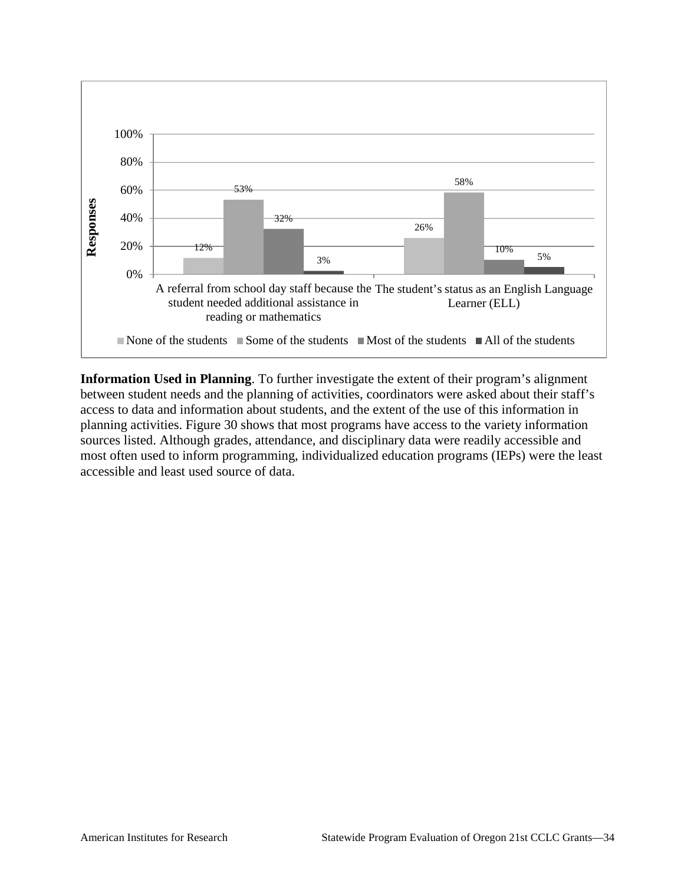| Responses | None of the students | Some of the students | Most of the students | All of the students |
|---|---|---|---|---|
| A referral from school day staff because the student needed additional assistance in reading or mathematics | 12% | 53% | 32% | 3% |
| The student's status as an English Language Learner (ELL) | 26% | 58% | 10% | 5% |

**Information Used in Planning**. To further investigate the extent of their program's alignment between student needs and the planning of activities, coordinators were asked about their staff's access to data and information about students, and the extent of the use of this information in planning activities. Figure 30 shows that most programs have access to the variety information sources listed. Although grades, attendance, and disciplinary data were readily accessible and most often used to inform programming, individualized education programs (IEPs) were the least accessible and least used source of data.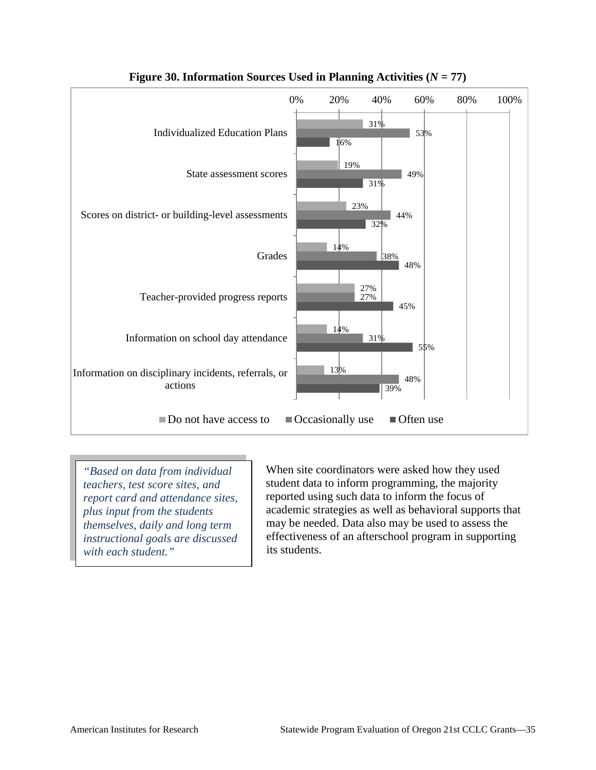**Figure 30. Information Sources Used in Planning Activities (*N* = 77)**

| | Do not have access to | Occasionally use | Often use |
|---|---|---|---|
| Individualized Education Plans | 31% | 53% | 16% |
| State assessment scores | 19% | 49% | 31% |
| Scores on district- or building-level assessments | 23% | 44% | 32% |
| Grades | 14% | 38% | 48% |
| Teacher-provided progress reports | 27% | 27% | 45% |
| Information on school day attendance | 14% | 31% | 55% |
| Information on disciplinary incidents, referrals, or actions | 13% | 48% | 39% |

> *"Based on data from individual teachers, test score sites, and report card and attendance sites, plus input from the students themselves, daily and long term instructional goals are discussed with each student."*

When site coordinators were asked how they used student data to inform programming, the majority reported using such data to inform the focus of academic strategies as well as behavioral supports that may be needed. Data also may be used to assess the effectiveness of an afterschool program in supporting its students.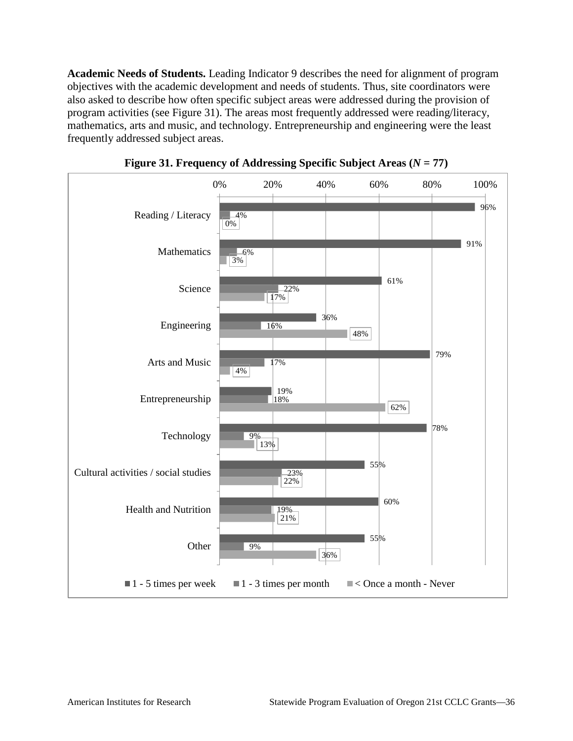**Academic Needs of Students.** Leading Indicator 9 describes the need for alignment of program objectives with the academic development and needs of students. Thus, site coordinators were also asked to describe how often specific subject areas were addressed during the provision of program activities (see Figure 31). The areas most frequently addressed were reading/literacy, mathematics, arts and music, and technology. Entrepreneurship and engineering were the least frequently addressed subject areas.

**Figure 31. Frequency of Addressing Specific Subject Areas (*N* = 77)**

| Subject Area | 1 - 5 times per week | 1 - 3 times per month | < Once a month - Never |
|---|---|---|---|
| Reading / Literacy | 96% | 4% | 0% |
| Mathematics | 91% | 6% | 3% |
| Science | 61% | 22% | 17% |
| Engineering | 36% | 16% | 48% |
| Arts and Music | 79% | 17% | 4% |
| Entrepreneurship | 19% | 18% | 62% |
| Technology | 78% | 9% | 13% |
| Cultural activities / social studies | 55% | 23% | 22% |
| Health and Nutrition | 60% | 19% | 21% |
| Other | 55% | 9% | 36% |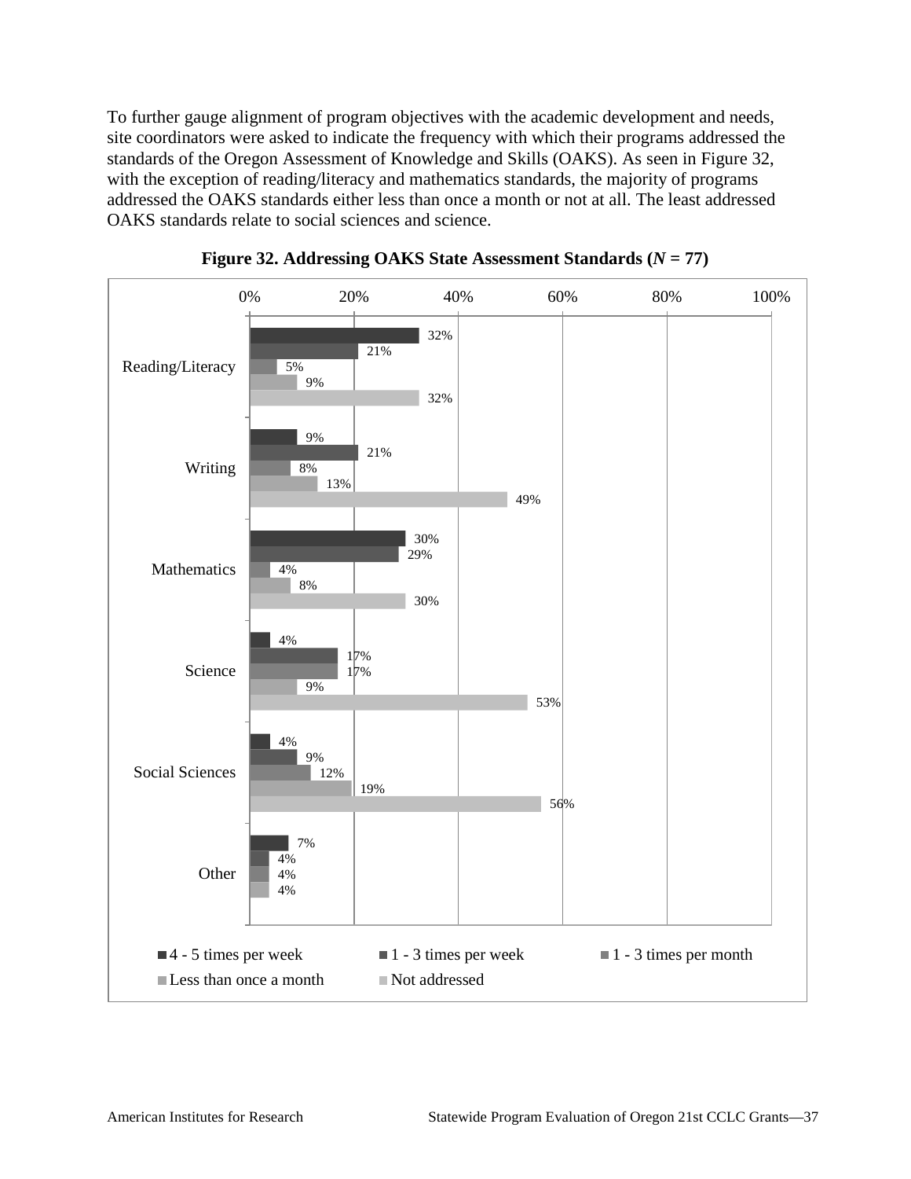To further gauge alignment of program objectives with the academic development and needs, site coordinators were asked to indicate the frequency with which their programs addressed the standards of the Oregon Assessment of Knowledge and Skills (OAKS). As seen in Figure 32, with the exception of reading/literacy and mathematics standards, the majority of programs addressed the OAKS standards either less than once a month or not at all. The least addressed OAKS standards relate to social sciences and science.

**Figure 32. Addressing OAKS State Assessment Standards (*N* = 77)**

| | 4 - 5 times per week | 1 - 3 times per week | 1 - 3 times per month | Less than once a month | Not addressed |
|---|---|---|---|---|---|
| Reading/Literacy | 32% | 21% | 5% | 9% | 32% |
| Writing | 9% | 21% | 8% | 13% | 49% |
| Mathematics | 30% | 29% | 4% | 8% | 30% |
| Science | 4% | 17% | 17% | 9% | 53% |
| Social Sciences | 4% | 9% | 12% | 19% | 56% |
| Other | 7% | 4% | 4% | 4% | |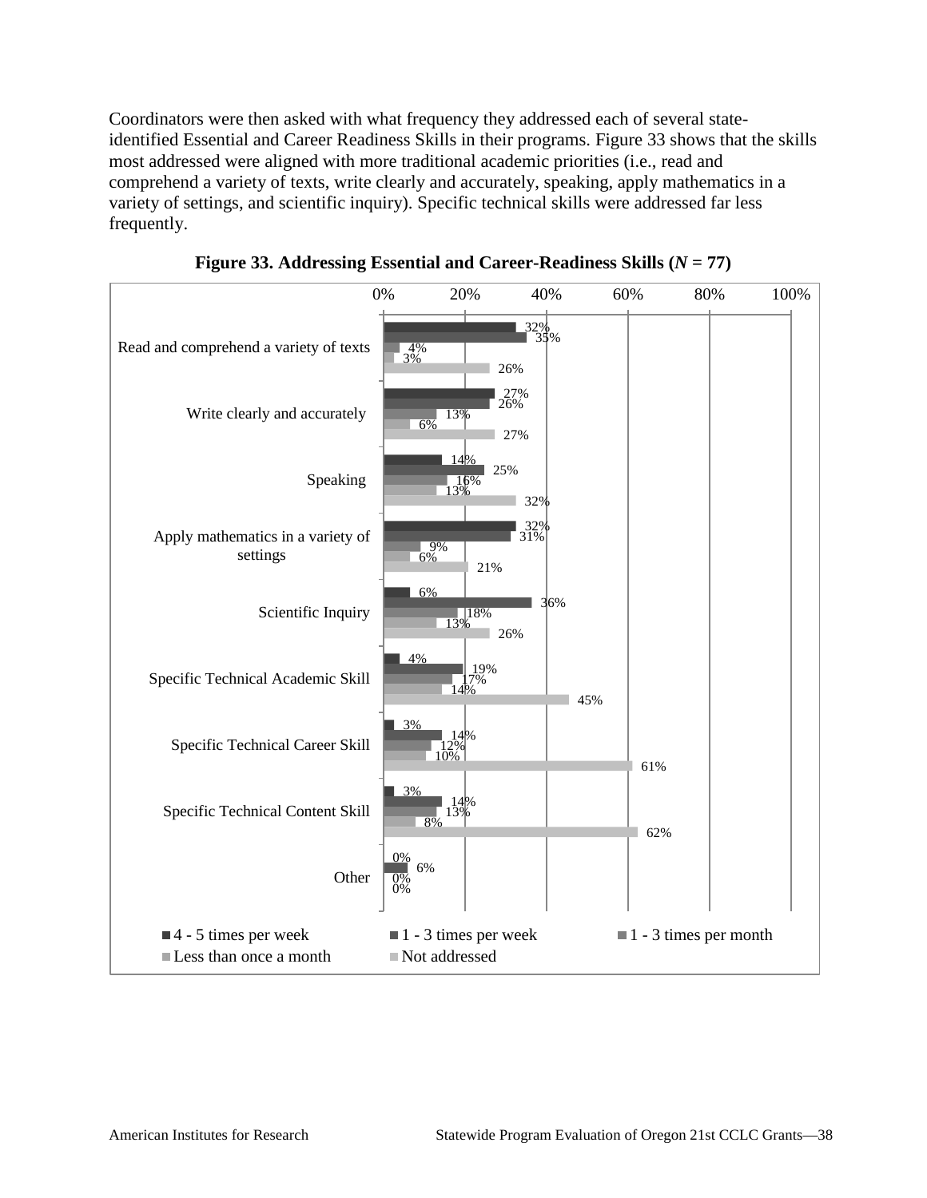Coordinators were then asked with what frequency they addressed each of several state-identified Essential and Career Readiness Skills in their programs. Figure 33 shows that the skills most addressed were aligned with more traditional academic priorities (i.e., read and comprehend a variety of texts, write clearly and accurately, speaking, apply mathematics in a variety of settings, and scientific inquiry). Specific technical skills were addressed far less frequently.

**Figure 33. Addressing Essential and Career-Readiness Skills (*N* = 77)**

| Skill | 4 - 5 times per week | 1 - 3 times per week | 1 - 3 times per month | Less than once a month | Not addressed |
|---|---|---|---|---|---|
| Read and comprehend a variety of texts | 32% | 35% | 4% | 3% | 26% |
| Write clearly and accurately | 27% | 26% | 13% | 6% | 27% |
| Speaking | 14% | 25% | 16% | 13% | 32% |
| Apply mathematics in a variety of settings | 32% | 31% | 9% | 6% | 21% |
| Scientific Inquiry | 6% | 36% | 18% | 13% | 26% |
| Specific Technical Academic Skill | 4% | 19% | 17% | 14% | 45% |
| Specific Technical Career Skill | 3% | 14% | 12% | 10% | 61% |
| Specific Technical Content Skill | 3% | 14% | 13% | 8% | 62% |
| Other | 0% | 6% | 0% | 0% | |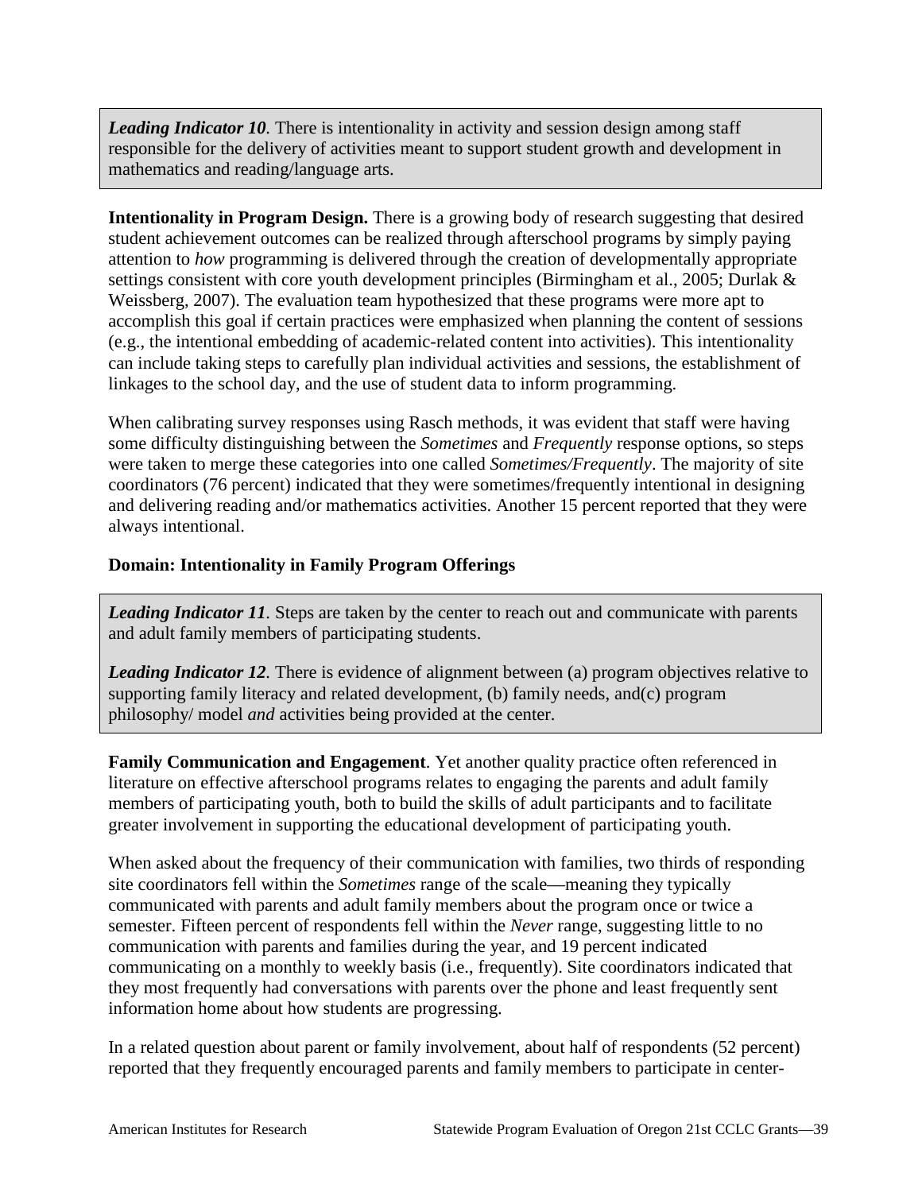*Leading Indicator 10*. There is intentionality in activity and session design among staff responsible for the delivery of activities meant to support student growth and development in mathematics and reading/language arts.

**Intentionality in Program Design.** There is a growing body of research suggesting that desired student achievement outcomes can be realized through afterschool programs by simply paying attention to *how* programming is delivered through the creation of developmentally appropriate settings consistent with core youth development principles (Birmingham et al., 2005; Durlak & Weissberg, 2007). The evaluation team hypothesized that these programs were more apt to accomplish this goal if certain practices were emphasized when planning the content of sessions (e.g., the intentional embedding of academic-related content into activities). This intentionality can include taking steps to carefully plan individual activities and sessions, the establishment of linkages to the school day, and the use of student data to inform programming.

When calibrating survey responses using Rasch methods, it was evident that staff were having some difficulty distinguishing between the *Sometimes* and *Frequently* response options, so steps were taken to merge these categories into one called *Sometimes/Frequently*. The majority of site coordinators (76 percent) indicated that they were sometimes/frequently intentional in designing and delivering reading and/or mathematics activities. Another 15 percent reported that they were always intentional.

### Domain: Intentionality in Family Program Offerings

*Leading Indicator 11*. Steps are taken by the center to reach out and communicate with parents and adult family members of participating students.

*Leading Indicator 12*. There is evidence of alignment between (a) program objectives relative to supporting family literacy and related development, (b) family needs, and(c) program philosophy/ model *and* activities being provided at the center.

**Family Communication and Engagement**. Yet another quality practice often referenced in literature on effective afterschool programs relates to engaging the parents and adult family members of participating youth, both to build the skills of adult participants and to facilitate greater involvement in supporting the educational development of participating youth.

When asked about the frequency of their communication with families, two thirds of responding site coordinators fell within the *Sometimes* range of the scale—meaning they typically communicated with parents and adult family members about the program once or twice a semester. Fifteen percent of respondents fell within the *Never* range, suggesting little to no communication with parents and families during the year, and 19 percent indicated communicating on a monthly to weekly basis (i.e., frequently). Site coordinators indicated that they most frequently had conversations with parents over the phone and least frequently sent information home about how students are progressing.

In a related question about parent or family involvement, about half of respondents (52 percent) reported that they frequently encouraged parents and family members to participate in center-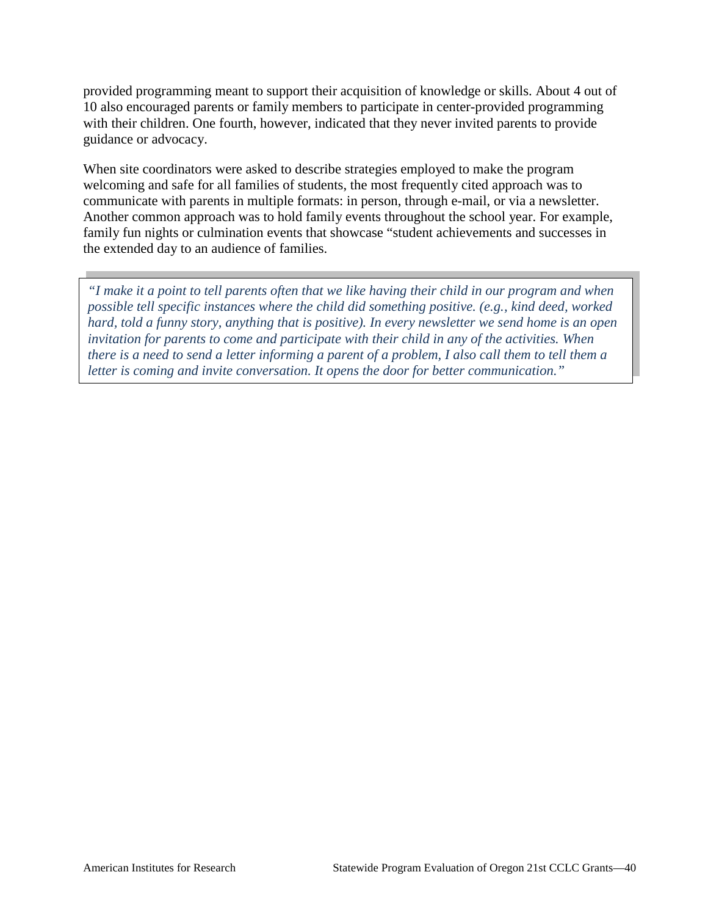provided programming meant to support their acquisition of knowledge or skills. About 4 out of 10 also encouraged parents or family members to participate in center-provided programming with their children. One fourth, however, indicated that they never invited parents to provide guidance or advocacy.

When site coordinators were asked to describe strategies employed to make the program welcoming and safe for all families of students, the most frequently cited approach was to communicate with parents in multiple formats: in person, through e-mail, or via a newsletter. Another common approach was to hold family events throughout the school year. For example, family fun nights or culmination events that showcase "student achievements and successes in the extended day to an audience of families.

> *"I make it a point to tell parents often that we like having their child in our program and when possible tell specific instances where the child did something positive. (e.g., kind deed, worked hard, told a funny story, anything that is positive). In every newsletter we send home is an open invitation for parents to come and participate with their child in any of the activities. When there is a need to send a letter informing a parent of a problem, I also call them to tell them a letter is coming and invite conversation. It opens the door for better communication."*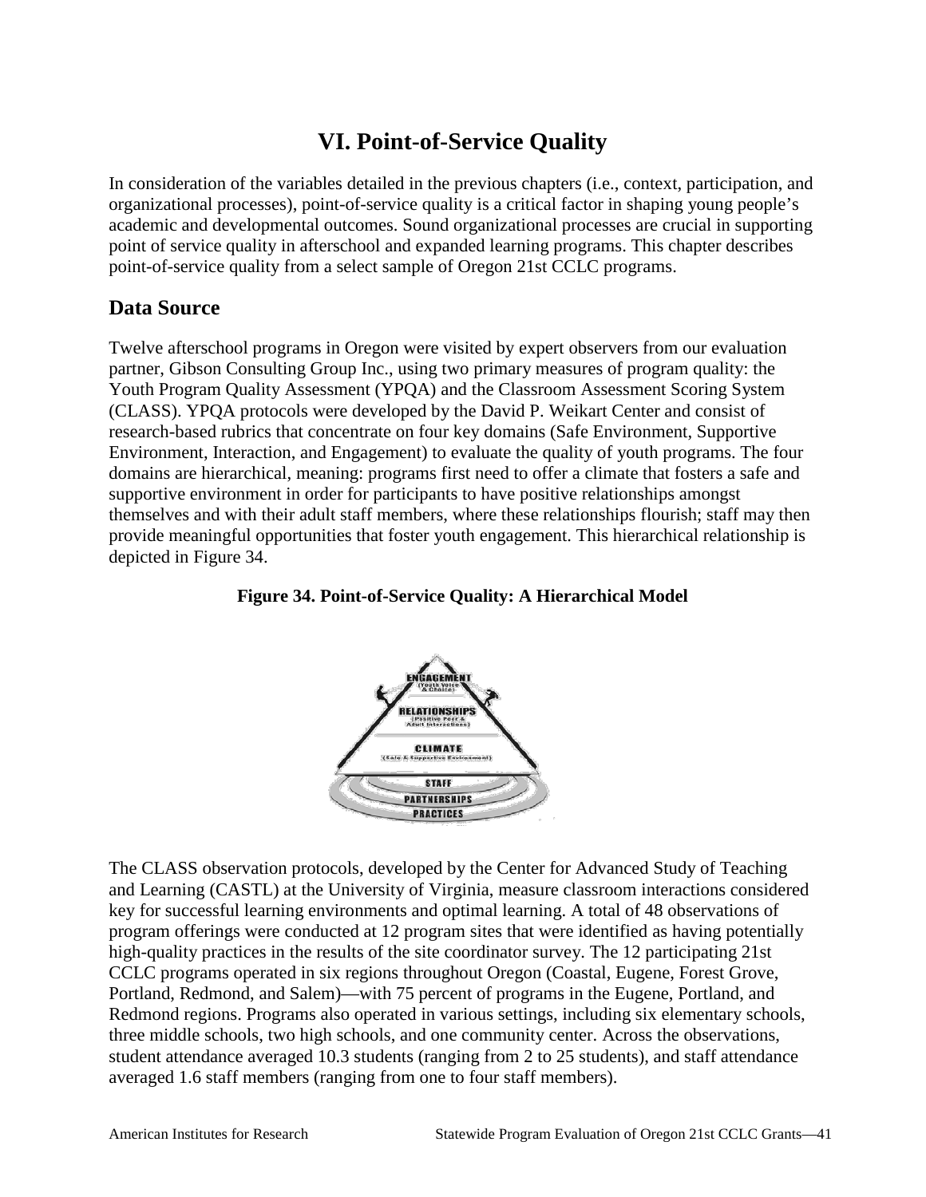# VI. Point-of-Service Quality

In consideration of the variables detailed in the previous chapters (i.e., context, participation, and organizational processes), point-of-service quality is a critical factor in shaping young people's academic and developmental outcomes. Sound organizational processes are crucial in supporting point of service quality in afterschool and expanded learning programs. This chapter describes point-of-service quality from a select sample of Oregon 21st CCLC programs.

## Data Source

Twelve afterschool programs in Oregon were visited by expert observers from our evaluation partner, Gibson Consulting Group Inc., using two primary measures of program quality: the Youth Program Quality Assessment (YPQA) and the Classroom Assessment Scoring System (CLASS). YPQA protocols were developed by the David P. Weikart Center and consist of research-based rubrics that concentrate on four key domains (Safe Environment, Supportive Environment, Interaction, and Engagement) to evaluate the quality of youth programs. The four domains are hierarchical, meaning: programs first need to offer a climate that fosters a safe and supportive environment in order for participants to have positive relationships amongst themselves and with their adult staff members, where these relationships flourish; staff may then provide meaningful opportunities that foster youth engagement. This hierarchical relationship is depicted in Figure 34.

**Figure 34. Point-of-Service Quality: A Hierarchical Model**

The CLASS observation protocols, developed by the Center for Advanced Study of Teaching and Learning (CASTL) at the University of Virginia, measure classroom interactions considered key for successful learning environments and optimal learning. A total of 48 observations of program offerings were conducted at 12 program sites that were identified as having potentially high-quality practices in the results of the site coordinator survey. The 12 participating 21st CCLC programs operated in six regions throughout Oregon (Coastal, Eugene, Forest Grove, Portland, Redmond, and Salem)—with 75 percent of programs in the Eugene, Portland, and Redmond regions. Programs also operated in various settings, including six elementary schools, three middle schools, two high schools, and one community center. Across the observations, student attendance averaged 10.3 students (ranging from 2 to 25 students), and staff attendance averaged 1.6 staff members (ranging from one to four staff members).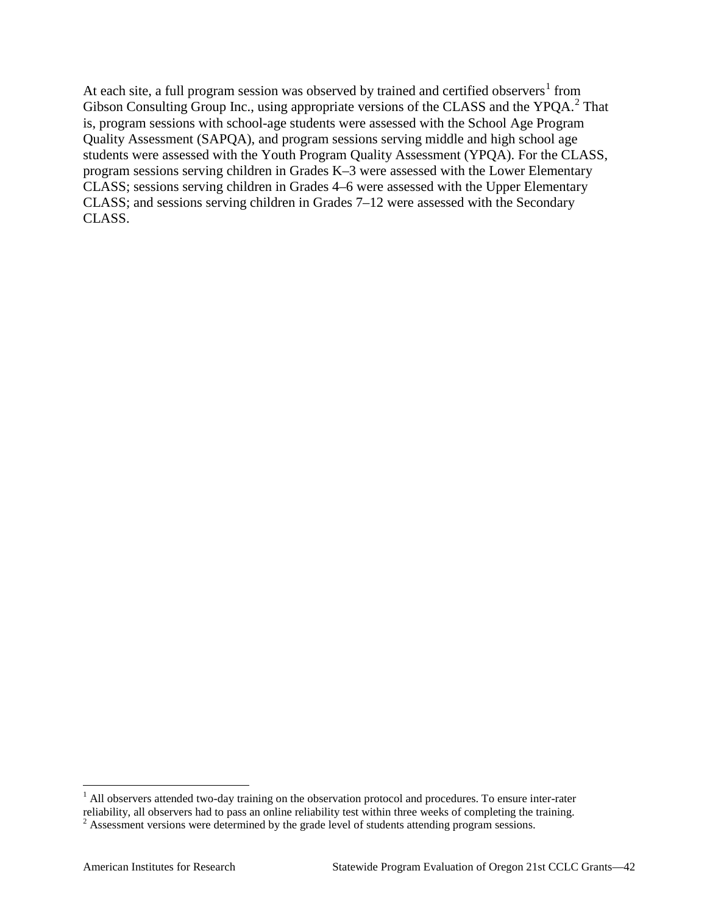At each site, a full program session was observed by trained and certified observers[1] from Gibson Consulting Group Inc., using appropriate versions of the CLASS and the YPQA.[2] That is, program sessions with school-age students were assessed with the School Age Program Quality Assessment (SAPQA), and program sessions serving middle and high school age students were assessed with the Youth Program Quality Assessment (YPQA). For the CLASS, program sessions serving children in Grades K–3 were assessed with the Lower Elementary CLASS; sessions serving children in Grades 4–6 were assessed with the Upper Elementary CLASS; and sessions serving children in Grades 7–12 were assessed with the Secondary CLASS.

---

[1] All observers attended two-day training on the observation protocol and procedures. To ensure inter-rater reliability, all observers had to pass an online reliability test within three weeks of completing the training.

[2] Assessment versions were determined by the grade level of students attending program sessions.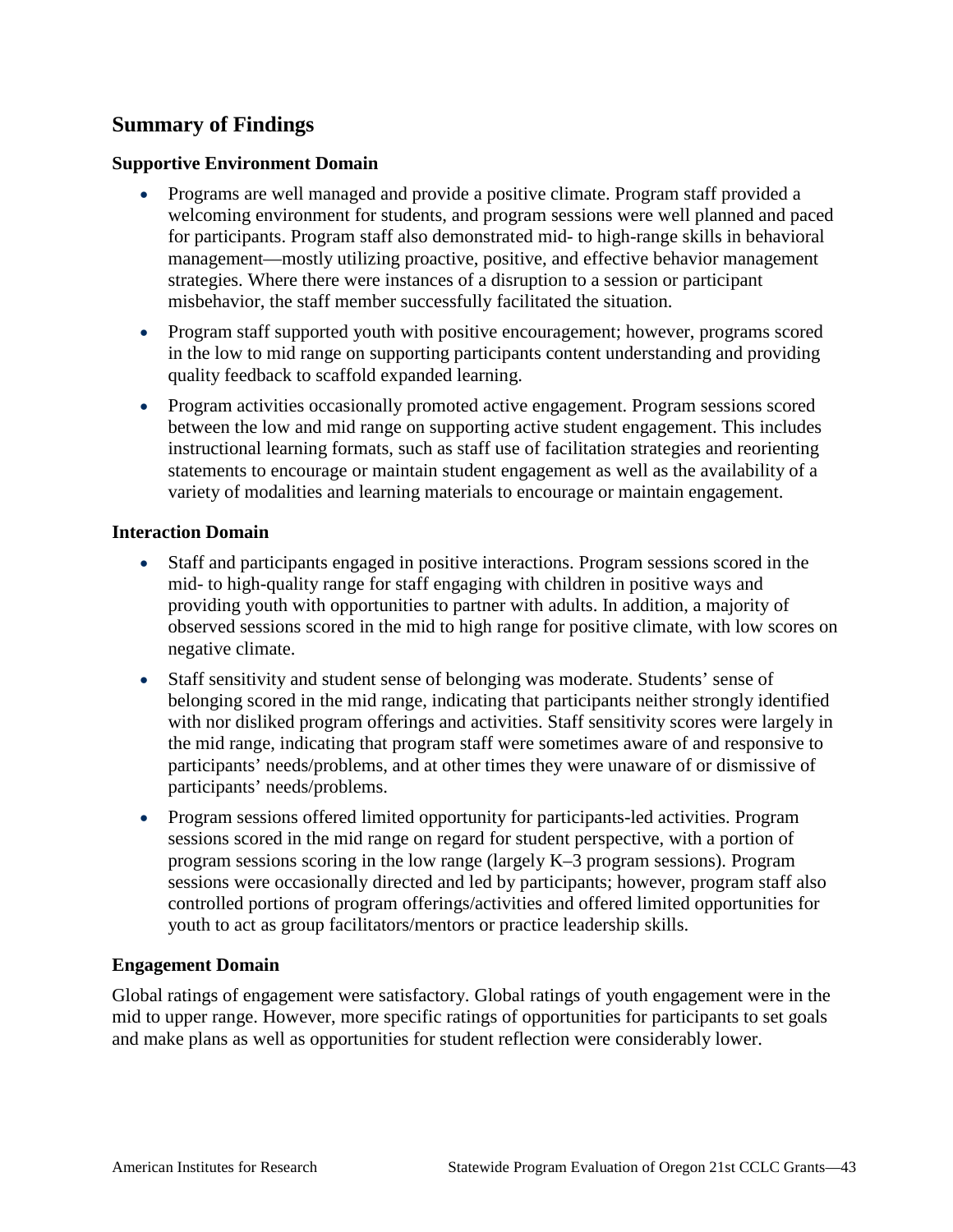## Summary of Findings

### Supportive Environment Domain

- Programs are well managed and provide a positive climate. Program staff provided a welcoming environment for students, and program sessions were well planned and paced for participants. Program staff also demonstrated mid- to high-range skills in behavioral management—mostly utilizing proactive, positive, and effective behavior management strategies. Where there were instances of a disruption to a session or participant misbehavior, the staff member successfully facilitated the situation.
- Program staff supported youth with positive encouragement; however, programs scored in the low to mid range on supporting participants content understanding and providing quality feedback to scaffold expanded learning.
- Program activities occasionally promoted active engagement. Program sessions scored between the low and mid range on supporting active student engagement. This includes instructional learning formats, such as staff use of facilitation strategies and reorienting statements to encourage or maintain student engagement as well as the availability of a variety of modalities and learning materials to encourage or maintain engagement.

### Interaction Domain

- Staff and participants engaged in positive interactions. Program sessions scored in the mid- to high-quality range for staff engaging with children in positive ways and providing youth with opportunities to partner with adults. In addition, a majority of observed sessions scored in the mid to high range for positive climate, with low scores on negative climate.
- Staff sensitivity and student sense of belonging was moderate. Students' sense of belonging scored in the mid range, indicating that participants neither strongly identified with nor disliked program offerings and activities. Staff sensitivity scores were largely in the mid range, indicating that program staff were sometimes aware of and responsive to participants' needs/problems, and at other times they were unaware of or dismissive of participants' needs/problems.
- Program sessions offered limited opportunity for participants-led activities. Program sessions scored in the mid range on regard for student perspective, with a portion of program sessions scoring in the low range (largely K–3 program sessions). Program sessions were occasionally directed and led by participants; however, program staff also controlled portions of program offerings/activities and offered limited opportunities for youth to act as group facilitators/mentors or practice leadership skills.

### Engagement Domain

Global ratings of engagement were satisfactory. Global ratings of youth engagement were in the mid to upper range. However, more specific ratings of opportunities for participants to set goals and make plans as well as opportunities for student reflection were considerably lower.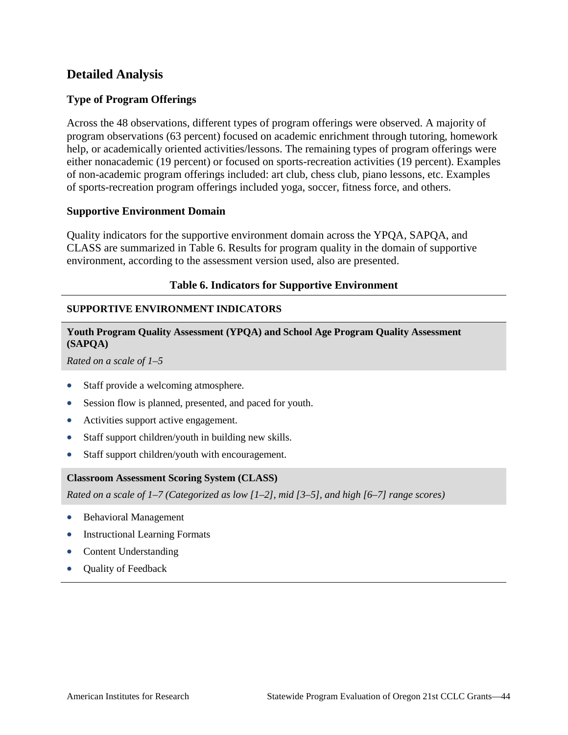## Detailed Analysis

### Type of Program Offerings

Across the 48 observations, different types of program offerings were observed. A majority of program observations (63 percent) focused on academic enrichment through tutoring, homework help, or academically oriented activities/lessons. The remaining types of program offerings were either nonacademic (19 percent) or focused on sports-recreation activities (19 percent). Examples of non-academic program offerings included: art club, chess club, piano lessons, etc. Examples of sports-recreation program offerings included yoga, soccer, fitness force, and others.

### Supportive Environment Domain

Quality indicators for the supportive environment domain across the YPQA, SAPQA, and CLASS are summarized in Table 6. Results for program quality in the domain of supportive environment, according to the assessment version used, also are presented.

**Table 6. Indicators for Supportive Environment**

| SUPPORTIVE ENVIRONMENT INDICATORS |
|---|
| **Youth Program Quality Assessment (YPQA) and School Age Program Quality Assessment (SAPQA)**<br>*Rated on a scale of 1–5* |
| • Staff provide a welcoming atmosphere.<br>• Session flow is planned, presented, and paced for youth.<br>• Activities support active engagement.<br>• Staff support children/youth in building new skills.<br>• Staff support children/youth with encouragement. |
| **Classroom Assessment Scoring System (CLASS)**<br>*Rated on a scale of 1–7 (Categorized as low [1–2], mid [3–5], and high [6–7] range scores)* |
| • Behavioral Management<br>• Instructional Learning Formats<br>• Content Understanding<br>• Quality of Feedback |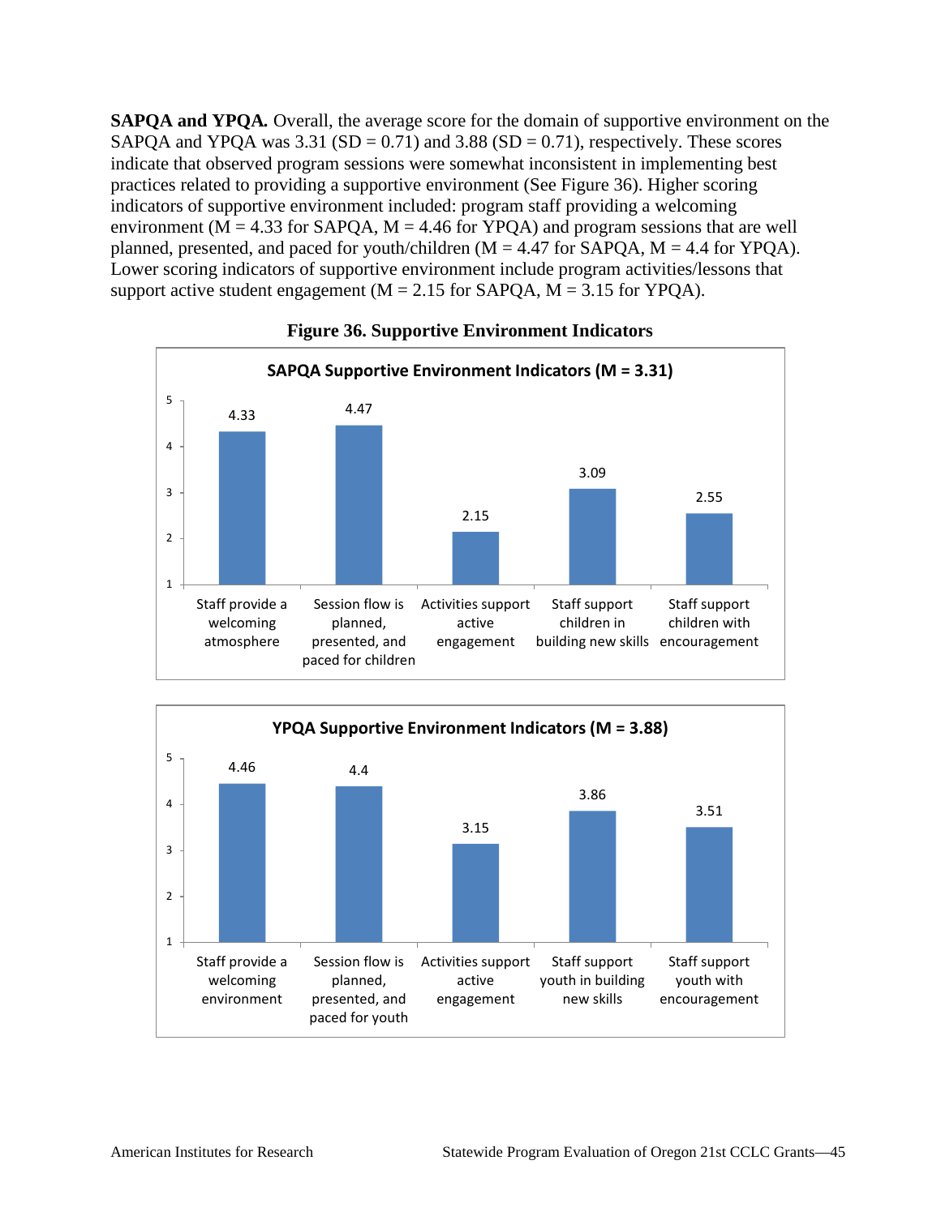**SAPQA and YPQA.** Overall, the average score for the domain of supportive environment on the SAPQA and YPQA was 3.31 (SD = 0.71) and 3.88 (SD = 0.71), respectively. These scores indicate that observed program sessions were somewhat inconsistent in implementing best practices related to providing a supportive environment (See Figure 36). Higher scoring indicators of supportive environment included: program staff providing a welcoming environment (M = 4.33 for SAPQA, M = 4.46 for YPQA) and program sessions that are well planned, presented, and paced for youth/children (M = 4.47 for SAPQA, M = 4.4 for YPQA). Lower scoring indicators of supportive environment include program activities/lessons that support active student engagement (M = 2.15 for SAPQA, M = 3.15 for YPQA).

**Figure 36. Supportive Environment Indicators**

**SAPQA Supportive Environment Indicators (M = 3.31)**

| Indicator | Score |
|---|---|
| Staff provide a welcoming atmosphere | 4.33 |
| Session flow is planned, presented, and paced for children | 4.47 |
| Activities support active engagement | 2.15 |
| Staff support children in building new skills | 3.09 |
| Staff support children with encouragement | 2.55 |

**YPQA Supportive Environment Indicators (M = 3.88)**

| Indicator | Score |
|---|---|
| Staff provide a welcoming environment | 4.46 |
| Session flow is planned, presented, and paced for youth | 4.4 |
| Activities support active engagement | 3.15 |
| Staff support youth in building new skills | 3.86 |
| Staff support youth with encouragement | 3.51 |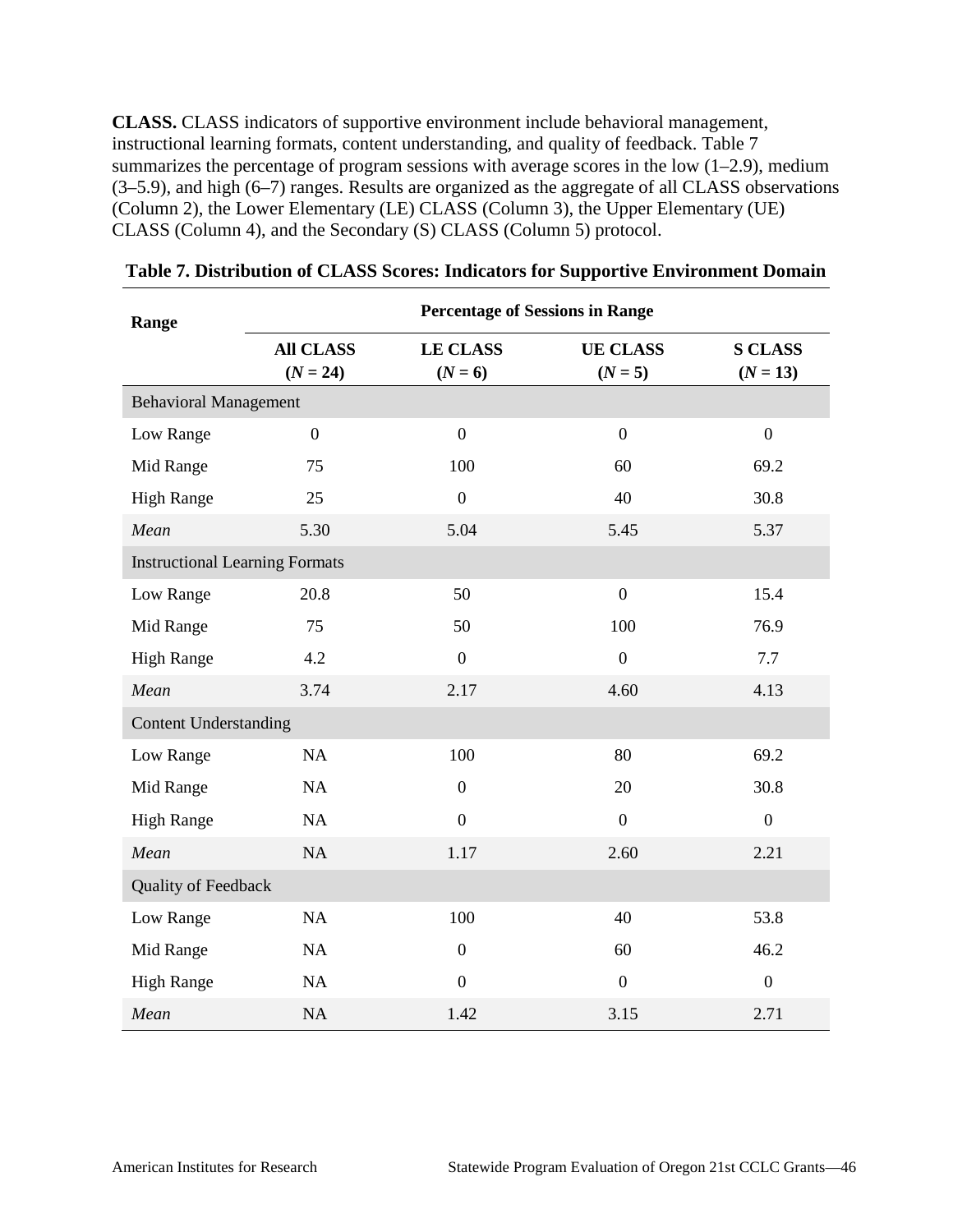**CLASS.** CLASS indicators of supportive environment include behavioral management, instructional learning formats, content understanding, and quality of feedback. Table 7 summarizes the percentage of program sessions with average scores in the low (1–2.9), medium (3–5.9), and high (6–7) ranges. Results are organized as the aggregate of all CLASS observations (Column 2), the Lower Elementary (LE) CLASS (Column 3), the Upper Elementary (UE) CLASS (Column 4), and the Secondary (S) CLASS (Column 5) protocol.

**Table 7. Distribution of CLASS Scores: Indicators for Supportive Environment Domain**

| Range | Percentage of Sessions in Range | | | |
|---|---|---|---|---|
| | **All CLASS ($N$ = 24)** | **LE CLASS ($N$ = 6)** | **UE CLASS ($N$ = 5)** | **S CLASS ($N$ = 13)** |
| Behavioral Management | | | | |
| Low Range | 0 | 0 | 0 | 0 |
| Mid Range | 75 | 100 | 60 | 69.2 |
| High Range | 25 | 0 | 40 | 30.8 |
| *Mean* | 5.30 | 5.04 | 5.45 | 5.37 |
| Instructional Learning Formats | | | | |
| Low Range | 20.8 | 50 | 0 | 15.4 |
| Mid Range | 75 | 50 | 100 | 76.9 |
| High Range | 4.2 | 0 | 0 | 7.7 |
| *Mean* | 3.74 | 2.17 | 4.60 | 4.13 |
| Content Understanding | | | | |
| Low Range | NA | 100 | 80 | 69.2 |
| Mid Range | NA | 0 | 20 | 30.8 |
| High Range | NA | 0 | 0 | 0 |
| *Mean* | NA | 1.17 | 2.60 | 2.21 |
| Quality of Feedback | | | | |
| Low Range | NA | 100 | 40 | 53.8 |
| Mid Range | NA | 0 | 60 | 46.2 |
| High Range | NA | 0 | 0 | 0 |
| *Mean* | NA | 1.42 | 3.15 | 2.71 |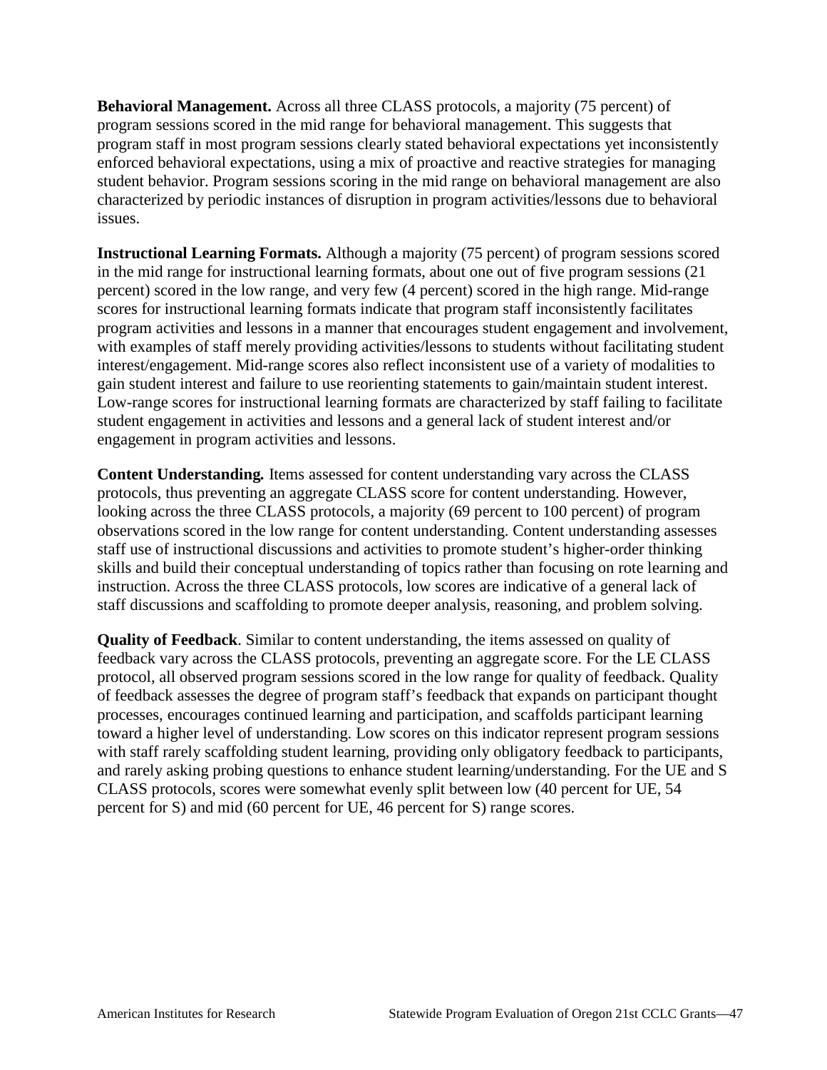**Behavioral Management.** Across all three CLASS protocols, a majority (75 percent) of program sessions scored in the mid range for behavioral management. This suggests that program staff in most program sessions clearly stated behavioral expectations yet inconsistently enforced behavioral expectations, using a mix of proactive and reactive strategies for managing student behavior. Program sessions scoring in the mid range on behavioral management are also characterized by periodic instances of disruption in program activities/lessons due to behavioral issues.

**Instructional Learning Formats.** Although a majority (75 percent) of program sessions scored in the mid range for instructional learning formats, about one out of five program sessions (21 percent) scored in the low range, and very few (4 percent) scored in the high range. Mid-range scores for instructional learning formats indicate that program staff inconsistently facilitates program activities and lessons in a manner that encourages student engagement and involvement, with examples of staff merely providing activities/lessons to students without facilitating student interest/engagement. Mid-range scores also reflect inconsistent use of a variety of modalities to gain student interest and failure to use reorienting statements to gain/maintain student interest. Low-range scores for instructional learning formats are characterized by staff failing to facilitate student engagement in activities and lessons and a general lack of student interest and/or engagement in program activities and lessons.

**Content Understanding.** Items assessed for content understanding vary across the CLASS protocols, thus preventing an aggregate CLASS score for content understanding. However, looking across the three CLASS protocols, a majority (69 percent to 100 percent) of program observations scored in the low range for content understanding. Content understanding assesses staff use of instructional discussions and activities to promote student's higher-order thinking skills and build their conceptual understanding of topics rather than focusing on rote learning and instruction. Across the three CLASS protocols, low scores are indicative of a general lack of staff discussions and scaffolding to promote deeper analysis, reasoning, and problem solving.

**Quality of Feedback**. Similar to content understanding, the items assessed on quality of feedback vary across the CLASS protocols, preventing an aggregate score. For the LE CLASS protocol, all observed program sessions scored in the low range for quality of feedback. Quality of feedback assesses the degree of program staff's feedback that expands on participant thought processes, encourages continued learning and participation, and scaffolds participant learning toward a higher level of understanding. Low scores on this indicator represent program sessions with staff rarely scaffolding student learning, providing only obligatory feedback to participants, and rarely asking probing questions to enhance student learning/understanding. For the UE and S CLASS protocols, scores were somewhat evenly split between low (40 percent for UE, 54 percent for S) and mid (60 percent for UE, 46 percent for S) range scores.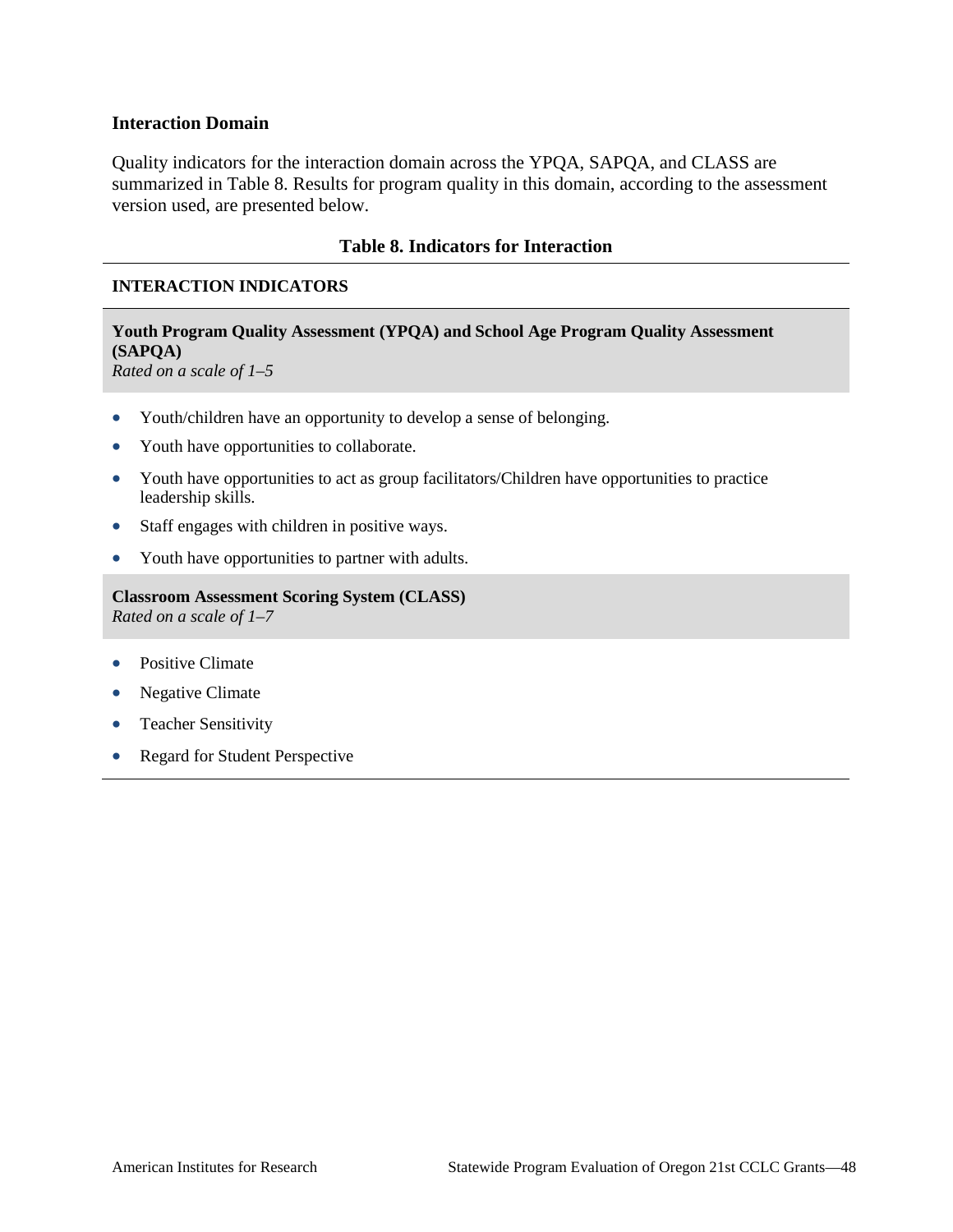### Interaction Domain

Quality indicators for the interaction domain across the YPQA, SAPQA, and CLASS are summarized in Table 8. Results for program quality in this domain, according to the assessment version used, are presented below.

**Table 8. Indicators for Interaction**

**INTERACTION INDICATORS**

**Youth Program Quality Assessment (YPQA) and School Age Program Quality Assessment (SAPQA)**
*Rated on a scale of 1–5*

- Youth/children have an opportunity to develop a sense of belonging.
- Youth have opportunities to collaborate.
- Youth have opportunities to act as group facilitators/Children have opportunities to practice leadership skills.
- Staff engages with children in positive ways.
- Youth have opportunities to partner with adults.

**Classroom Assessment Scoring System (CLASS)**
*Rated on a scale of 1–7*

- Positive Climate
- Negative Climate
- Teacher Sensitivity
- Regard for Student Perspective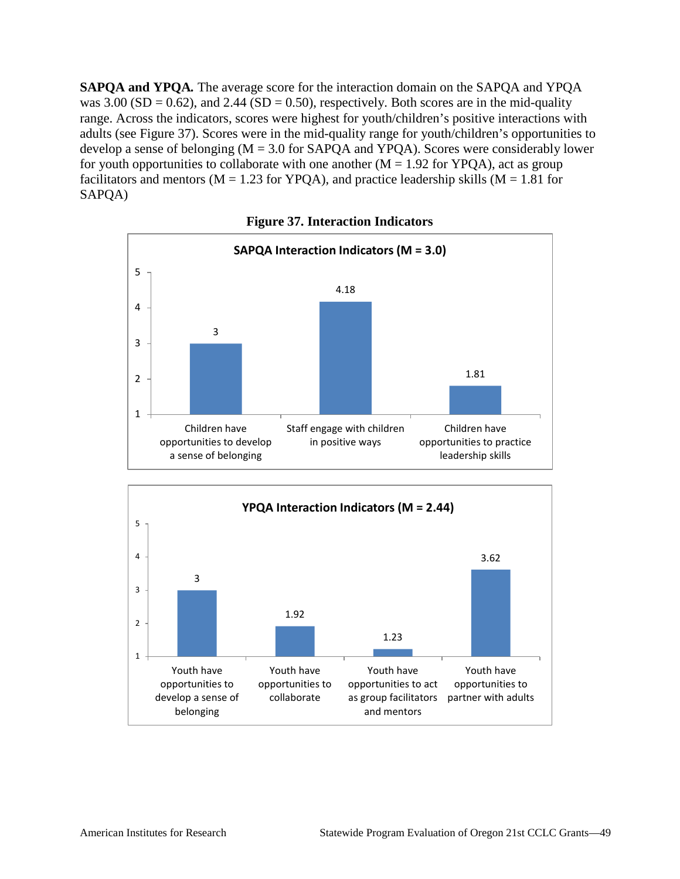**SAPQA and YPQA.** The average score for the interaction domain on the SAPQA and YPQA was 3.00 (SD = 0.62), and 2.44 (SD = 0.50), respectively. Both scores are in the mid-quality range. Across the indicators, scores were highest for youth/children's positive interactions with adults (see Figure 37). Scores were in the mid-quality range for youth/children's opportunities to develop a sense of belonging (M = 3.0 for SAPQA and YPQA). Scores were considerably lower for youth opportunities to collaborate with one another (M = 1.92 for YPQA), act as group facilitators and mentors (M = 1.23 for YPQA), and practice leadership skills (M = 1.81 for SAPQA)

**Figure 37. Interaction Indicators**

**SAPQA Interaction Indicators (M = 3.0)**

| Indicator | Score |
|---|---|
| Children have opportunities to develop a sense of belonging | 3 |
| Staff engage with children in positive ways | 4.18 |
| Children have opportunities to practice leadership skills | 1.81 |

**YPQA Interaction Indicators (M = 2.44)**

| Indicator | Score |
|---|---|
| Youth have opportunities to develop a sense of belonging | 3 |
| Youth have opportunities to collaborate | 1.92 |
| Youth have opportunities to act as group facilitators and mentors | 1.23 |
| Youth have opportunities to partner with adults | 3.62 |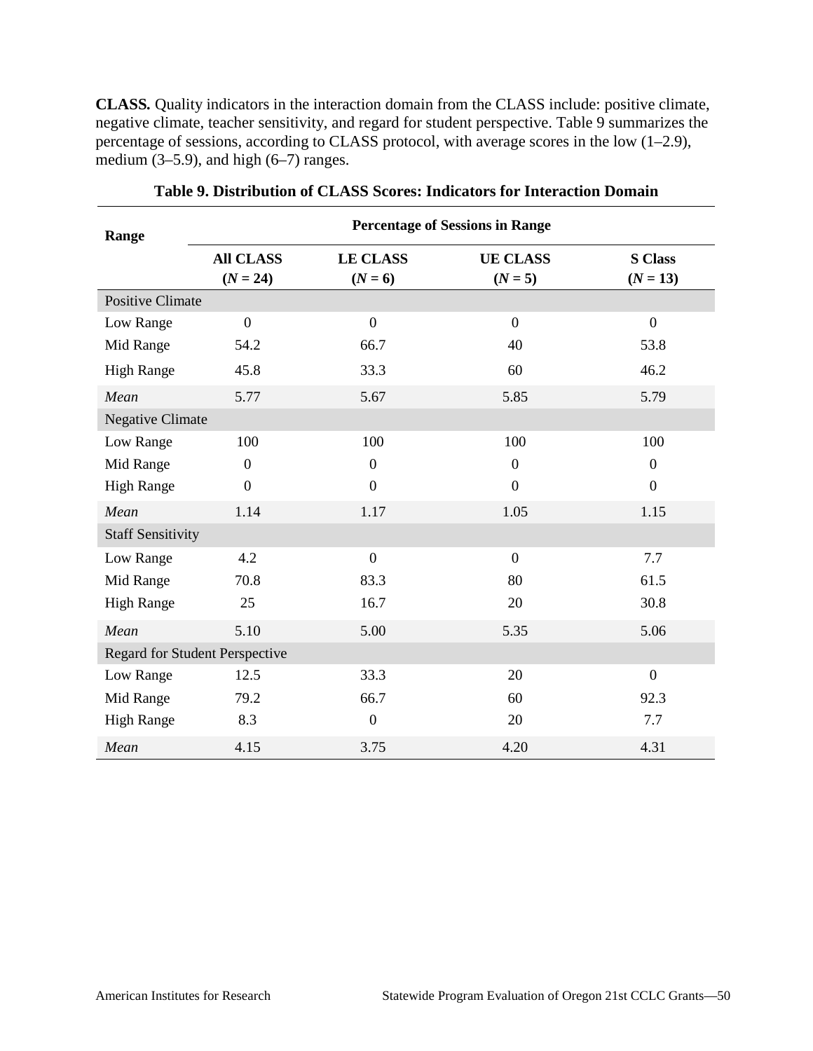**CLASS.** Quality indicators in the interaction domain from the CLASS include: positive climate, negative climate, teacher sensitivity, and regard for student perspective. Table 9 summarizes the percentage of sessions, according to CLASS protocol, with average scores in the low (1–2.9), medium (3–5.9), and high (6–7) ranges.

**Table 9. Distribution of CLASS Scores: Indicators for Interaction Domain**

| Range | Percentage of Sessions in Range | | | |
|---|---|---|---|---|
| | **All CLASS (*N* = 24)** | **LE CLASS (*N* = 6)** | **UE CLASS (*N* = 5)** | **S Class (*N* = 13)** |
| Positive Climate | | | | |
| Low Range | 0 | 0 | 0 | 0 |
| Mid Range | 54.2 | 66.7 | 40 | 53.8 |
| High Range | 45.8 | 33.3 | 60 | 46.2 |
| *Mean* | 5.77 | 5.67 | 5.85 | 5.79 |
| Negative Climate | | | | |
| Low Range | 100 | 100 | 100 | 100 |
| Mid Range | 0 | 0 | 0 | 0 |
| High Range | 0 | 0 | 0 | 0 |
| *Mean* | 1.14 | 1.17 | 1.05 | 1.15 |
| Staff Sensitivity | | | | |
| Low Range | 4.2 | 0 | 0 | 7.7 |
| Mid Range | 70.8 | 83.3 | 80 | 61.5 |
| High Range | 25 | 16.7 | 20 | 30.8 |
| *Mean* | 5.10 | 5.00 | 5.35 | 5.06 |
| Regard for Student Perspective | | | | |
| Low Range | 12.5 | 33.3 | 20 | 0 |
| Mid Range | 79.2 | 66.7 | 60 | 92.3 |
| High Range | 8.3 | 0 | 20 | 7.7 |
| *Mean* | 4.15 | 3.75 | 4.20 | 4.31 |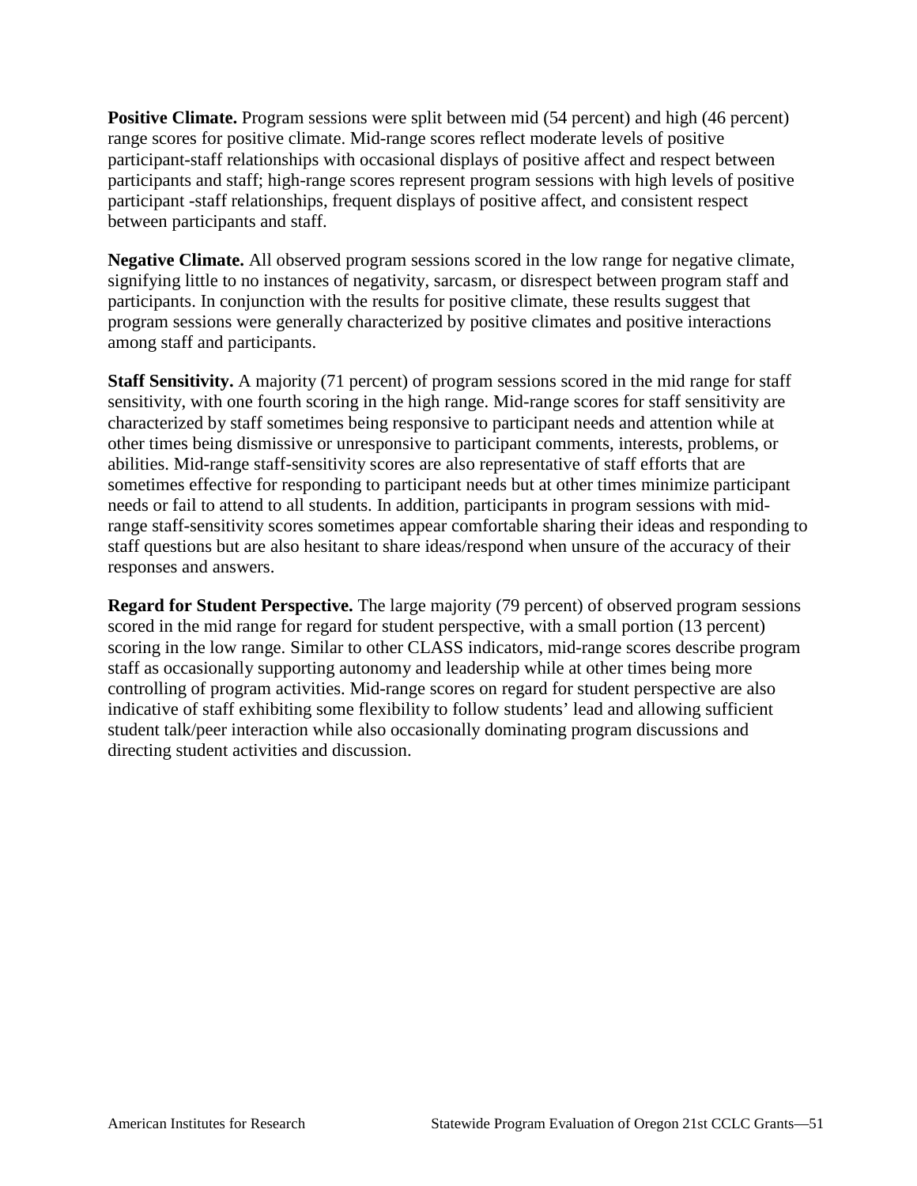**Positive Climate.** Program sessions were split between mid (54 percent) and high (46 percent) range scores for positive climate. Mid-range scores reflect moderate levels of positive participant-staff relationships with occasional displays of positive affect and respect between participants and staff; high-range scores represent program sessions with high levels of positive participant -staff relationships, frequent displays of positive affect, and consistent respect between participants and staff.

**Negative Climate.** All observed program sessions scored in the low range for negative climate, signifying little to no instances of negativity, sarcasm, or disrespect between program staff and participants. In conjunction with the results for positive climate, these results suggest that program sessions were generally characterized by positive climates and positive interactions among staff and participants.

**Staff Sensitivity.** A majority (71 percent) of program sessions scored in the mid range for staff sensitivity, with one fourth scoring in the high range. Mid-range scores for staff sensitivity are characterized by staff sometimes being responsive to participant needs and attention while at other times being dismissive or unresponsive to participant comments, interests, problems, or abilities. Mid-range staff-sensitivity scores are also representative of staff efforts that are sometimes effective for responding to participant needs but at other times minimize participant needs or fail to attend to all students. In addition, participants in program sessions with mid-range staff-sensitivity scores sometimes appear comfortable sharing their ideas and responding to staff questions but are also hesitant to share ideas/respond when unsure of the accuracy of their responses and answers.

**Regard for Student Perspective.** The large majority (79 percent) of observed program sessions scored in the mid range for regard for student perspective, with a small portion (13 percent) scoring in the low range. Similar to other CLASS indicators, mid-range scores describe program staff as occasionally supporting autonomy and leadership while at other times being more controlling of program activities. Mid-range scores on regard for student perspective are also indicative of staff exhibiting some flexibility to follow students' lead and allowing sufficient student talk/peer interaction while also occasionally dominating program discussions and directing student activities and discussion.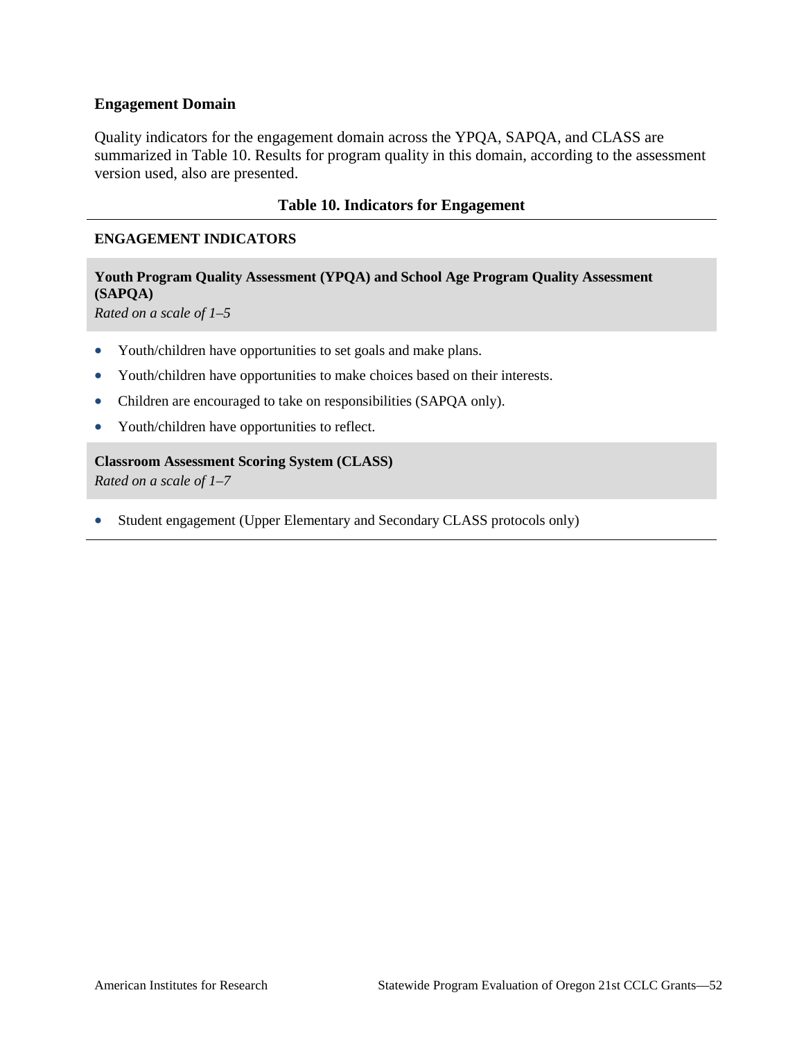### Engagement Domain

Quality indicators for the engagement domain across the YPQA, SAPQA, and CLASS are summarized in Table 10. Results for program quality in this domain, according to the assessment version used, also are presented.

**Table 10. Indicators for Engagement**

**ENGAGEMENT INDICATORS**

**Youth Program Quality Assessment (YPQA) and School Age Program Quality Assessment (SAPQA)**
*Rated on a scale of 1–5*

- Youth/children have opportunities to set goals and make plans.
- Youth/children have opportunities to make choices based on their interests.
- Children are encouraged to take on responsibilities (SAPQA only).
- Youth/children have opportunities to reflect.

**Classroom Assessment Scoring System (CLASS)**
*Rated on a scale of 1–7*

- Student engagement (Upper Elementary and Secondary CLASS protocols only)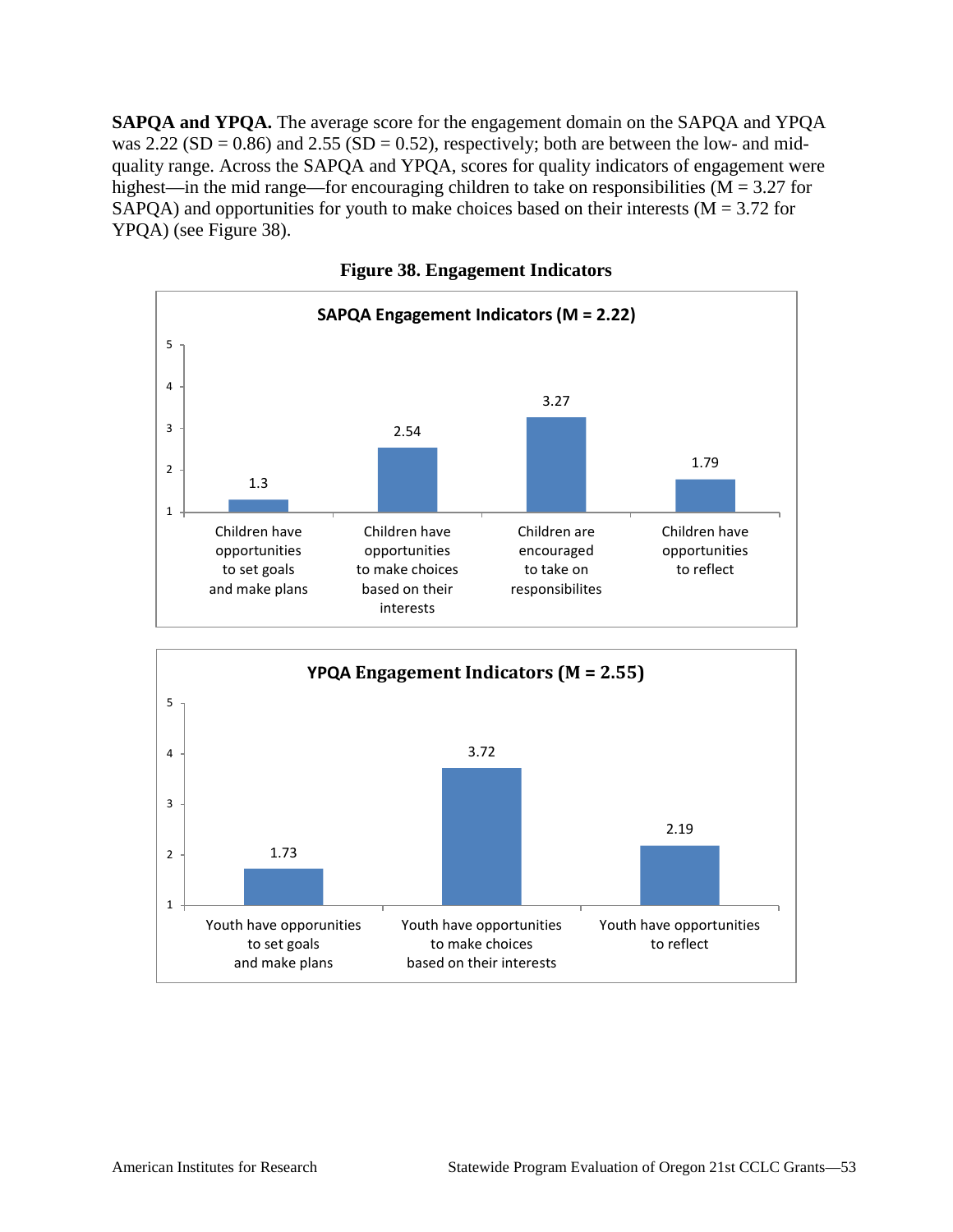**SAPQA and YPQA.** The average score for the engagement domain on the SAPQA and YPQA was 2.22 (SD = 0.86) and 2.55 (SD = 0.52), respectively; both are between the low- and mid-quality range. Across the SAPQA and YPQA, scores for quality indicators of engagement were highest—in the mid range—for encouraging children to take on responsibilities (M = 3.27 for SAPQA) and opportunities for youth to make choices based on their interests (M = 3.72 for YPQA) (see Figure 38).

**Figure 38. Engagement Indicators**

**SAPQA Engagement Indicators (M = 2.22)**

| Indicator | Score |
|---|---|
| Children have opportunities to set goals and make plans | 1.3 |
| Children have opportunities to make choices based on their interests | 2.54 |
| Children are encouraged to take on responsibilites | 3.27 |
| Children have opportunities to reflect | 1.79 |

**YPQA Engagement Indicators (M = 2.55)**

| Indicator | Score |
|---|---|
| Youth have opporunities to set goals and make plans | 1.73 |
| Youth have opportunities to make choices based on their interests | 3.72 |
| Youth have opportunities to reflect | 2.19 |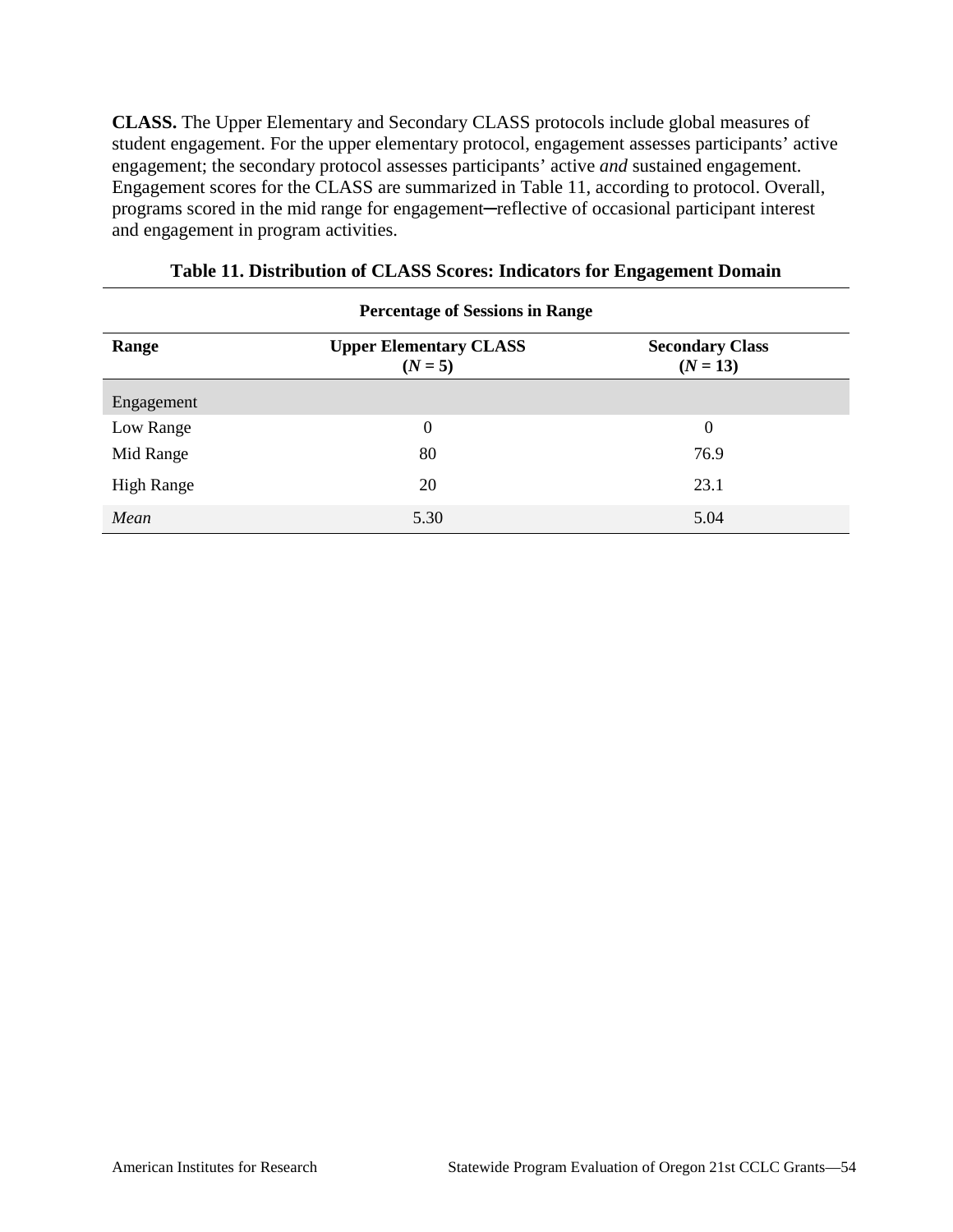**CLASS.** The Upper Elementary and Secondary CLASS protocols include global measures of student engagement. For the upper elementary protocol, engagement assesses participants' active engagement; the secondary protocol assesses participants' active *and* sustained engagement. Engagement scores for the CLASS are summarized in Table 11, according to protocol. Overall, programs scored in the mid range for engagement─reflective of occasional participant interest and engagement in program activities.

**Table 11. Distribution of CLASS Scores: Indicators for Engagement Domain**

| | Percentage of Sessions in Range | |
|---|---|---|
| **Range** | **Upper Elementary CLASS ($N = 5$)** | **Secondary Class ($N = 13$)** |
| Engagement | | |
| Low Range | 0 | 0 |
| Mid Range | 80 | 76.9 |
| High Range | 20 | 23.1 |
| *Mean* | 5.30 | 5.04 |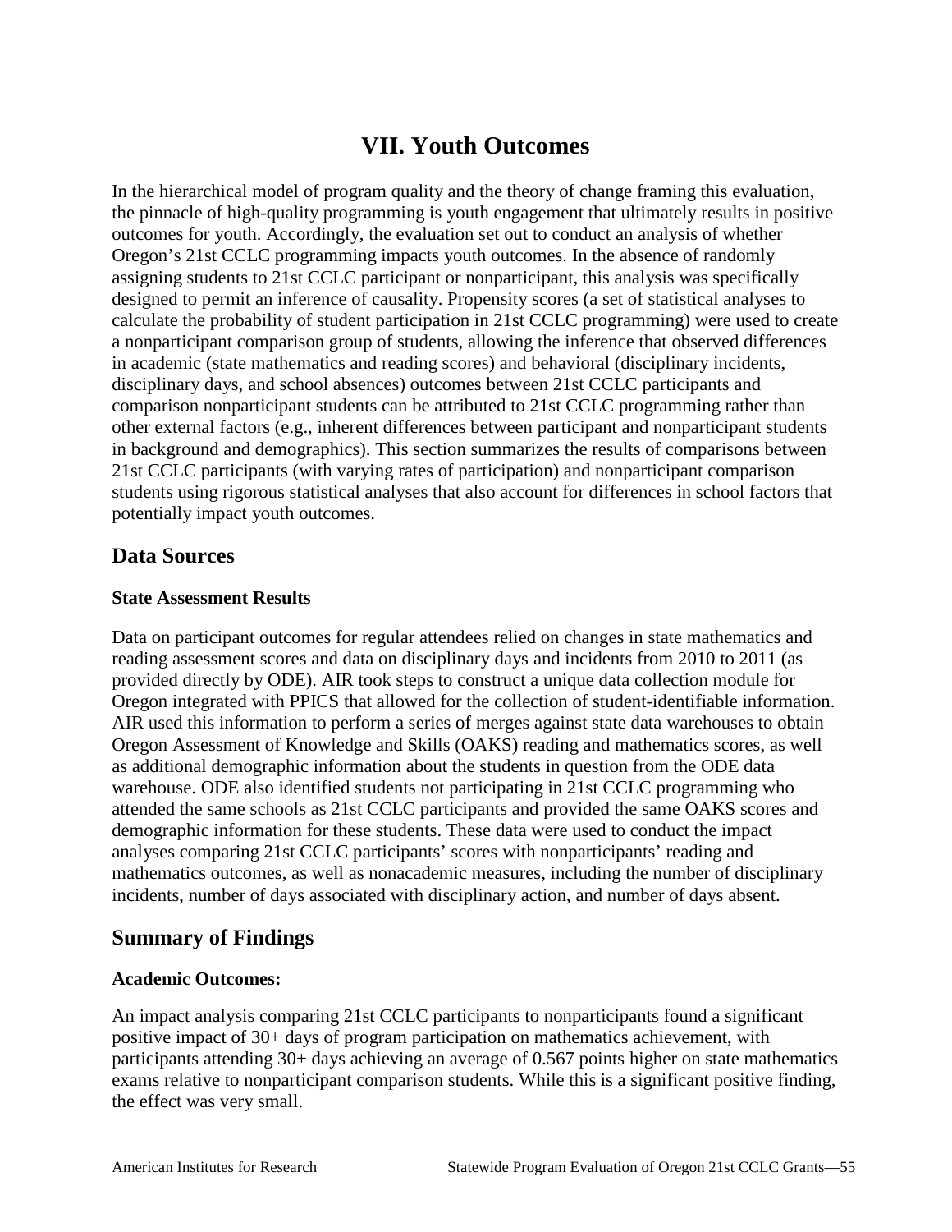# VII. Youth Outcomes

In the hierarchical model of program quality and the theory of change framing this evaluation, the pinnacle of high-quality programming is youth engagement that ultimately results in positive outcomes for youth. Accordingly, the evaluation set out to conduct an analysis of whether Oregon's 21st CCLC programming impacts youth outcomes. In the absence of randomly assigning students to 21st CCLC participant or nonparticipant, this analysis was specifically designed to permit an inference of causality. Propensity scores (a set of statistical analyses to calculate the probability of student participation in 21st CCLC programming) were used to create a nonparticipant comparison group of students, allowing the inference that observed differences in academic (state mathematics and reading scores) and behavioral (disciplinary incidents, disciplinary days, and school absences) outcomes between 21st CCLC participants and comparison nonparticipant students can be attributed to 21st CCLC programming rather than other external factors (e.g., inherent differences between participant and nonparticipant students in background and demographics). This section summarizes the results of comparisons between 21st CCLC participants (with varying rates of participation) and nonparticipant comparison students using rigorous statistical analyses that also account for differences in school factors that potentially impact youth outcomes.

## Data Sources

### State Assessment Results

Data on participant outcomes for regular attendees relied on changes in state mathematics and reading assessment scores and data on disciplinary days and incidents from 2010 to 2011 (as provided directly by ODE). AIR took steps to construct a unique data collection module for Oregon integrated with PPICS that allowed for the collection of student-identifiable information. AIR used this information to perform a series of merges against state data warehouses to obtain Oregon Assessment of Knowledge and Skills (OAKS) reading and mathematics scores, as well as additional demographic information about the students in question from the ODE data warehouse. ODE also identified students not participating in 21st CCLC programming who attended the same schools as 21st CCLC participants and provided the same OAKS scores and demographic information for these students. These data were used to conduct the impact analyses comparing 21st CCLC participants' scores with nonparticipants' reading and mathematics outcomes, as well as nonacademic measures, including the number of disciplinary incidents, number of days associated with disciplinary action, and number of days absent.

## Summary of Findings

### Academic Outcomes:

An impact analysis comparing 21st CCLC participants to nonparticipants found a significant positive impact of 30+ days of program participation on mathematics achievement, with participants attending 30+ days achieving an average of 0.567 points higher on state mathematics exams relative to nonparticipant comparison students. While this is a significant positive finding, the effect was very small.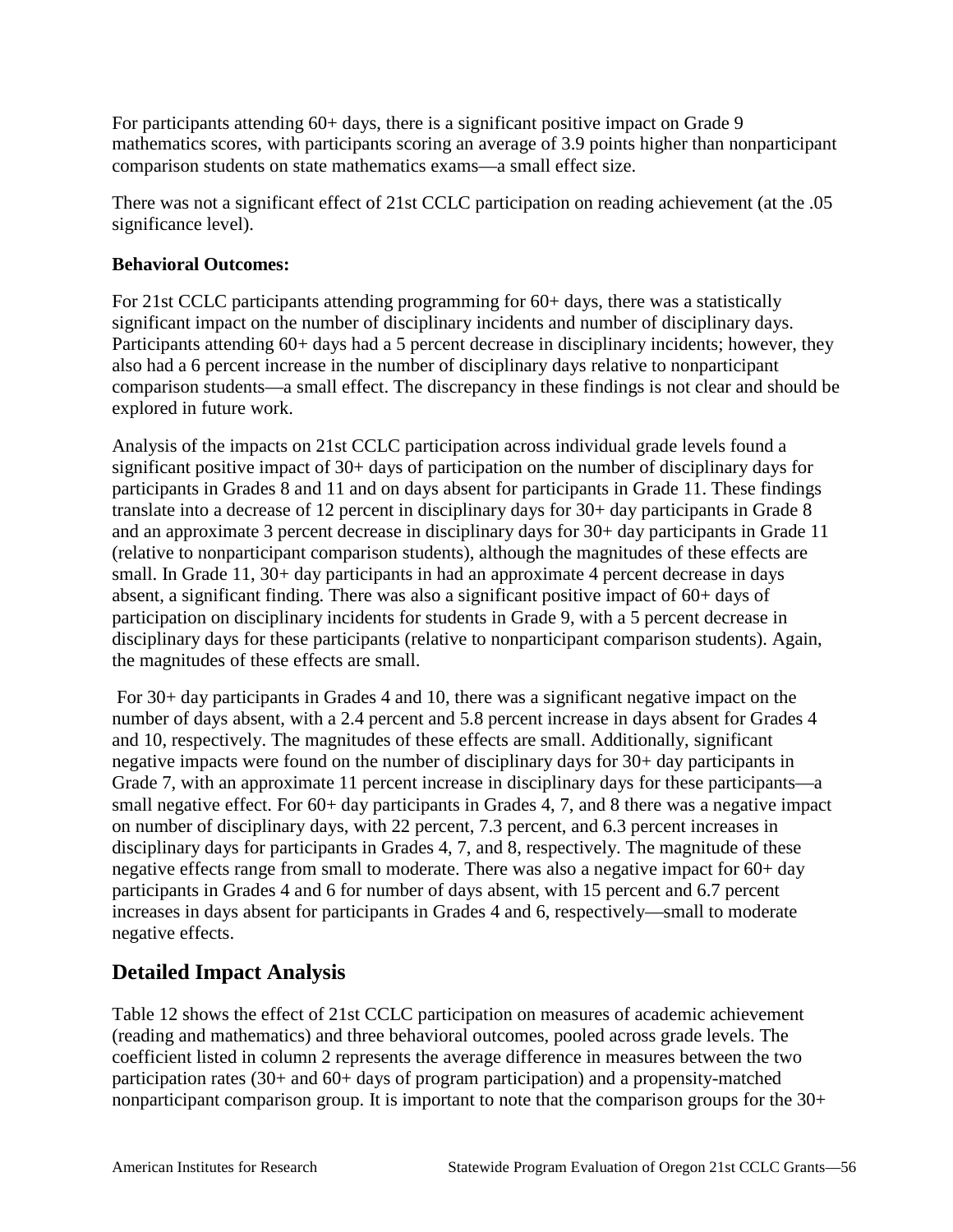For participants attending 60+ days, there is a significant positive impact on Grade 9 mathematics scores, with participants scoring an average of 3.9 points higher than nonparticipant comparison students on state mathematics exams—a small effect size.

There was not a significant effect of 21st CCLC participation on reading achievement (at the .05 significance level).

**Behavioral Outcomes:**

For 21st CCLC participants attending programming for 60+ days, there was a statistically significant impact on the number of disciplinary incidents and number of disciplinary days. Participants attending 60+ days had a 5 percent decrease in disciplinary incidents; however, they also had a 6 percent increase in the number of disciplinary days relative to nonparticipant comparison students—a small effect. The discrepancy in these findings is not clear and should be explored in future work.

Analysis of the impacts on 21st CCLC participation across individual grade levels found a significant positive impact of 30+ days of participation on the number of disciplinary days for participants in Grades 8 and 11 and on days absent for participants in Grade 11. These findings translate into a decrease of 12 percent in disciplinary days for 30+ day participants in Grade 8 and an approximate 3 percent decrease in disciplinary days for 30+ day participants in Grade 11 (relative to nonparticipant comparison students), although the magnitudes of these effects are small. In Grade 11, 30+ day participants in had an approximate 4 percent decrease in days absent, a significant finding. There was also a significant positive impact of 60+ days of participation on disciplinary incidents for students in Grade 9, with a 5 percent decrease in disciplinary days for these participants (relative to nonparticipant comparison students). Again, the magnitudes of these effects are small.

For 30+ day participants in Grades 4 and 10, there was a significant negative impact on the number of days absent, with a 2.4 percent and 5.8 percent increase in days absent for Grades 4 and 10, respectively. The magnitudes of these effects are small. Additionally, significant negative impacts were found on the number of disciplinary days for 30+ day participants in Grade 7, with an approximate 11 percent increase in disciplinary days for these participants—a small negative effect. For 60+ day participants in Grades 4, 7, and 8 there was a negative impact on number of disciplinary days, with 22 percent, 7.3 percent, and 6.3 percent increases in disciplinary days for participants in Grades 4, 7, and 8, respectively. The magnitude of these negative effects range from small to moderate. There was also a negative impact for 60+ day participants in Grades 4 and 6 for number of days absent, with 15 percent and 6.7 percent increases in days absent for participants in Grades 4 and 6, respectively—small to moderate negative effects.

## Detailed Impact Analysis

Table 12 shows the effect of 21st CCLC participation on measures of academic achievement (reading and mathematics) and three behavioral outcomes, pooled across grade levels. The coefficient listed in column 2 represents the average difference in measures between the two participation rates (30+ and 60+ days of program participation) and a propensity-matched nonparticipant comparison group. It is important to note that the comparison groups for the 30+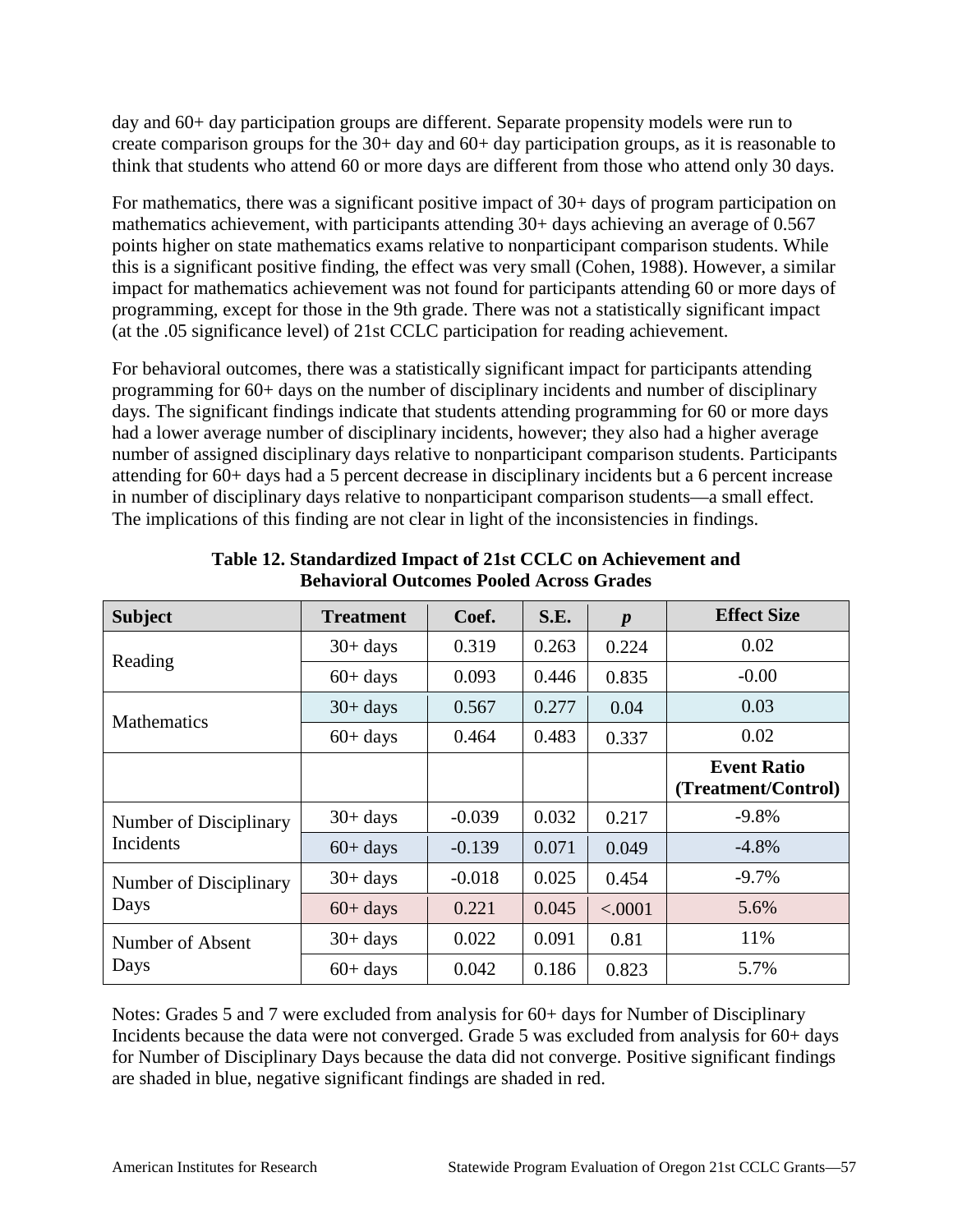day and 60+ day participation groups are different. Separate propensity models were run to create comparison groups for the 30+ day and 60+ day participation groups, as it is reasonable to think that students who attend 60 or more days are different from those who attend only 30 days.

For mathematics, there was a significant positive impact of 30+ days of program participation on mathematics achievement, with participants attending 30+ days achieving an average of 0.567 points higher on state mathematics exams relative to nonparticipant comparison students. While this is a significant positive finding, the effect was very small (Cohen, 1988). However, a similar impact for mathematics achievement was not found for participants attending 60 or more days of programming, except for those in the 9th grade. There was not a statistically significant impact (at the .05 significance level) of 21st CCLC participation for reading achievement.

For behavioral outcomes, there was a statistically significant impact for participants attending programming for 60+ days on the number of disciplinary incidents and number of disciplinary days. The significant findings indicate that students attending programming for 60 or more days had a lower average number of disciplinary incidents, however; they also had a higher average number of assigned disciplinary days relative to nonparticipant comparison students. Participants attending for 60+ days had a 5 percent decrease in disciplinary incidents but a 6 percent increase in number of disciplinary days relative to nonparticipant comparison students—a small effect. The implications of this finding are not clear in light of the inconsistencies in findings.

**Table 12. Standardized Impact of 21st CCLC on Achievement and Behavioral Outcomes Pooled Across Grades**

| Subject | Treatment | Coef. | S.E. | *p* | Effect Size |
|---|---|---|---|---|---|
| Reading | 30+ days | 0.319 | 0.263 | 0.224 | 0.02 |
| | 60+ days | 0.093 | 0.446 | 0.835 | -0.00 |
| Mathematics | 30+ days | 0.567 | 0.277 | 0.04 | 0.03 |
| | 60+ days | 0.464 | 0.483 | 0.337 | 0.02 |
| | | | | | **Event Ratio (Treatment/Control)** |
| Number of Disciplinary Incidents | 30+ days | -0.039 | 0.032 | 0.217 | -9.8% |
| | 60+ days | -0.139 | 0.071 | 0.049 | -4.8% |
| Number of Disciplinary Days | 30+ days | -0.018 | 0.025 | 0.454 | -9.7% |
| | 60+ days | 0.221 | 0.045 | <.0001 | 5.6% |
| Number of Absent Days | 30+ days | 0.022 | 0.091 | 0.81 | 11% |
| | 60+ days | 0.042 | 0.186 | 0.823 | 5.7% |

Notes: Grades 5 and 7 were excluded from analysis for 60+ days for Number of Disciplinary Incidents because the data were not converged. Grade 5 was excluded from analysis for 60+ days for Number of Disciplinary Days because the data did not converge. Positive significant findings are shaded in blue, negative significant findings are shaded in red.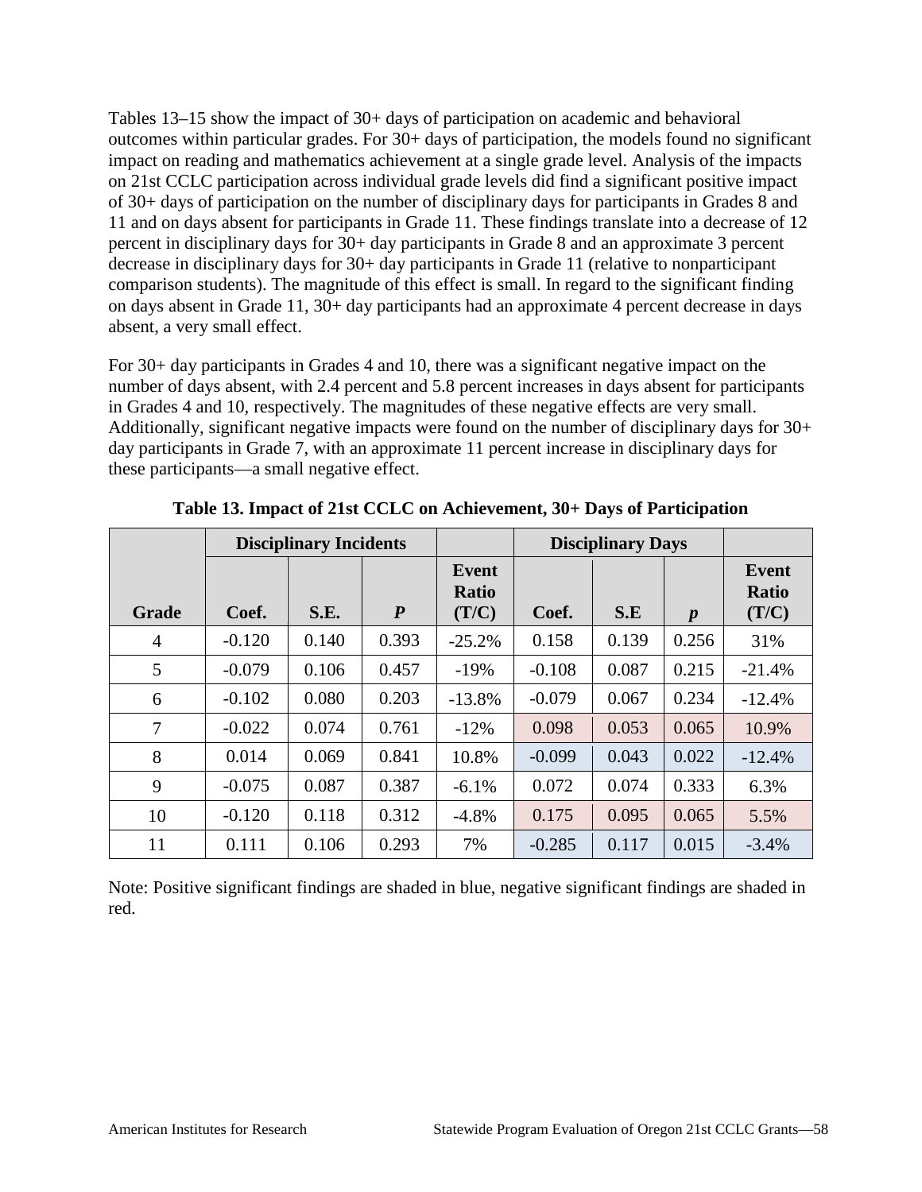Tables 13–15 show the impact of 30+ days of participation on academic and behavioral outcomes within particular grades. For 30+ days of participation, the models found no significant impact on reading and mathematics achievement at a single grade level. Analysis of the impacts on 21st CCLC participation across individual grade levels did find a significant positive impact of 30+ days of participation on the number of disciplinary days for participants in Grades 8 and 11 and on days absent for participants in Grade 11. These findings translate into a decrease of 12 percent in disciplinary days for 30+ day participants in Grade 8 and an approximate 3 percent decrease in disciplinary days for 30+ day participants in Grade 11 (relative to nonparticipant comparison students). The magnitude of this effect is small. In regard to the significant finding on days absent in Grade 11, 30+ day participants had an approximate 4 percent decrease in days absent, a very small effect.

For 30+ day participants in Grades 4 and 10, there was a significant negative impact on the number of days absent, with 2.4 percent and 5.8 percent increases in days absent for participants in Grades 4 and 10, respectively. The magnitudes of these negative effects are very small. Additionally, significant negative impacts were found on the number of disciplinary days for 30+ day participants in Grade 7, with an approximate 11 percent increase in disciplinary days for these participants—a small negative effect.

**Table 13. Impact of 21st CCLC on Achievement, 30+ Days of Participation**

| | Disciplinary Incidents | | | | Disciplinary Days | | | |
|---|---|---|---|---|---|---|---|---|
| **Grade** | **Coef.** | **S.E.** | ***P*** | **Event Ratio (T/C)** | **Coef.** | **S.E** | ***p*** | **Event Ratio (T/C)** |
| 4 | -0.120 | 0.140 | 0.393 | -25.2% | 0.158 | 0.139 | 0.256 | 31% |
| 5 | -0.079 | 0.106 | 0.457 | -19% | -0.108 | 0.087 | 0.215 | -21.4% |
| 6 | -0.102 | 0.080 | 0.203 | -13.8% | -0.079 | 0.067 | 0.234 | -12.4% |
| 7 | -0.022 | 0.074 | 0.761 | -12% | 0.098 | 0.053 | 0.065 | 10.9% |
| 8 | 0.014 | 0.069 | 0.841 | 10.8% | -0.099 | 0.043 | 0.022 | -12.4% |
| 9 | -0.075 | 0.087 | 0.387 | -6.1% | 0.072 | 0.074 | 0.333 | 6.3% |
| 10 | -0.120 | 0.118 | 0.312 | -4.8% | 0.175 | 0.095 | 0.065 | 5.5% |
| 11 | 0.111 | 0.106 | 0.293 | 7% | -0.285 | 0.117 | 0.015 | -3.4% |

Note: Positive significant findings are shaded in blue, negative significant findings are shaded in red.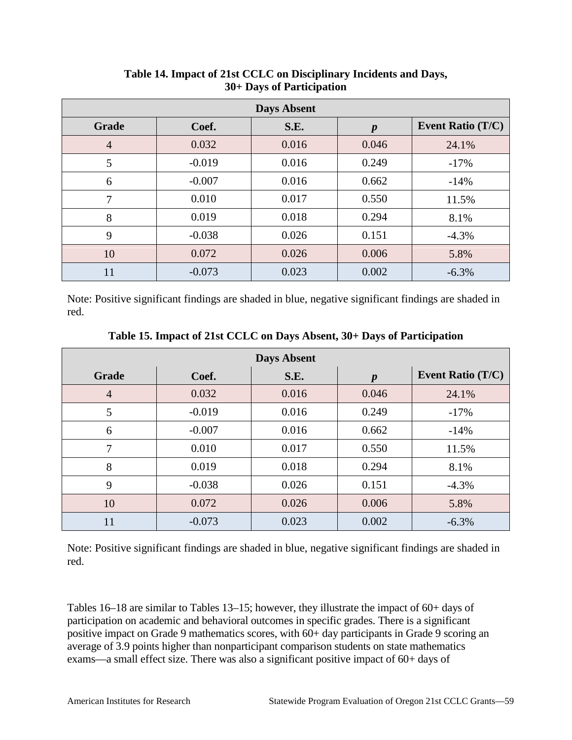**Table 14. Impact of 21st CCLC on Disciplinary Incidents and Days, 30+ Days of Participation**

| Days Absent | | | | |
|---|---|---|---|---|
| **Grade** | **Coef.** | **S.E.** | ***p*** | **Event Ratio (T/C)** |
| 4 | 0.032 | 0.016 | 0.046 | 24.1% |
| 5 | -0.019 | 0.016 | 0.249 | -17% |
| 6 | -0.007 | 0.016 | 0.662 | -14% |
| 7 | 0.010 | 0.017 | 0.550 | 11.5% |
| 8 | 0.019 | 0.018 | 0.294 | 8.1% |
| 9 | -0.038 | 0.026 | 0.151 | -4.3% |
| 10 | 0.072 | 0.026 | 0.006 | 5.8% |
| 11 | -0.073 | 0.023 | 0.002 | -6.3% |

Note: Positive significant findings are shaded in blue, negative significant findings are shaded in red.

**Table 15. Impact of 21st CCLC on Days Absent, 30+ Days of Participation**

| Days Absent | | | | |
|---|---|---|---|---|
| **Grade** | **Coef.** | **S.E.** | ***p*** | **Event Ratio (T/C)** |
| 4 | 0.032 | 0.016 | 0.046 | 24.1% |
| 5 | -0.019 | 0.016 | 0.249 | -17% |
| 6 | -0.007 | 0.016 | 0.662 | -14% |
| 7 | 0.010 | 0.017 | 0.550 | 11.5% |
| 8 | 0.019 | 0.018 | 0.294 | 8.1% |
| 9 | -0.038 | 0.026 | 0.151 | -4.3% |
| 10 | 0.072 | 0.026 | 0.006 | 5.8% |
| 11 | -0.073 | 0.023 | 0.002 | -6.3% |

Note: Positive significant findings are shaded in blue, negative significant findings are shaded in red.

Tables 16–18 are similar to Tables 13–15; however, they illustrate the impact of 60+ days of participation on academic and behavioral outcomes in specific grades. There is a significant positive impact on Grade 9 mathematics scores, with 60+ day participants in Grade 9 scoring an average of 3.9 points higher than nonparticipant comparison students on state mathematics exams—a small effect size. There was also a significant positive impact of 60+ days of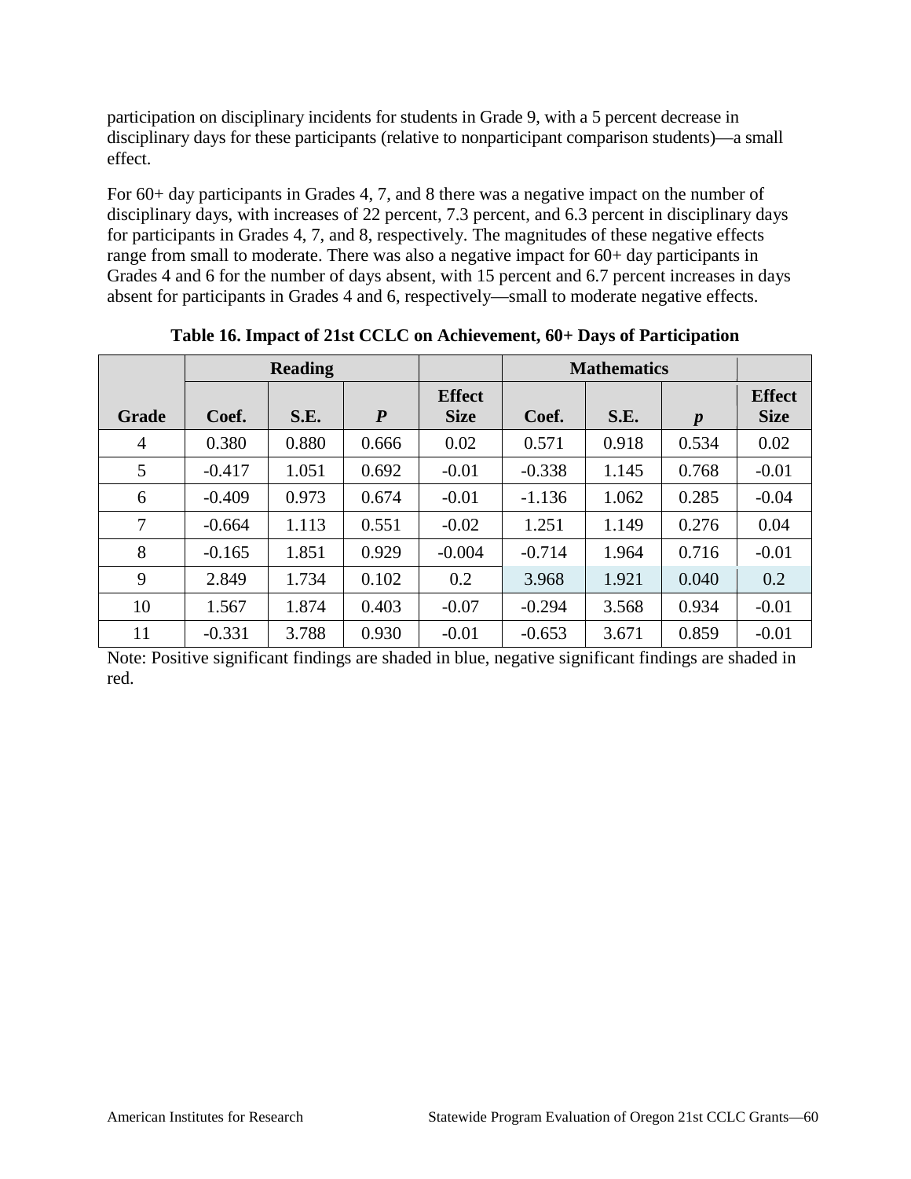participation on disciplinary incidents for students in Grade 9, with a 5 percent decrease in disciplinary days for these participants (relative to nonparticipant comparison students)—a small effect.

For 60+ day participants in Grades 4, 7, and 8 there was a negative impact on the number of disciplinary days, with increases of 22 percent, 7.3 percent, and 6.3 percent in disciplinary days for participants in Grades 4, 7, and 8, respectively. The magnitudes of these negative effects range from small to moderate. There was also a negative impact for 60+ day participants in Grades 4 and 6 for the number of days absent, with 15 percent and 6.7 percent increases in days absent for participants in Grades 4 and 6, respectively—small to moderate negative effects.

**Table 16. Impact of 21st CCLC on Achievement, 60+ Days of Participation**

| | Reading | | | | Mathematics | | | |
|---|---|---|---|---|---|---|---|---|
| **Grade** | **Coef.** | **S.E.** | ***P*** | **Effect Size** | **Coef.** | **S.E.** | ***p*** | **Effect Size** |
| 4 | 0.380 | 0.880 | 0.666 | 0.02 | 0.571 | 0.918 | 0.534 | 0.02 |
| 5 | -0.417 | 1.051 | 0.692 | -0.01 | -0.338 | 1.145 | 0.768 | -0.01 |
| 6 | -0.409 | 0.973 | 0.674 | -0.01 | -1.136 | 1.062 | 0.285 | -0.04 |
| 7 | -0.664 | 1.113 | 0.551 | -0.02 | 1.251 | 1.149 | 0.276 | 0.04 |
| 8 | -0.165 | 1.851 | 0.929 | -0.004 | -0.714 | 1.964 | 0.716 | -0.01 |
| 9 | 2.849 | 1.734 | 0.102 | 0.2 | 3.968 | 1.921 | 0.040 | 0.2 |
| 10 | 1.567 | 1.874 | 0.403 | -0.07 | -0.294 | 3.568 | 0.934 | -0.01 |
| 11 | -0.331 | 3.788 | 0.930 | -0.01 | -0.653 | 3.671 | 0.859 | -0.01 |

Note: Positive significant findings are shaded in blue, negative significant findings are shaded in red.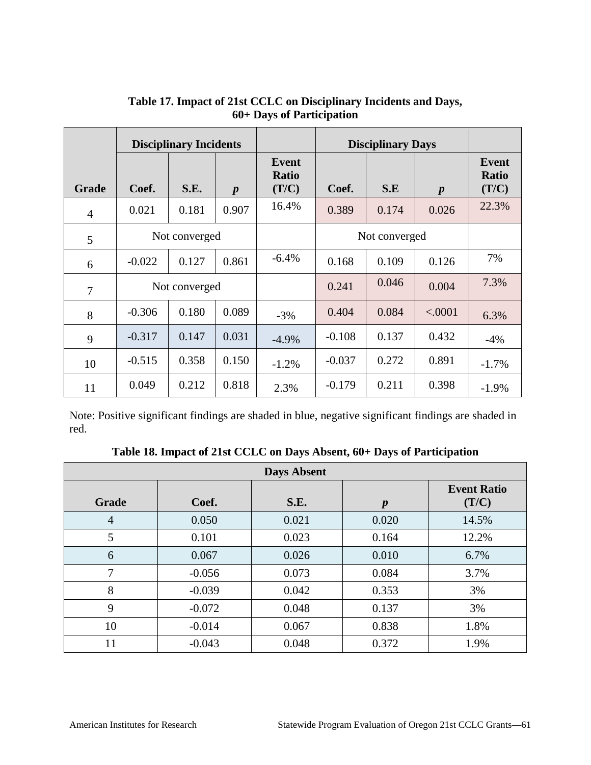**Table 17. Impact of 21st CCLC on Disciplinary Incidents and Days, 60+ Days of Participation**

| | Disciplinary Incidents | | | | Disciplinary Days | | | |
|---|---|---|---|---|---|---|---|---|
| Grade | Coef. | S.E. | *p* | Event Ratio (T/C) | Coef. | S.E | *p* | Event Ratio (T/C) |
| 4 | 0.021 | 0.181 | 0.907 | 16.4% | 0.389 | 0.174 | 0.026 | 22.3% |
| 5 | Not converged | | | | Not converged | | | |
| 6 | -0.022 | 0.127 | 0.861 | -6.4% | 0.168 | 0.109 | 0.126 | 7% |
| 7 | Not converged | | | | 0.241 | 0.046 | 0.004 | 7.3% |
| 8 | -0.306 | 0.180 | 0.089 | -3% | 0.404 | 0.084 | <.0001 | 6.3% |
| 9 | -0.317 | 0.147 | 0.031 | -4.9% | -0.108 | 0.137 | 0.432 | -4% |
| 10 | -0.515 | 0.358 | 0.150 | -1.2% | -0.037 | 0.272 | 0.891 | -1.7% |
| 11 | 0.049 | 0.212 | 0.818 | 2.3% | -0.179 | 0.211 | 0.398 | -1.9% |

Note: Positive significant findings are shaded in blue, negative significant findings are shaded in red.

**Table 18. Impact of 21st CCLC on Days Absent, 60+ Days of Participation**

| Days Absent | | | | |
|---|---|---|---|---|
| Grade | Coef. | S.E. | *p* | Event Ratio (T/C) |
| 4 | 0.050 | 0.021 | 0.020 | 14.5% |
| 5 | 0.101 | 0.023 | 0.164 | 12.2% |
| 6 | 0.067 | 0.026 | 0.010 | 6.7% |
| 7 | -0.056 | 0.073 | 0.084 | 3.7% |
| 8 | -0.039 | 0.042 | 0.353 | 3% |
| 9 | -0.072 | 0.048 | 0.137 | 3% |
| 10 | -0.014 | 0.067 | 0.838 | 1.8% |
| 11 | -0.043 | 0.048 | 0.372 | 1.9% |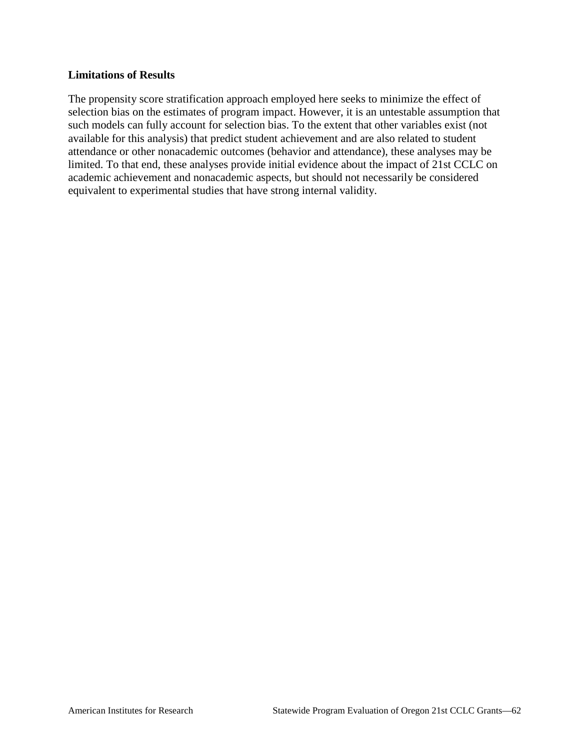**Limitations of Results**

The propensity score stratification approach employed here seeks to minimize the effect of selection bias on the estimates of program impact. However, it is an untestable assumption that such models can fully account for selection bias. To the extent that other variables exist (not available for this analysis) that predict student achievement and are also related to student attendance or other nonacademic outcomes (behavior and attendance), these analyses may be limited. To that end, these analyses provide initial evidence about the impact of 21st CCLC on academic achievement and nonacademic aspects, but should not necessarily be considered equivalent to experimental studies that have strong internal validity.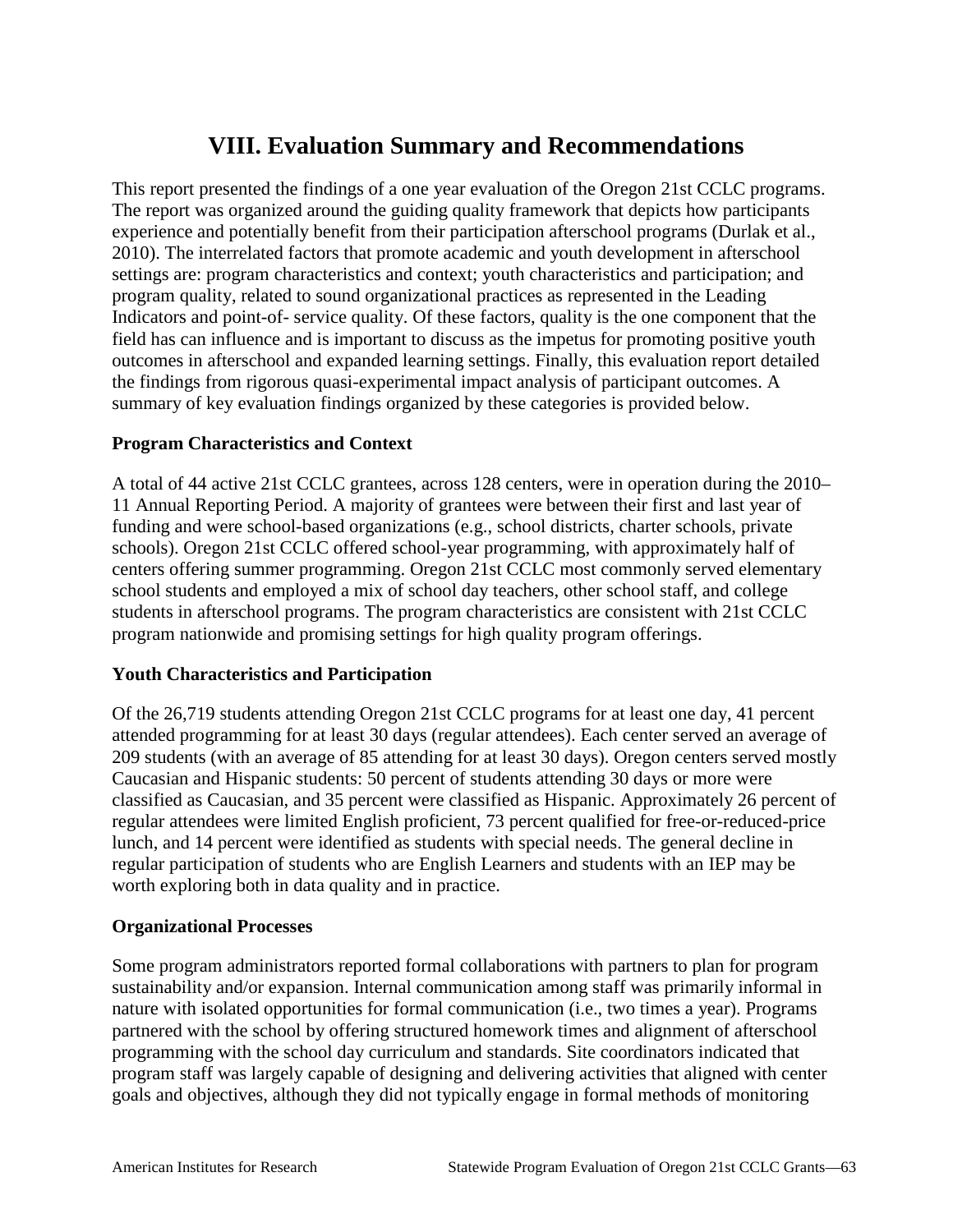# VIII. Evaluation Summary and Recommendations

This report presented the findings of a one year evaluation of the Oregon 21st CCLC programs. The report was organized around the guiding quality framework that depicts how participants experience and potentially benefit from their participation afterschool programs (Durlak et al., 2010). The interrelated factors that promote academic and youth development in afterschool settings are: program characteristics and context; youth characteristics and participation; and program quality, related to sound organizational practices as represented in the Leading Indicators and point-of- service quality. Of these factors, quality is the one component that the field has can influence and is important to discuss as the impetus for promoting positive youth outcomes in afterschool and expanded learning settings. Finally, this evaluation report detailed the findings from rigorous quasi-experimental impact analysis of participant outcomes. A summary of key evaluation findings organized by these categories is provided below.

**Program Characteristics and Context**

A total of 44 active 21st CCLC grantees, across 128 centers, were in operation during the 2010–11 Annual Reporting Period. A majority of grantees were between their first and last year of funding and were school-based organizations (e.g., school districts, charter schools, private schools). Oregon 21st CCLC offered school-year programming, with approximately half of centers offering summer programming. Oregon 21st CCLC most commonly served elementary school students and employed a mix of school day teachers, other school staff, and college students in afterschool programs. The program characteristics are consistent with 21st CCLC program nationwide and promising settings for high quality program offerings.

**Youth Characteristics and Participation**

Of the 26,719 students attending Oregon 21st CCLC programs for at least one day, 41 percent attended programming for at least 30 days (regular attendees). Each center served an average of 209 students (with an average of 85 attending for at least 30 days). Oregon centers served mostly Caucasian and Hispanic students: 50 percent of students attending 30 days or more were classified as Caucasian, and 35 percent were classified as Hispanic. Approximately 26 percent of regular attendees were limited English proficient, 73 percent qualified for free-or-reduced-price lunch, and 14 percent were identified as students with special needs. The general decline in regular participation of students who are English Learners and students with an IEP may be worth exploring both in data quality and in practice.

**Organizational Processes**

Some program administrators reported formal collaborations with partners to plan for program sustainability and/or expansion. Internal communication among staff was primarily informal in nature with isolated opportunities for formal communication (i.e., two times a year). Programs partnered with the school by offering structured homework times and alignment of afterschool programming with the school day curriculum and standards. Site coordinators indicated that program staff was largely capable of designing and delivering activities that aligned with center goals and objectives, although they did not typically engage in formal methods of monitoring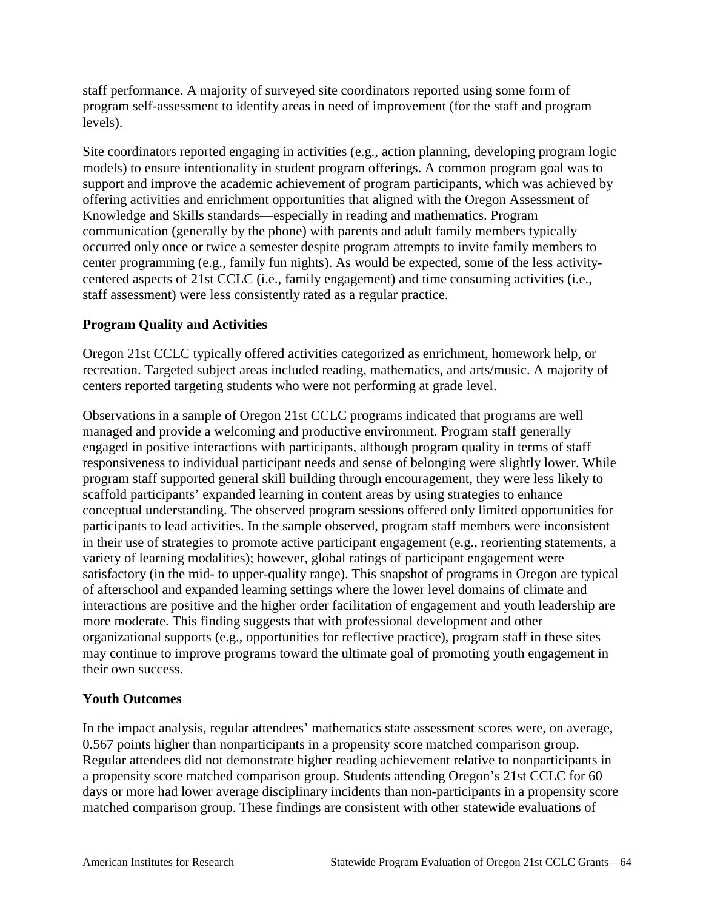staff performance. A majority of surveyed site coordinators reported using some form of program self-assessment to identify areas in need of improvement (for the staff and program levels).

Site coordinators reported engaging in activities (e.g., action planning, developing program logic models) to ensure intentionality in student program offerings. A common program goal was to support and improve the academic achievement of program participants, which was achieved by offering activities and enrichment opportunities that aligned with the Oregon Assessment of Knowledge and Skills standards—especially in reading and mathematics. Program communication (generally by the phone) with parents and adult family members typically occurred only once or twice a semester despite program attempts to invite family members to center programming (e.g., family fun nights). As would be expected, some of the less activity-centered aspects of 21st CCLC (i.e., family engagement) and time consuming activities (i.e., staff assessment) were less consistently rated as a regular practice.

### Program Quality and Activities

Oregon 21st CCLC typically offered activities categorized as enrichment, homework help, or recreation. Targeted subject areas included reading, mathematics, and arts/music. A majority of centers reported targeting students who were not performing at grade level.

Observations in a sample of Oregon 21st CCLC programs indicated that programs are well managed and provide a welcoming and productive environment. Program staff generally engaged in positive interactions with participants, although program quality in terms of staff responsiveness to individual participant needs and sense of belonging were slightly lower. While program staff supported general skill building through encouragement, they were less likely to scaffold participants' expanded learning in content areas by using strategies to enhance conceptual understanding. The observed program sessions offered only limited opportunities for participants to lead activities. In the sample observed, program staff members were inconsistent in their use of strategies to promote active participant engagement (e.g., reorienting statements, a variety of learning modalities); however, global ratings of participant engagement were satisfactory (in the mid- to upper-quality range). This snapshot of programs in Oregon are typical of afterschool and expanded learning settings where the lower level domains of climate and interactions are positive and the higher order facilitation of engagement and youth leadership are more moderate. This finding suggests that with professional development and other organizational supports (e.g., opportunities for reflective practice), program staff in these sites may continue to improve programs toward the ultimate goal of promoting youth engagement in their own success.

### Youth Outcomes

In the impact analysis, regular attendees' mathematics state assessment scores were, on average, 0.567 points higher than nonparticipants in a propensity score matched comparison group. Regular attendees did not demonstrate higher reading achievement relative to nonparticipants in a propensity score matched comparison group. Students attending Oregon's 21st CCLC for 60 days or more had lower average disciplinary incidents than non-participants in a propensity score matched comparison group. These findings are consistent with other statewide evaluations of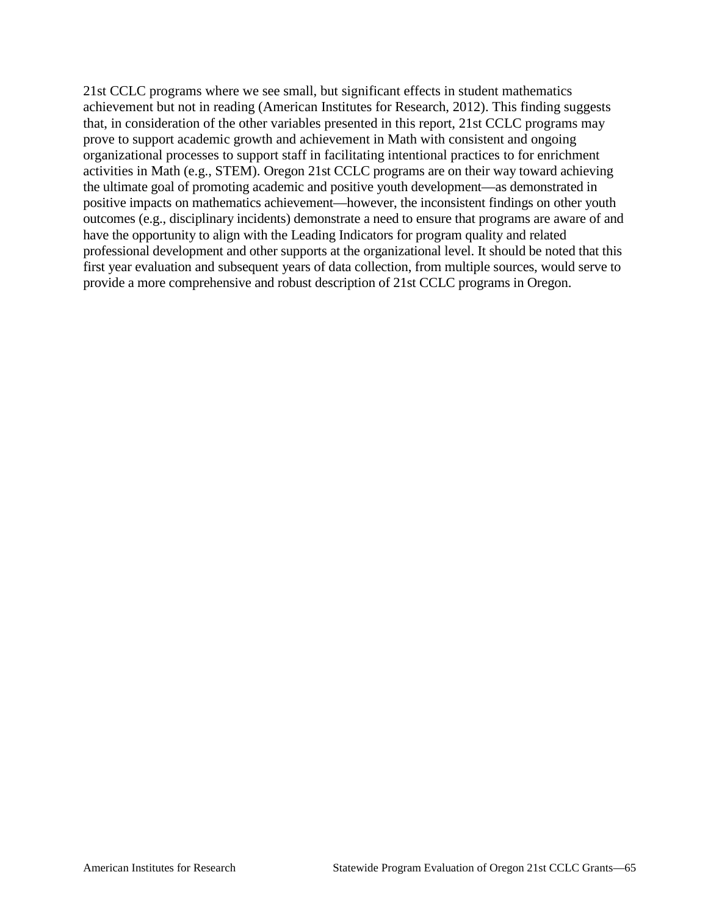21st CCLC programs where we see small, but significant effects in student mathematics achievement but not in reading (American Institutes for Research, 2012). This finding suggests that, in consideration of the other variables presented in this report, 21st CCLC programs may prove to support academic growth and achievement in Math with consistent and ongoing organizational processes to support staff in facilitating intentional practices to for enrichment activities in Math (e.g., STEM). Oregon 21st CCLC programs are on their way toward achieving the ultimate goal of promoting academic and positive youth development—as demonstrated in positive impacts on mathematics achievement—however, the inconsistent findings on other youth outcomes (e.g., disciplinary incidents) demonstrate a need to ensure that programs are aware of and have the opportunity to align with the Leading Indicators for program quality and related professional development and other supports at the organizational level. It should be noted that this first year evaluation and subsequent years of data collection, from multiple sources, would serve to provide a more comprehensive and robust description of 21st CCLC programs in Oregon.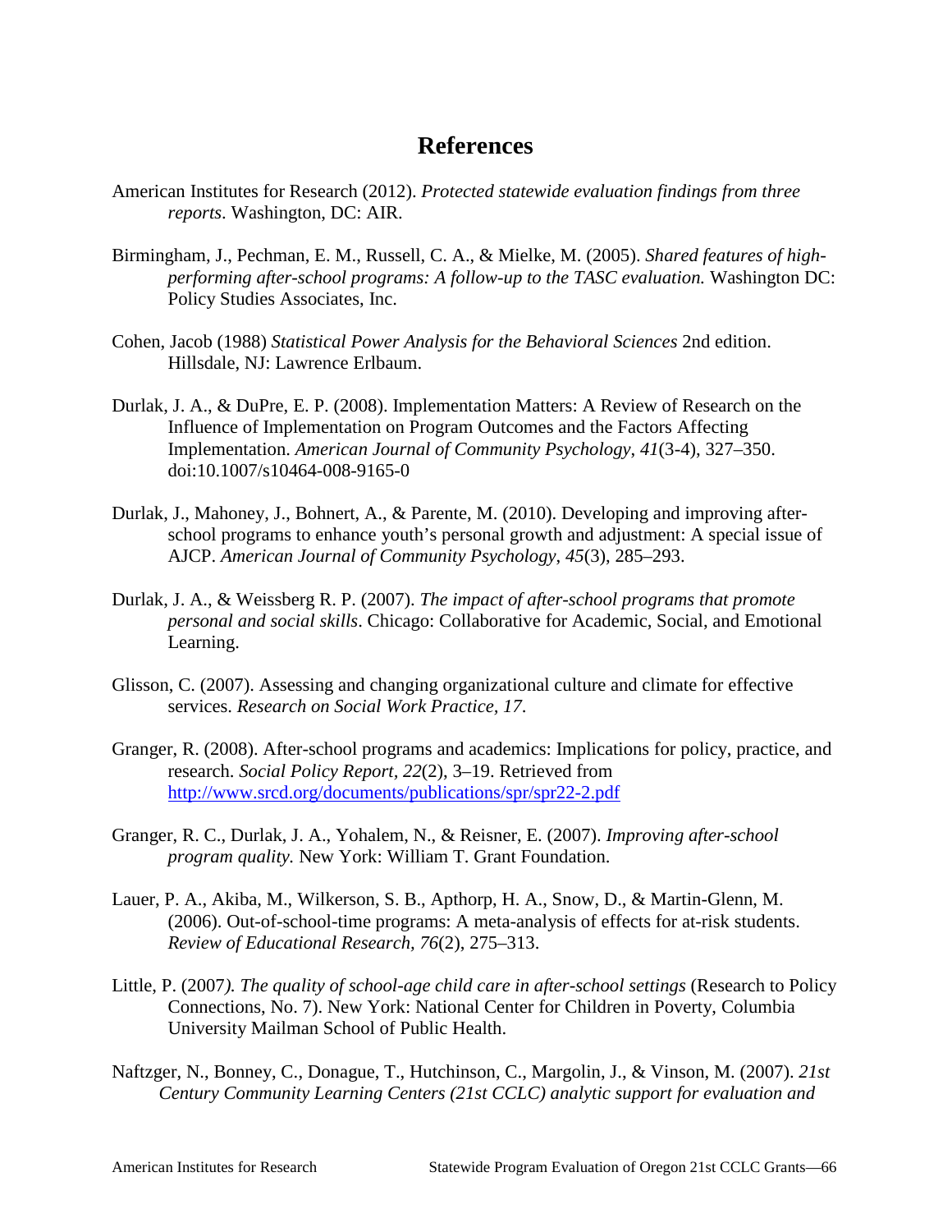# References

American Institutes for Research (2012). *Protected statewide evaluation findings from three reports*. Washington, DC: AIR.

Birmingham, J., Pechman, E. M., Russell, C. A., & Mielke, M. (2005). *Shared features of high-performing after-school programs: A follow-up to the TASC evaluation.* Washington DC: Policy Studies Associates, Inc.

Cohen, Jacob (1988) *Statistical Power Analysis for the Behavioral Sciences* 2nd edition. Hillsdale, NJ: Lawrence Erlbaum.

Durlak, J. A., & DuPre, E. P. (2008). Implementation Matters: A Review of Research on the Influence of Implementation on Program Outcomes and the Factors Affecting Implementation. *American Journal of Community Psychology*, *41*(3-4), 327–350. doi:10.1007/s10464-008-9165-0

Durlak, J., Mahoney, J., Bohnert, A., & Parente, M. (2010). Developing and improving after-school programs to enhance youth's personal growth and adjustment: A special issue of AJCP. *American Journal of Community Psychology*, *45*(3), 285–293.

Durlak, J. A., & Weissberg R. P. (2007). *The impact of after-school programs that promote personal and social skills*. Chicago: Collaborative for Academic, Social, and Emotional Learning.

Glisson, C. (2007). Assessing and changing organizational culture and climate for effective services. *Research on Social Work Practice, 17*.

Granger, R. (2008). After-school programs and academics: Implications for policy, practice, and research. *Social Policy Report, 22*(2), 3–19. Retrieved from http://www.srcd.org/documents/publications/spr/spr22-2.pdf

Granger, R. C., Durlak, J. A., Yohalem, N., & Reisner, E. (2007). *Improving after-school program quality.* New York: William T. Grant Foundation.

Lauer, P. A., Akiba, M., Wilkerson, S. B., Apthorp, H. A., Snow, D., & Martin-Glenn, M. (2006). Out-of-school-time programs: A meta-analysis of effects for at-risk students. *Review of Educational Research, 76*(2), 275–313.

Little, P. (2007*). The quality of school-age child care in after-school settings* (Research to Policy Connections, No. 7). New York: National Center for Children in Poverty, Columbia University Mailman School of Public Health.

Naftzger, N., Bonney, C., Donague, T., Hutchinson, C., Margolin, J., & Vinson, M. (2007). *21st Century Community Learning Centers (21st CCLC) analytic support for evaluation and*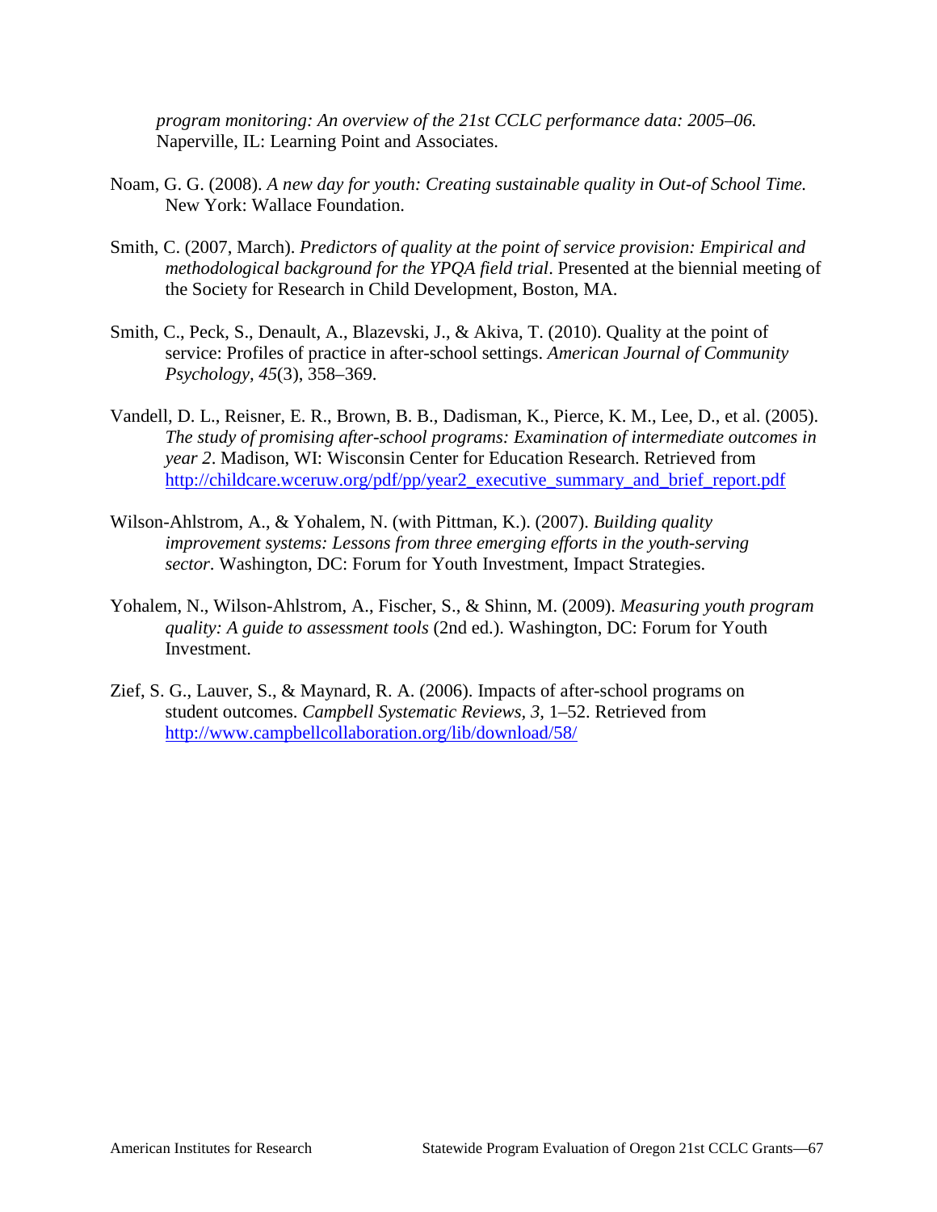*program monitoring: An overview of the 21st CCLC performance data: 2005–06.* Naperville, IL: Learning Point and Associates.

Noam, G. G. (2008). *A new day for youth: Creating sustainable quality in Out-of School Time.* New York: Wallace Foundation.

Smith, C. (2007, March). *Predictors of quality at the point of service provision: Empirical and methodological background for the YPQA field trial*. Presented at the biennial meeting of the Society for Research in Child Development, Boston, MA.

Smith, C., Peck, S., Denault, A., Blazevski, J., & Akiva, T. (2010). Quality at the point of service: Profiles of practice in after-school settings. *American Journal of Community Psychology, 45*(3), 358–369.

Vandell, D. L., Reisner, E. R., Brown, B. B., Dadisman, K., Pierce, K. M., Lee, D., et al. (2005). *The study of promising after-school programs: Examination of intermediate outcomes in year 2*. Madison, WI: Wisconsin Center for Education Research. Retrieved from http://childcare.wceruw.org/pdf/pp/year2_executive_summary_and_brief_report.pdf

Wilson-Ahlstrom, A., & Yohalem, N. (with Pittman, K.). (2007). *Building quality improvement systems: Lessons from three emerging efforts in the youth-serving sector*. Washington, DC: Forum for Youth Investment, Impact Strategies.

Yohalem, N., Wilson-Ahlstrom, A., Fischer, S., & Shinn, M. (2009). *Measuring youth program quality: A guide to assessment tools* (2nd ed.). Washington, DC: Forum for Youth Investment.

Zief, S. G., Lauver, S., & Maynard, R. A. (2006). Impacts of after-school programs on student outcomes. *Campbell Systematic Reviews, 3,* 1–52. Retrieved from http://www.campbellcollaboration.org/lib/download/58/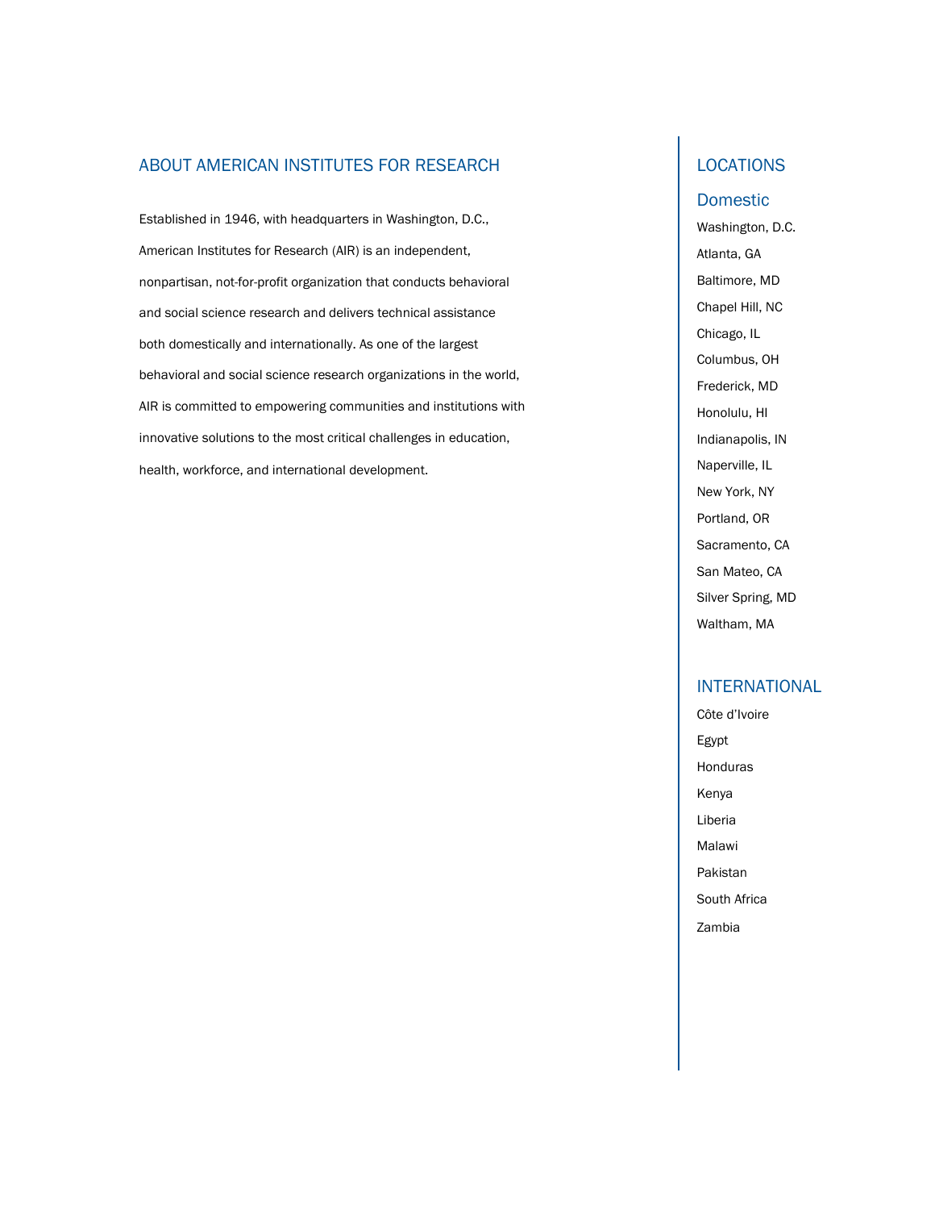## ABOUT AMERICAN INSTITUTES FOR RESEARCH

Established in 1946, with headquarters in Washington, D.C., American Institutes for Research (AIR) is an independent, nonpartisan, not-for-profit organization that conducts behavioral and social science research and delivers technical assistance both domestically and internationally. As one of the largest behavioral and social science research organizations in the world, AIR is committed to empowering communities and institutions with innovative solutions to the most critical challenges in education, health, workforce, and international development.

## LOCATIONS

### Domestic

Washington, D.C.

Atlanta, GA

Baltimore, MD

Chapel Hill, NC

Chicago, IL

Columbus, OH

Frederick, MD

Honolulu, HI

Indianapolis, IN

Naperville, IL

New York, NY

Portland, OR

Sacramento, CA

San Mateo, CA

Silver Spring, MD

Waltham, MA

### INTERNATIONAL

Côte d'Ivoire

Egypt

Honduras

Kenya

Liberia

Malawi

Pakistan

South Africa

Zambia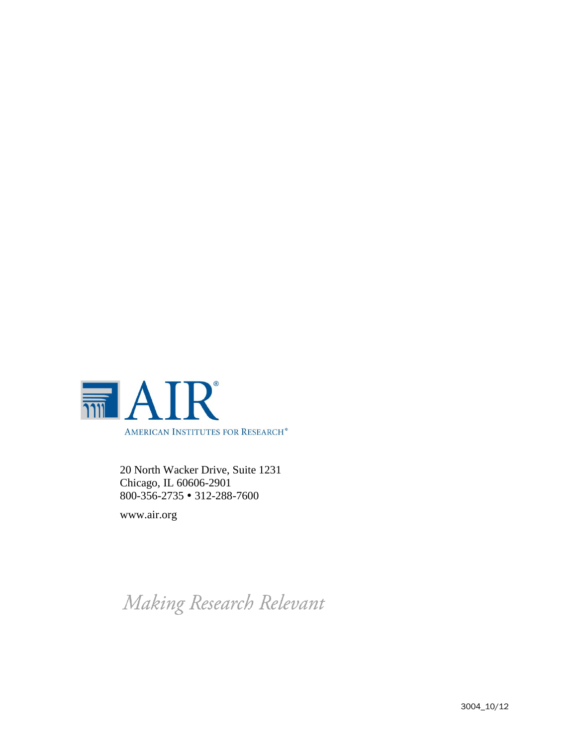AIR®

AMERICAN INSTITUTES FOR RESEARCH®

20 North Wacker Drive, Suite 1231
Chicago, IL 60606-2901
800-356-2735 • 312-288-7600

www.air.org

*Making Research Relevant*

3004_10/12